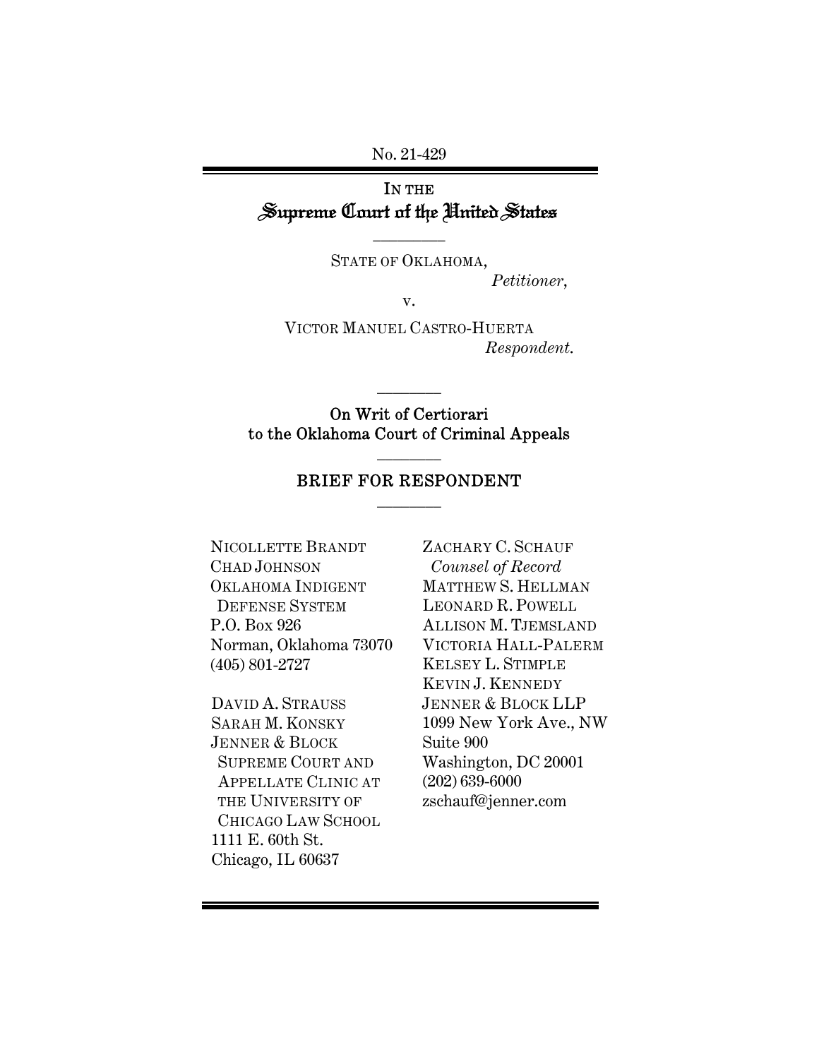No. 21-429

IN THE
# Supreme Court of the United States

---

STATE OF OKLAHOMA,
*Petitioner*,

v.

VICTOR MANUEL CASTRO-HUERTA
*Respondent.*

---

On Writ of Certiorari
to the Oklahoma Court of Criminal Appeals

---

## BRIEF FOR RESPONDENT

---

NICOLLETTE BRANDT
CHAD JOHNSON
OKLAHOMA INDIGENT DEFENSE SYSTEM
P.O. Box 926
Norman, Oklahoma 73070
(405) 801-2727

DAVID A. STRAUSS
SARAH M. KONSKY
JENNER & BLOCK SUPREME COURT AND APPELLATE CLINIC AT THE UNIVERSITY OF CHICAGO LAW SCHOOL
1111 E. 60th St.
Chicago, IL 60637

ZACHARY C. SCHAUF
*Counsel of Record*
MATTHEW S. HELLMAN
LEONARD R. POWELL
ALLISON M. TJEMSLAND
VICTORIA HALL-PALERM
KELSEY L. STIMPLE
KEVIN J. KENNEDY
JENNER & BLOCK LLP
1099 New York Ave., NW
Suite 900
Washington, DC 20001
(202) 639-6000
zschauf@jenner.com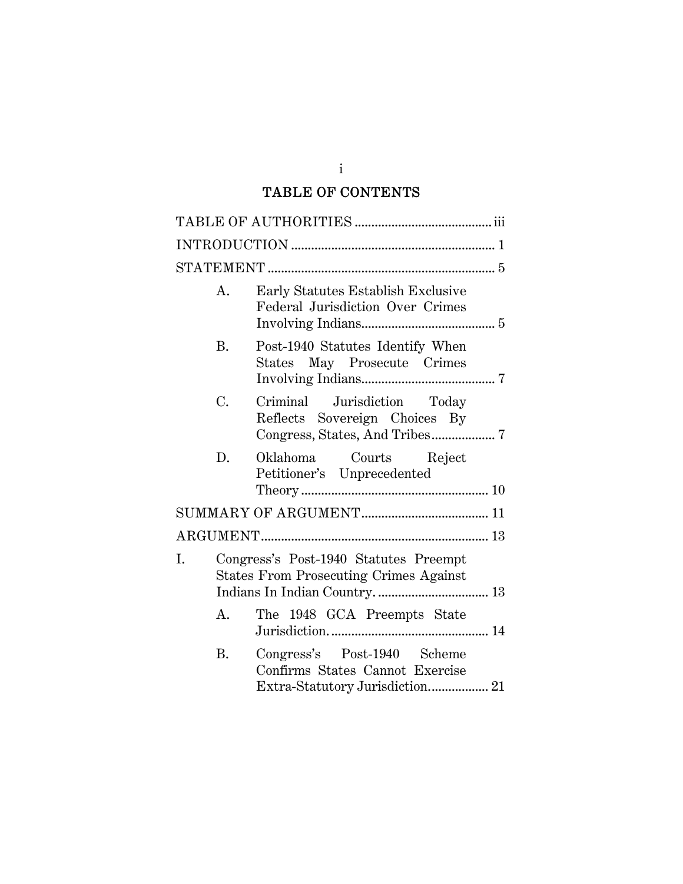# TABLE OF CONTENTS

TABLE OF AUTHORITIES ........................................ iii

INTRODUCTION ............................................................ 1

STATEMENT .................................................................... 5

A. Early Statutes Establish Exclusive Federal Jurisdiction Over Crimes Involving Indians........................................ 5

B. Post-1940 Statutes Identify When States May Prosecute Crimes Involving Indians........................................ 7

C. Criminal Jurisdiction Today Reflects Sovereign Choices By Congress, States, And Tribes.................. 7

D. Oklahoma Courts Reject Petitioner's Unprecedented Theory ........................................................ 10

SUMMARY OF ARGUMENT...................................... 11

ARGUMENT................................................................... 13

I. Congress's Post-1940 Statutes Preempt States From Prosecuting Crimes Against Indians In Indian Country. ................................. 13

A. The 1948 GCA Preempts State Jurisdiction. ............................................... 14

B. Congress's Post-1940 Scheme Confirms States Cannot Exercise Extra-Statutory Jurisdiction.................. 21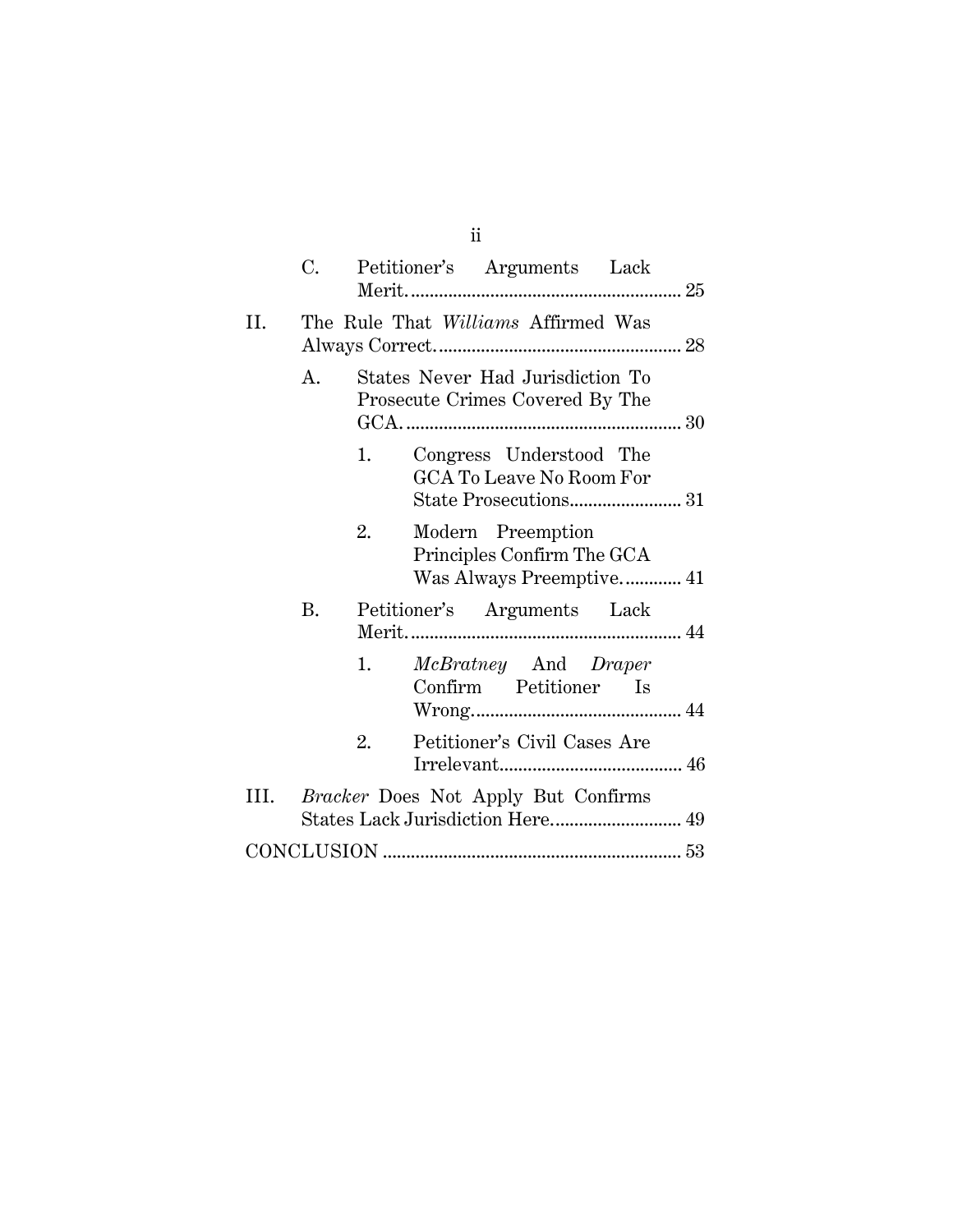C. Petitioner's Arguments Lack Merit. ........................................................ 25

II. The Rule That *Williams* Affirmed Was Always Correct. .................................................. 28

A. States Never Had Jurisdiction To Prosecute Crimes Covered By The GCA. ......................................................... 30

1. Congress Understood The GCA To Leave No Room For State Prosecutions....................... 31

2. Modern Preemption Principles Confirm The GCA Was Always Preemptive. ........... 41

B. Petitioner's Arguments Lack Merit. ........................................................ 44

1. *McBratney* And *Draper* Confirm Petitioner Is Wrong........................................... 44

2. Petitioner's Civil Cases Are Irrelevant...................................... 46

III. *Bracker* Does Not Apply But Confirms States Lack Jurisdiction Here........................... 49

CONCLUSION ............................................................... 53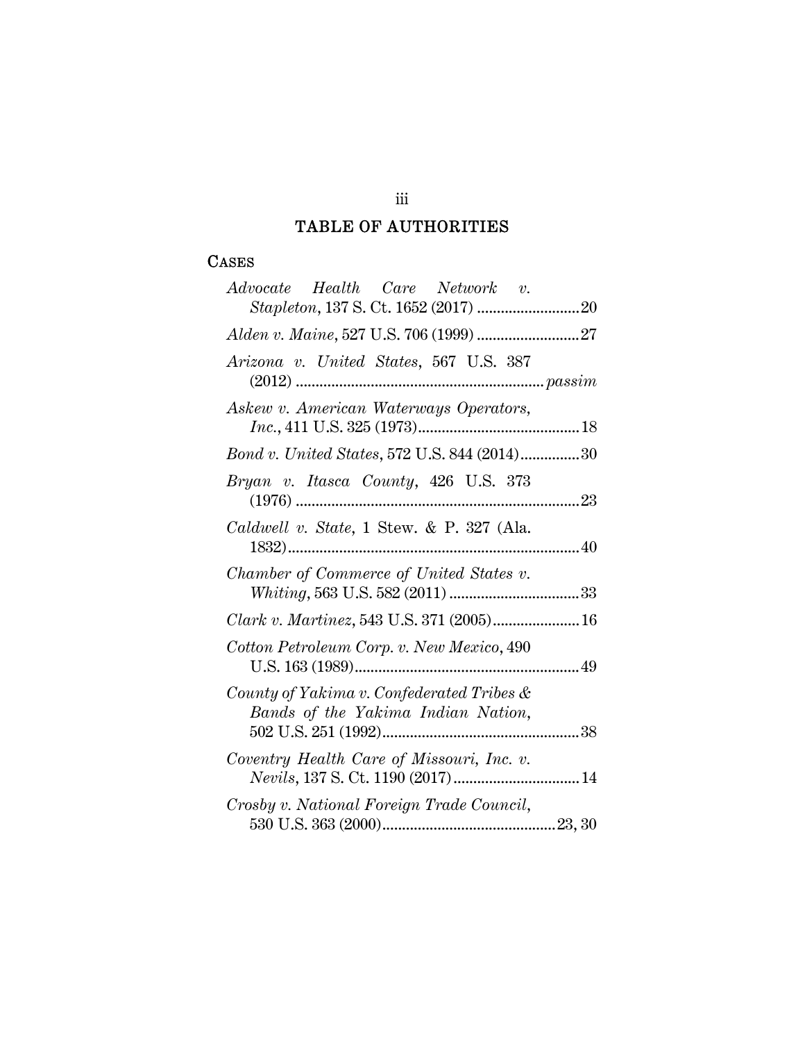# TABLE OF AUTHORITIES

## CASES

*Advocate Health Care Network v. Stapleton*, 137 S. Ct. 1652 (2017) .......................... 20

*Alden v. Maine*, 527 U.S. 706 (1999) .......................... 27

*Arizona v. United States*, 567 U.S. 387 (2012) .............................................................. *passim*

*Askew v. American Waterways Operators, Inc.*, 411 U.S. 325 (1973)......................................... 18

*Bond v. United States*, 572 U.S. 844 (2014)............... 30

*Bryan v. Itasca County*, 426 U.S. 373 (1976) ........................................................................ 23

*Caldwell v. State*, 1 Stew. & P. 327 (Ala. 1832)......................................................................... 40

*Chamber of Commerce of United States v. Whiting*, 563 U.S. 582 (2011) ................................. 33

*Clark v. Martinez*, 543 U.S. 371 (2005)...................... 16

*Cotton Petroleum Corp. v. New Mexico*, 490 U.S. 163 (1989).......................................................... 49

*County of Yakima v. Confederated Tribes & Bands of the Yakima Indian Nation*, 502 U.S. 251 (1992).................................................. 38

*Coventry Health Care of Missouri, Inc. v. Nevils*, 137 S. Ct. 1190 (2017) ................................ 14

*Crosby v. National Foreign Trade Council*, 530 U.S. 363 (2000)............................................ 23, 30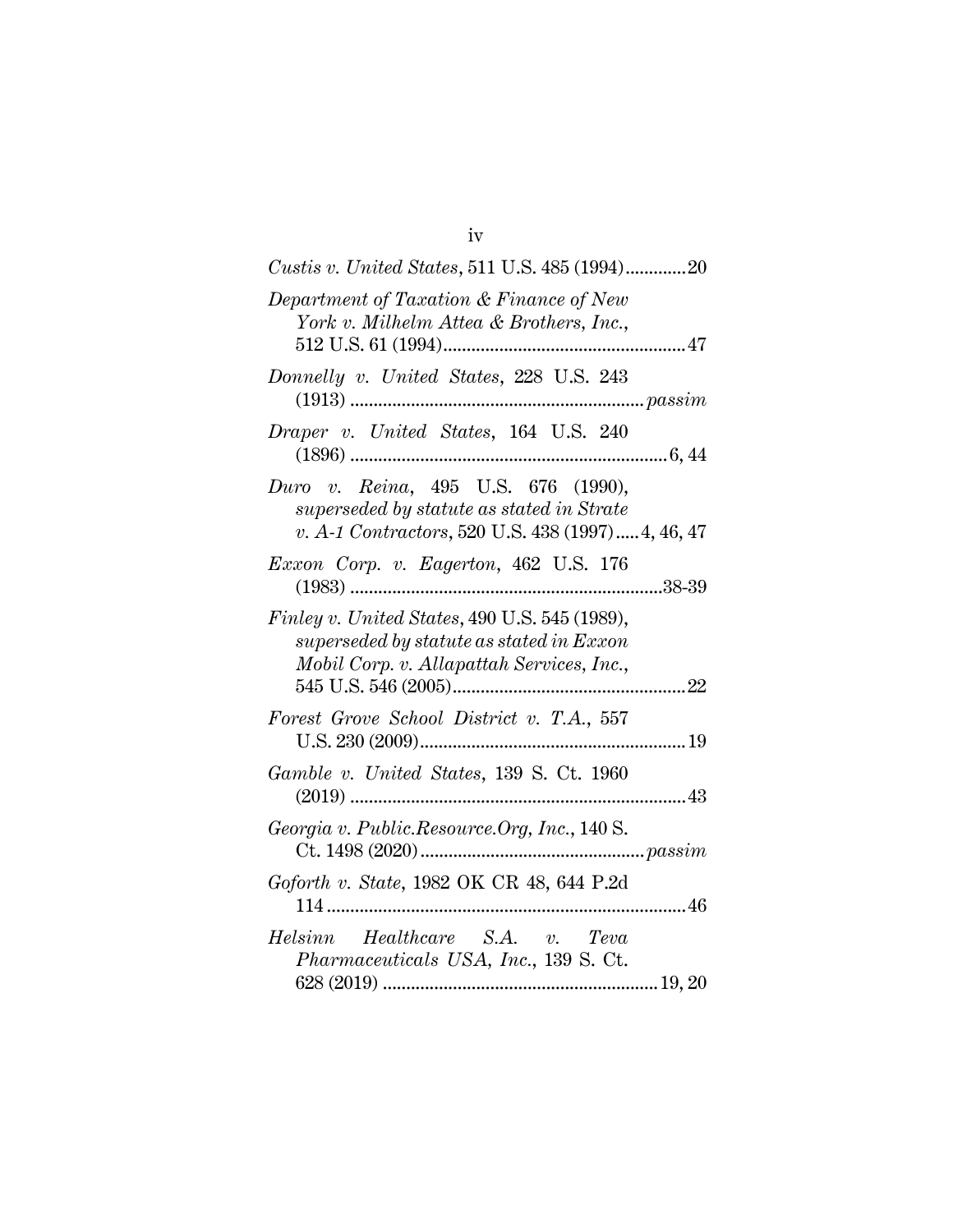*Custis v. United States*, 511 U.S. 485 (1994).............20

*Department of Taxation & Finance of New York v. Milhelm Attea & Brothers, Inc.*, 512 U.S. 61 (1994)....................................................47

*Donnelly v. United States*, 228 U.S. 243 (1913) ............................................................*passim*

*Draper v. United States*, 164 U.S. 240 (1896) ...................................................................6, 44

*Duro v. Reina*, 495 U.S. 676 (1990), *superseded by statute as stated in Strate v. A-1 Contractors*, 520 U.S. 438 (1997).....4, 46, 47

*Exxon Corp. v. Eagerton*, 462 U.S. 176 (1983) ..................................................................38-39

*Finley v. United States*, 490 U.S. 545 (1989), *superseded by statute as stated in Exxon Mobil Corp. v. Allapattah Services, Inc.*, 545 U.S. 546 (2005)..................................................22

*Forest Grove School District v. T.A.*, 557 U.S. 230 (2009).........................................................19

*Gamble v. United States*, 139 S. Ct. 1960 (2019) .......................................................................43

*Georgia v. Public.Resource.Org, Inc.*, 140 S. Ct. 1498 (2020)...............................................*passim*

*Goforth v. State*, 1982 OK CR 48, 644 P.2d 114 ............................................................................46

*Helsinn Healthcare S.A. v. Teva Pharmaceuticals USA, Inc.*, 139 S. Ct. 628 (2019) ..........................................................19, 20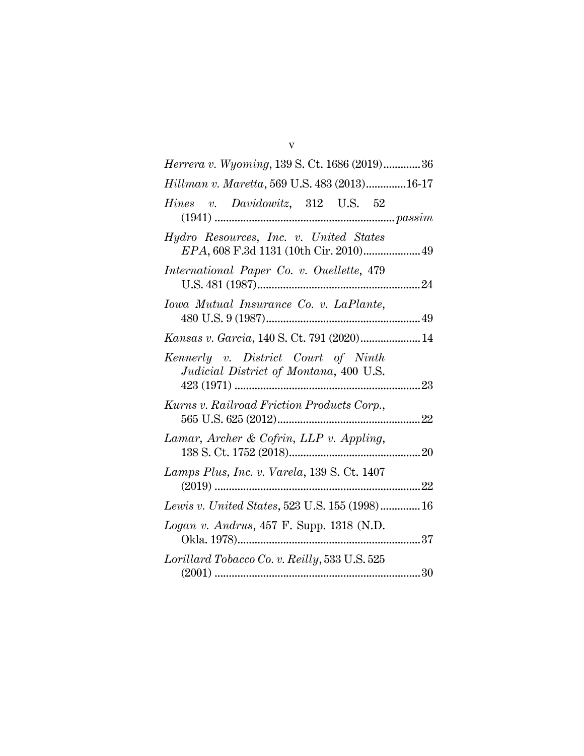*Herrera v. Wyoming*, 139 S. Ct. 1686 (2019).............36

*Hillman v. Maretta*, 569 U.S. 483 (2013)..............16-17

*Hines v. Davidowitz*, 312 U.S. 52 (1941) ............................................................. *passim*

*Hydro Resources, Inc. v. United States EPA*, 608 F.3d 1131 (10th Cir. 2010)....................49

*International Paper Co. v. Ouellette*, 479 U.S. 481 (1987).........................................................24

*Iowa Mutual Insurance Co. v. LaPlante*, 480 U.S. 9 (1987)......................................................49

*Kansas v. Garcia*, 140 S. Ct. 791 (2020).....................14

*Kennerly v. District Court of Ninth Judicial District of Montana*, 400 U.S. 423 (1971) .................................................................23

*Kurns v. Railroad Friction Products Corp.*, 565 U.S. 625 (2012)..................................................22

*Lamar, Archer & Cofrin, LLP v. Appling*, 138 S. Ct. 1752 (2018)..............................................20

*Lamps Plus, Inc. v. Varela*, 139 S. Ct. 1407 (2019) .......................................................................22

*Lewis v. United States*, 523 U.S. 155 (1998)..............16

*Logan v. Andrus*, 457 F. Supp. 1318 (N.D. Okla. 1978)................................................................37

*Lorillard Tobacco Co. v. Reilly*, 533 U.S. 525 (2001) .......................................................................30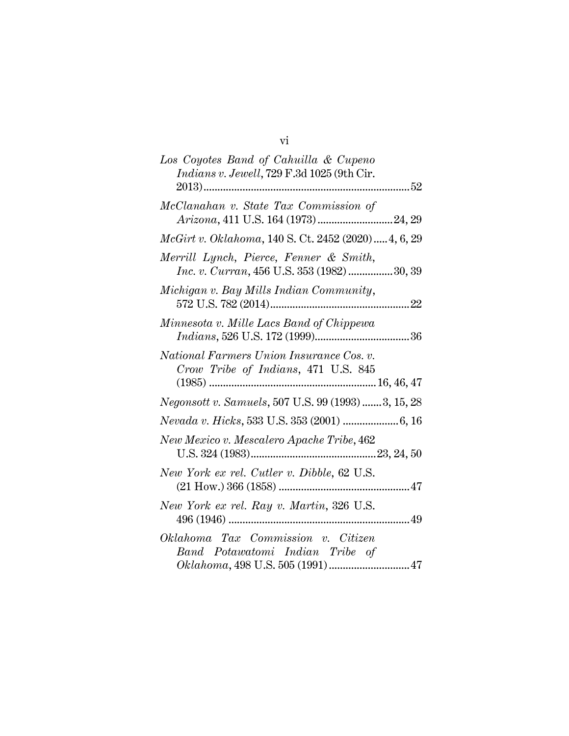*Los Coyotes Band of Cahuilla & Cupeno Indians v. Jewell*, 729 F.3d 1025 (9th Cir. 2013) .......................................................................... 52

*McClanahan v. State Tax Commission of Arizona*, 411 U.S. 164 (1973) ........................... 24, 29

*McGirt v. Oklahoma*, 140 S. Ct. 2452 (2020) ..... 4, 6, 29

*Merrill Lynch, Pierce, Fenner & Smith, Inc. v. Curran*, 456 U.S. 353 (1982) ................ 30, 39

*Michigan v. Bay Mills Indian Community*, 572 U.S. 782 (2014) .................................................. 22

*Minnesota v. Mille Lacs Band of Chippewa Indians*, 526 U.S. 172 (1999) .................................. 36

*National Farmers Union Insurance Cos. v. Crow Tribe of Indians*, 471 U.S. 845 (1985) ........................................................... 16, 46, 47

*Negonsott v. Samuels*, 507 U.S. 99 (1993) ....... 3, 15, 28

*Nevada v. Hicks*, 533 U.S. 353 (2001) .................... 6, 16

*New Mexico v. Mescalero Apache Tribe*, 462 U.S. 324 (1983) ............................................ 23, 24, 50

*New York ex rel. Cutler v. Dibble*, 62 U.S. (21 How.) 366 (1858) ............................................... 47

*New York ex rel. Ray v. Martin*, 326 U.S. 496 (1946) ................................................................. 49

*Oklahoma Tax Commission v. Citizen Band Potawatomi Indian Tribe of Oklahoma*, 498 U.S. 505 (1991) ............................ 47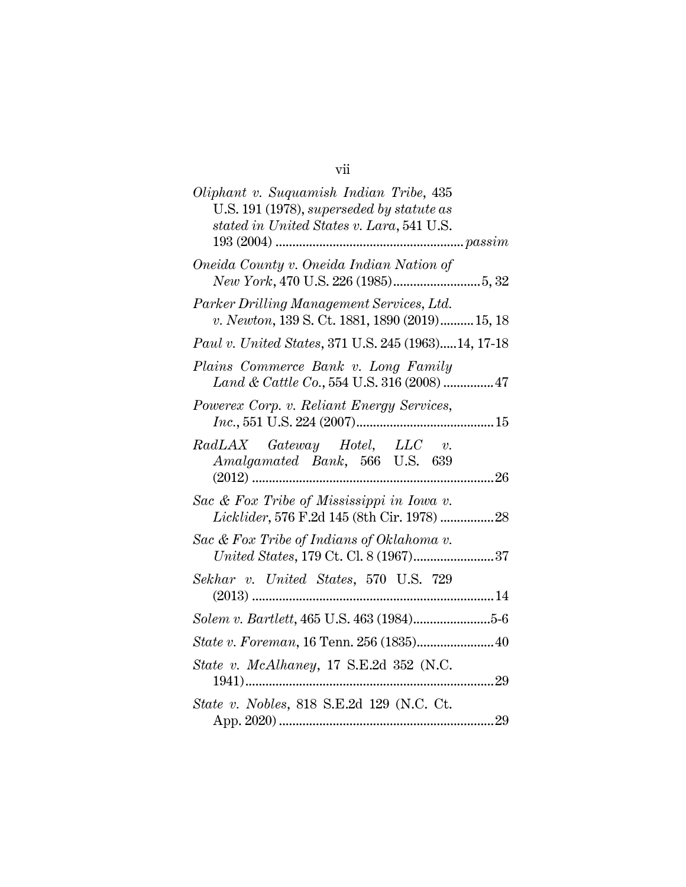*Oliphant v. Suquamish Indian Tribe*, 435 U.S. 191 (1978), *superseded by statute as stated in United States v. Lara*, 541 U.S. 193 (2004) ........................................................ *passim*

*Oneida County v. Oneida Indian Nation of New York*, 470 U.S. 226 (1985).......................... 5, 32

*Parker Drilling Management Services, Ltd. v. Newton*, 139 S. Ct. 1881, 1890 (2019).......... 15, 18

*Paul v. United States*, 371 U.S. 245 (1963)..... 14, 17-18

*Plains Commerce Bank v. Long Family Land & Cattle Co.*, 554 U.S. 316 (2008) ............... 47

*Powerex Corp. v. Reliant Energy Services, Inc.*, 551 U.S. 224 (2007)......................................... 15

*RadLAX Gateway Hotel, LLC v. Amalgamated Bank*, 566 U.S. 639 (2012) ........................................................................ 26

*Sac & Fox Tribe of Mississippi in Iowa v. Licklider*, 576 F.2d 145 (8th Cir. 1978) ................ 28

*Sac & Fox Tribe of Indians of Oklahoma v. United States*, 179 Ct. Cl. 8 (1967)........................ 37

*Sekhar v. United States*, 570 U.S. 729 (2013) ........................................................................ 14

*Solem v. Bartlett*, 465 U.S. 463 (1984).......................5-6

*State v. Foreman*, 16 Tenn. 256 (1835)....................... 40

*State v. McAlhaney*, 17 S.E.2d 352 (N.C. 1941)......................................................................... 29

*State v. Nobles*, 818 S.E.2d 129 (N.C. Ct. App. 2020) ............................................................... 29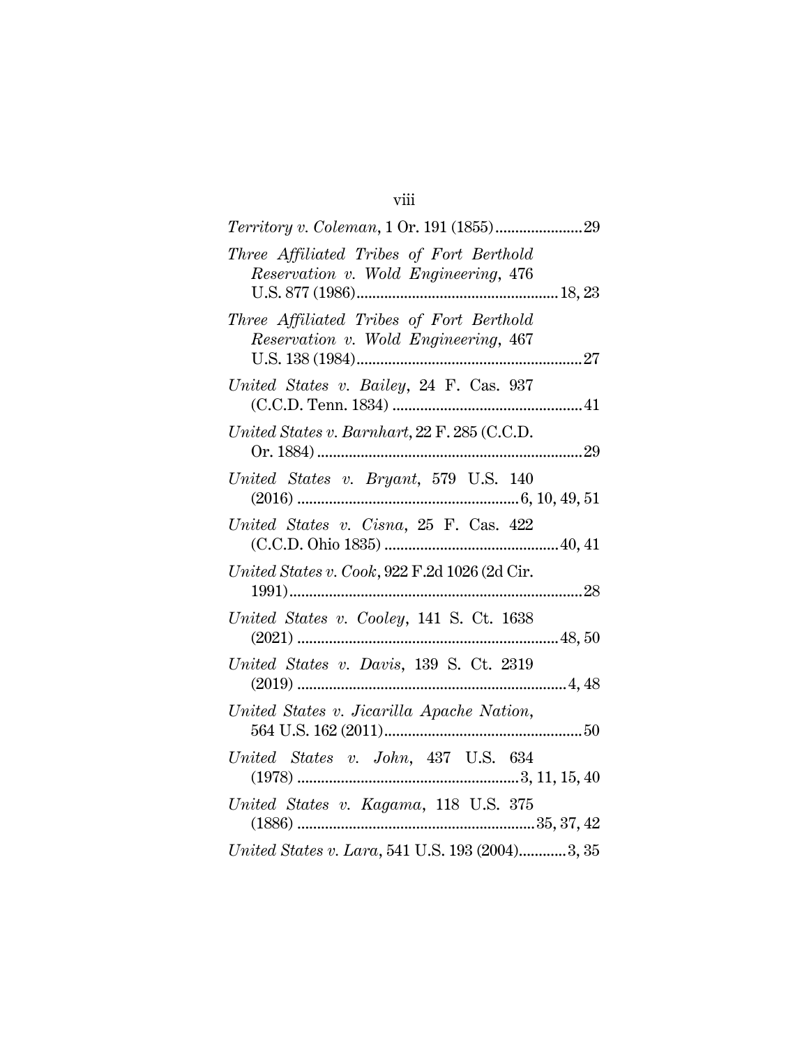*Territory v. Coleman*, 1 Or. 191 (1855).......................29

*Three Affiliated Tribes of Fort Berthold Reservation v. Wold Engineering*, 476 U.S. 877 (1986)...................................................18, 23

*Three Affiliated Tribes of Fort Berthold Reservation v. Wold Engineering*, 467 U.S. 138 (1984).........................................................27

*United States v. Bailey*, 24 F. Cas. 937 (C.C.D. Tenn. 1834) ................................................41

*United States v. Barnhart*, 22 F. 285 (C.C.D. Or. 1884) ...................................................................29

*United States v. Bryant*, 579 U.S. 140 (2016) .......................................................6, 10, 49, 51

*United States v. Cisna*, 25 F. Cas. 422 (C.C.D. Ohio 1835) ............................................40, 41

*United States v. Cook*, 922 F.2d 1026 (2d Cir. 1991)..........................................................................28

*United States v. Cooley*, 141 S. Ct. 1638 (2021) .................................................................48, 50

*United States v. Davis*, 139 S. Ct. 2319 (2019) ...................................................................4, 48

*United States v. Jicarilla Apache Nation*, 564 U.S. 162 (2011)..................................................50

*United States v. John*, 437 U.S. 634 (1978) ........................................................3, 11, 15, 40

*United States v. Kagama*, 118 U.S. 375 (1886) ............................................................35, 37, 42

*United States v. Lara*, 541 U.S. 193 (2004)............3, 35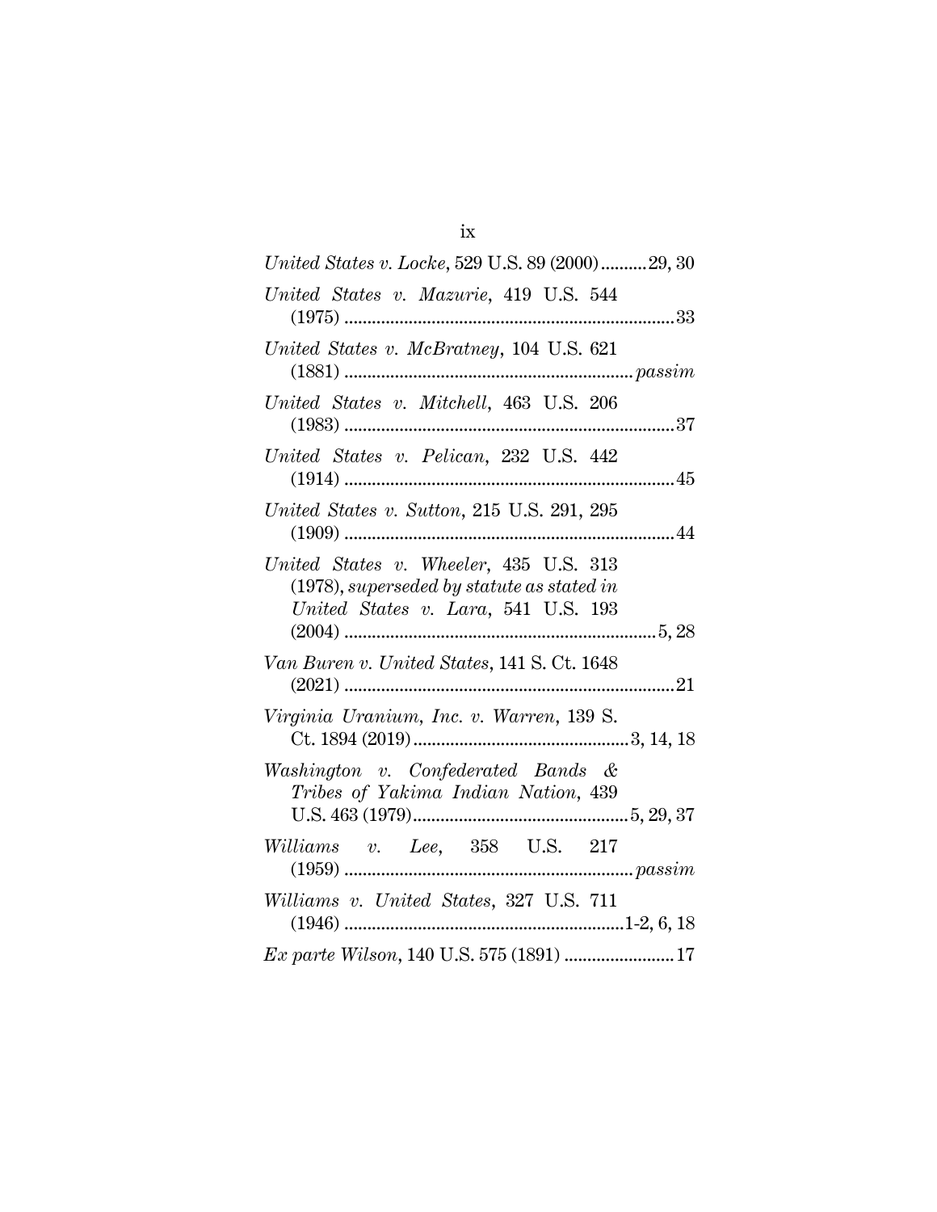*United States v. Locke*, 529 U.S. 89 (2000) .......... 29, 30

*United States v. Mazurie*, 419 U.S. 544 (1975) .......... 33

*United States v. McBratney*, 104 U.S. 621 (1881) .......... *passim*

*United States v. Mitchell*, 463 U.S. 206 (1983) .......... 37

*United States v. Pelican*, 232 U.S. 442 (1914) .......... 45

*United States v. Sutton*, 215 U.S. 291, 295 (1909) .......... 44

*United States v. Wheeler*, 435 U.S. 313 (1978), *superseded by statute as stated in United States v. Lara*, 541 U.S. 193 (2004) .......... 5, 28

*Van Buren v. United States*, 141 S. Ct. 1648 (2021) .......... 21

*Virginia Uranium, Inc. v. Warren*, 139 S. Ct. 1894 (2019) .......... 3, 14, 18

*Washington v. Confederated Bands & Tribes of Yakima Indian Nation*, 439 U.S. 463 (1979) .......... 5, 29, 37

*Williams v. Lee*, 358 U.S. 217 (1959) .......... *passim*

*Williams v. United States*, 327 U.S. 711 (1946) .......... 1-2, 6, 18

*Ex parte Wilson*, 140 U.S. 575 (1891) .......... 17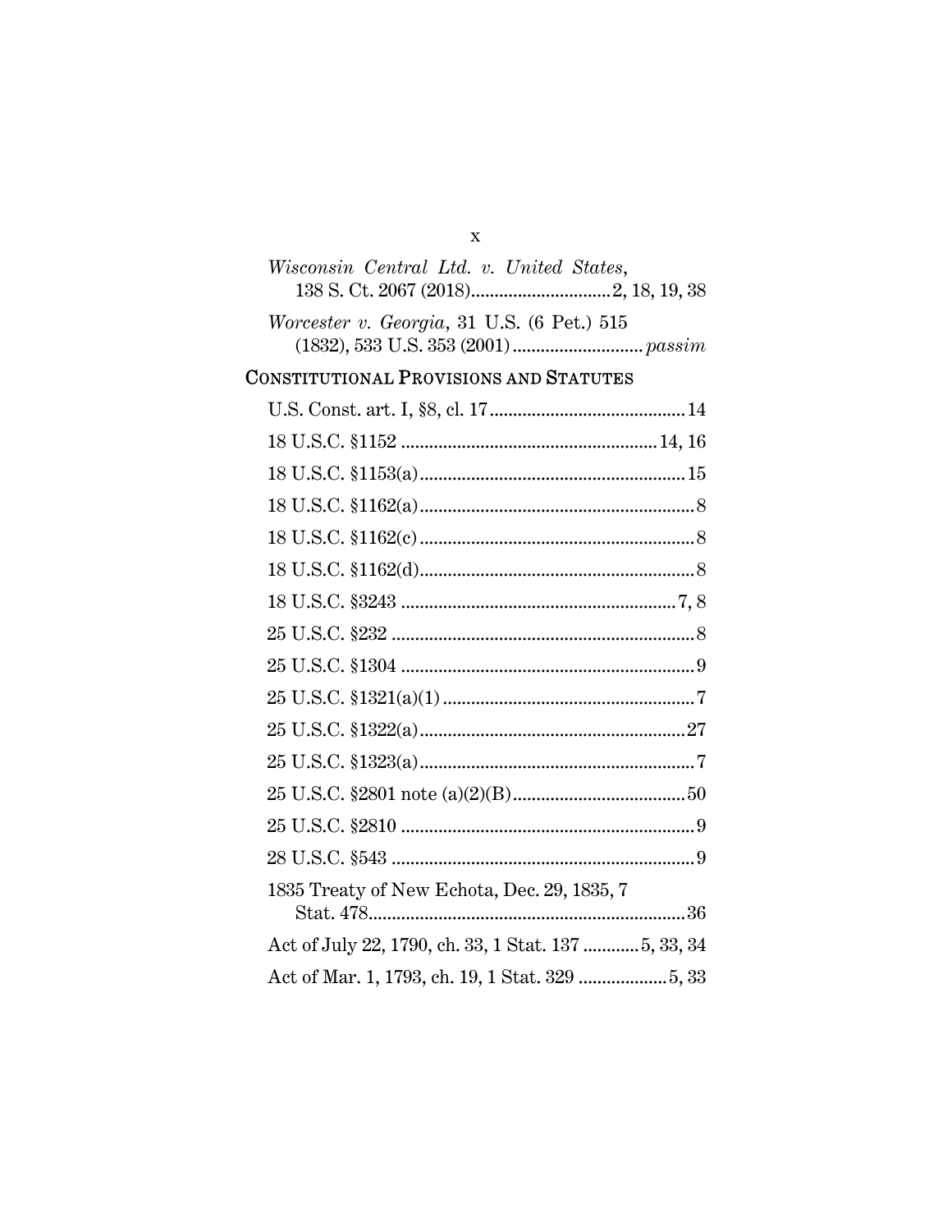*Wisconsin Central Ltd. v. United States*, 138 S. Ct. 2067 (2018)..............................2, 18, 19, 38

*Worcester v. Georgia*, 31 U.S. (6 Pet.) 515 (1832), 533 U.S. 353 (2001)............................*passim*

## CONSTITUTIONAL PROVISIONS AND STATUTES

U.S. Const. art. I, §8, cl. 17..........................................14

18 U.S.C. §1152 .......................................................14, 16

18 U.S.C. §1153(a).........................................................15

18 U.S.C. §1162(a)...........................................................8

18 U.S.C. §1162(c)...........................................................8

18 U.S.C. §1162(d)...........................................................8

18 U.S.C. §3243 ...........................................................7, 8

25 U.S.C. §232 .................................................................8

25 U.S.C. §1304 ...............................................................9

25 U.S.C. §1321(a)(1)......................................................7

25 U.S.C. §1322(a).........................................................27

25 U.S.C. §1323(a)...........................................................7

25 U.S.C. §2801 note (a)(2)(B).....................................50

25 U.S.C. §2810 ...............................................................9

28 U.S.C. §543 .................................................................9

1835 Treaty of New Echota, Dec. 29, 1835, 7 Stat. 478....................................................................36

Act of July 22, 1790, ch. 33, 1 Stat. 137 ............5, 33, 34

Act of Mar. 1, 1793, ch. 19, 1 Stat. 329 ...................5, 33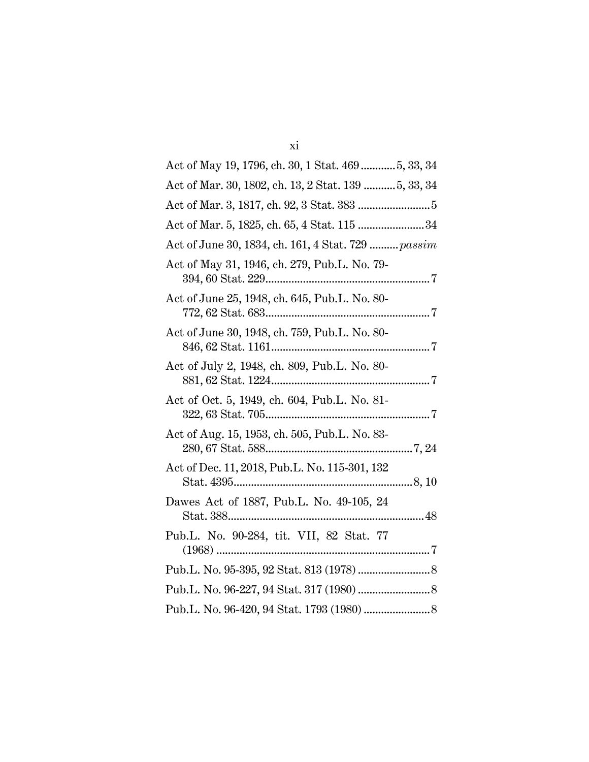Act of May 19, 1796, ch. 30, 1 Stat. 469 ............ 5, 33, 34

Act of Mar. 30, 1802, ch. 13, 2 Stat. 139 ........... 5, 33, 34

Act of Mar. 3, 1817, ch. 92, 3 Stat. 383 ......................... 5

Act of Mar. 5, 1825, ch. 65, 4 Stat. 115 ....................... 34

Act of June 30, 1834, ch. 161, 4 Stat. 729 .......... *passim*

Act of May 31, 1946, ch. 279, Pub.L. No. 79-394, 60 Stat. 229 ......................................................... 7

Act of June 25, 1948, ch. 645, Pub.L. No. 80-772, 62 Stat. 683 ......................................................... 7

Act of June 30, 1948, ch. 759, Pub.L. No. 80-846, 62 Stat. 1161 ....................................................... 7

Act of July 2, 1948, ch. 809, Pub.L. No. 80-881, 62 Stat. 1224 ....................................................... 7

Act of Oct. 5, 1949, ch. 604, Pub.L. No. 81-322, 63 Stat. 705 ......................................................... 7

Act of Aug. 15, 1953, ch. 505, Pub.L. No. 83-280, 67 Stat. 588 ................................................... 7, 24

Act of Dec. 11, 2018, Pub.L. No. 115-301, 132 Stat. 4395 .............................................................. 8, 10

Dawes Act of 1887, Pub.L. No. 49-105, 24 Stat. 388 ..................................................................... 48

Pub.L. No. 90-284, tit. VII, 82 Stat. 77 (1968) .......................................................................... 7

Pub.L. No. 95-395, 92 Stat. 813 (1978) ......................... 8

Pub.L. No. 96-227, 94 Stat. 317 (1980) ......................... 8

Pub.L. No. 96-420, 94 Stat. 1793 (1980) ....................... 8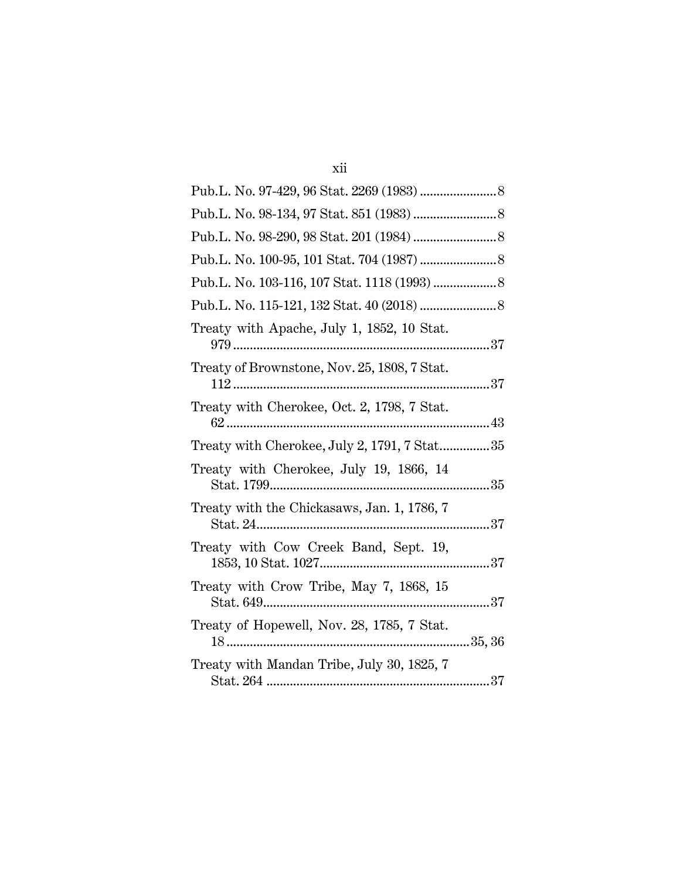Pub.L. No. 97-429, 96 Stat. 2269 (1983) ....................... 8

Pub.L. No. 98-134, 97 Stat. 851 (1983) ......................... 8

Pub.L. No. 98-290, 98 Stat. 201 (1984) ......................... 8

Pub.L. No. 100-95, 101 Stat. 704 (1987) ....................... 8

Pub.L. No. 103-116, 107 Stat. 1118 (1993) ................... 8

Pub.L. No. 115-121, 132 Stat. 40 (2018) ....................... 8

Treaty with Apache, July 1, 1852, 10 Stat. 979 ........................................................................ 37

Treaty of Brownstone, Nov. 25, 1808, 7 Stat. 112 ........................................................................ 37

Treaty with Cherokee, Oct. 2, 1798, 7 Stat. 62 .......................................................................... 43

Treaty with Cherokee, July 2, 1791, 7 Stat............... 35

Treaty with Cherokee, July 19, 1866, 14 Stat. 1799................................................................ 35

Treaty with the Chickasaws, Jan. 1, 1786, 7 Stat. 24..................................................................... 37

Treaty with Cow Creek Band, Sept. 19, 1853, 10 Stat. 1027................................................... 37

Treaty with Crow Tribe, May 7, 1868, 15 Stat. 649................................................................... 37

Treaty of Hopewell, Nov. 28, 1785, 7 Stat. 18 ........................................................................ 35, 36

Treaty with Mandan Tribe, July 30, 1825, 7 Stat. 264 .................................................................. 37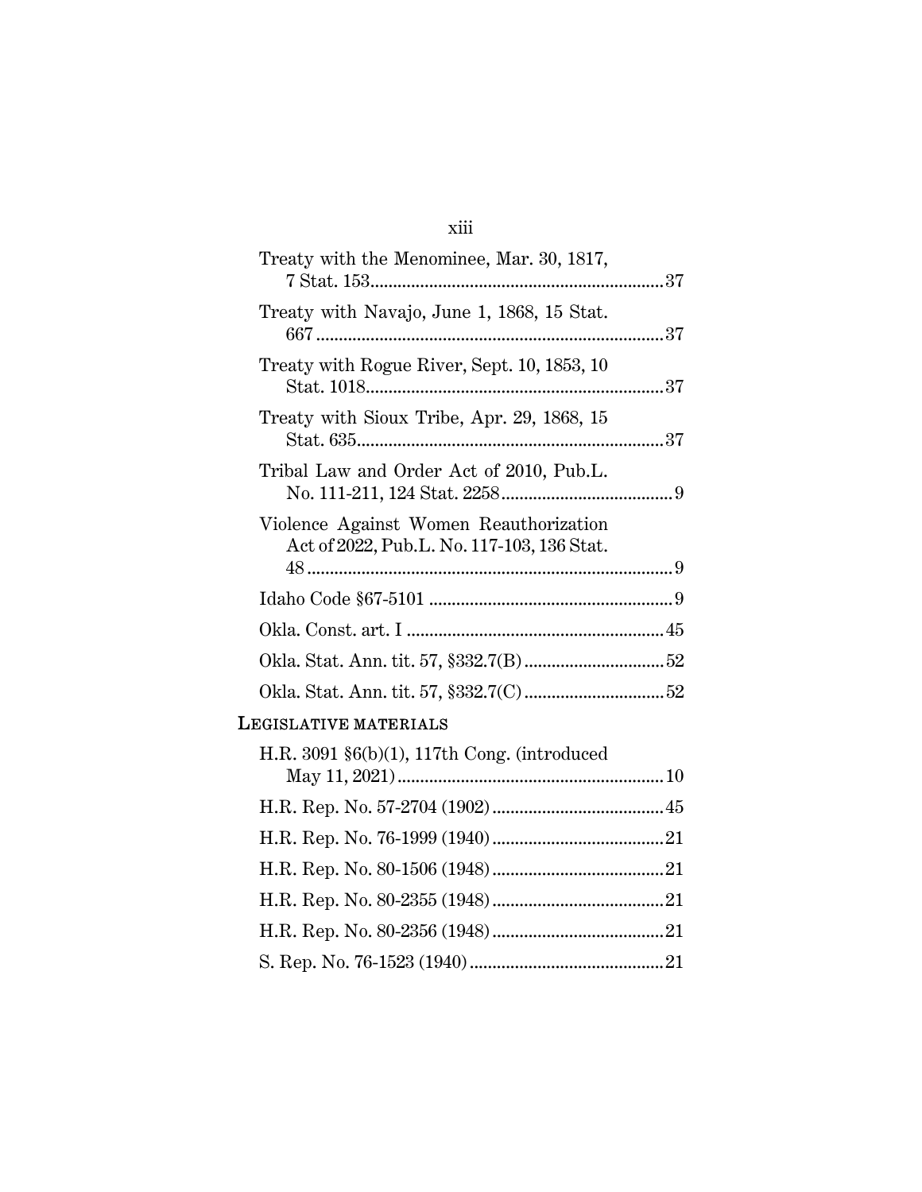Treaty with the Menominee, Mar. 30, 1817, 7 Stat. 153 ........................................................ 37

Treaty with Navajo, June 1, 1868, 15 Stat. 667 ........................................................ 37

Treaty with Rogue River, Sept. 10, 1853, 10 Stat. 1018 ........................................................ 37

Treaty with Sioux Tribe, Apr. 29, 1868, 15 Stat. 635 ........................................................ 37

Tribal Law and Order Act of 2010, Pub.L. No. 111-211, 124 Stat. 2258 ........................................ 9

Violence Against Women Reauthorization Act of 2022, Pub.L. No. 117-103, 136 Stat. 48 ........................................................ 9

Idaho Code §67-5101 ........................................................ 9

Okla. Const. art. I ........................................................ 45

Okla. Stat. Ann. tit. 57, §332.7(B) ................................ 52

Okla. Stat. Ann. tit. 57, §332.7(C) ................................ 52

LEGISLATIVE MATERIALS

H.R. 3091 §6(b)(1), 117th Cong. (introduced May 11, 2021) ........................................................ 10

H.R. Rep. No. 57-2704 (1902) ........................................ 45

H.R. Rep. No. 76-1999 (1940) ........................................ 21

H.R. Rep. No. 80-1506 (1948) ........................................ 21

H.R. Rep. No. 80-2355 (1948) ........................................ 21

H.R. Rep. No. 80-2356 (1948) ........................................ 21

S. Rep. No. 76-1523 (1940) ........................................... 21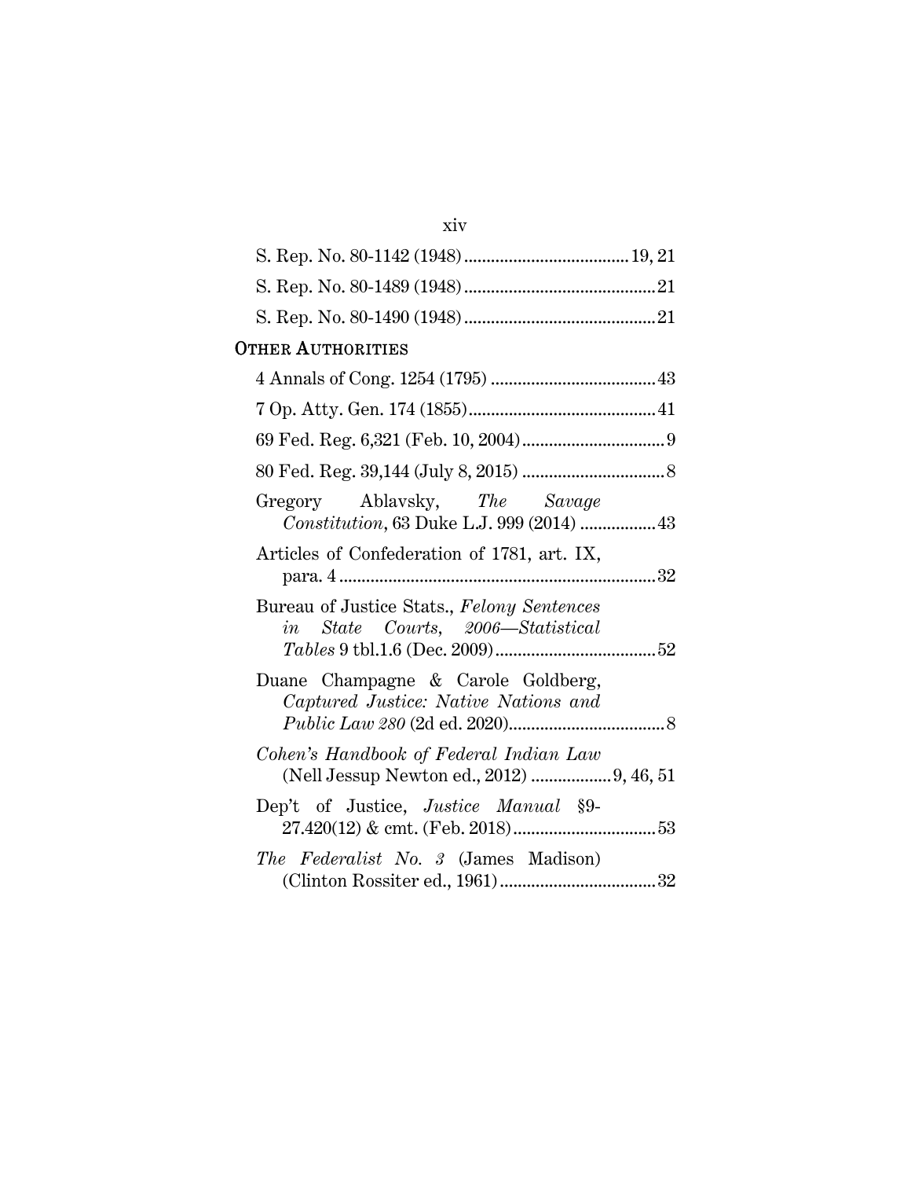S. Rep. No. 80-1142 (1948) .................................... 19, 21

S. Rep. No. 80-1489 (1948) .......................................... 21

S. Rep. No. 80-1490 (1948) .......................................... 21

OTHER AUTHORITIES

4 Annals of Cong. 1254 (1795) .................................... 43

7 Op. Atty. Gen. 174 (1855) .......................................... 41

69 Fed. Reg. 6,321 (Feb. 10, 2004) ................................ 9

80 Fed. Reg. 39,144 (July 8, 2015) ................................ 8

Gregory Ablavsky, *The Savage Constitution*, 63 Duke L.J. 999 (2014) ................. 43

Articles of Confederation of 1781, art. IX, para. 4 ...................................................................... 32

Bureau of Justice Stats., *Felony Sentences in State Courts, 2006—Statistical Tables* 9 tbl.1.6 (Dec. 2009) .................................... 52

Duane Champagne & Carole Goldberg, *Captured Justice: Native Nations and Public Law 280* (2d ed. 2020) .................................. 8

*Cohen's Handbook of Federal Indian Law* (Nell Jessup Newton ed., 2012) .................. 9, 46, 51

Dep't of Justice, *Justice Manual* §9-27.420(12) & cmt. (Feb. 2018) ................................ 53

*The Federalist No. 3* (James Madison) (Clinton Rossiter ed., 1961) .................................. 32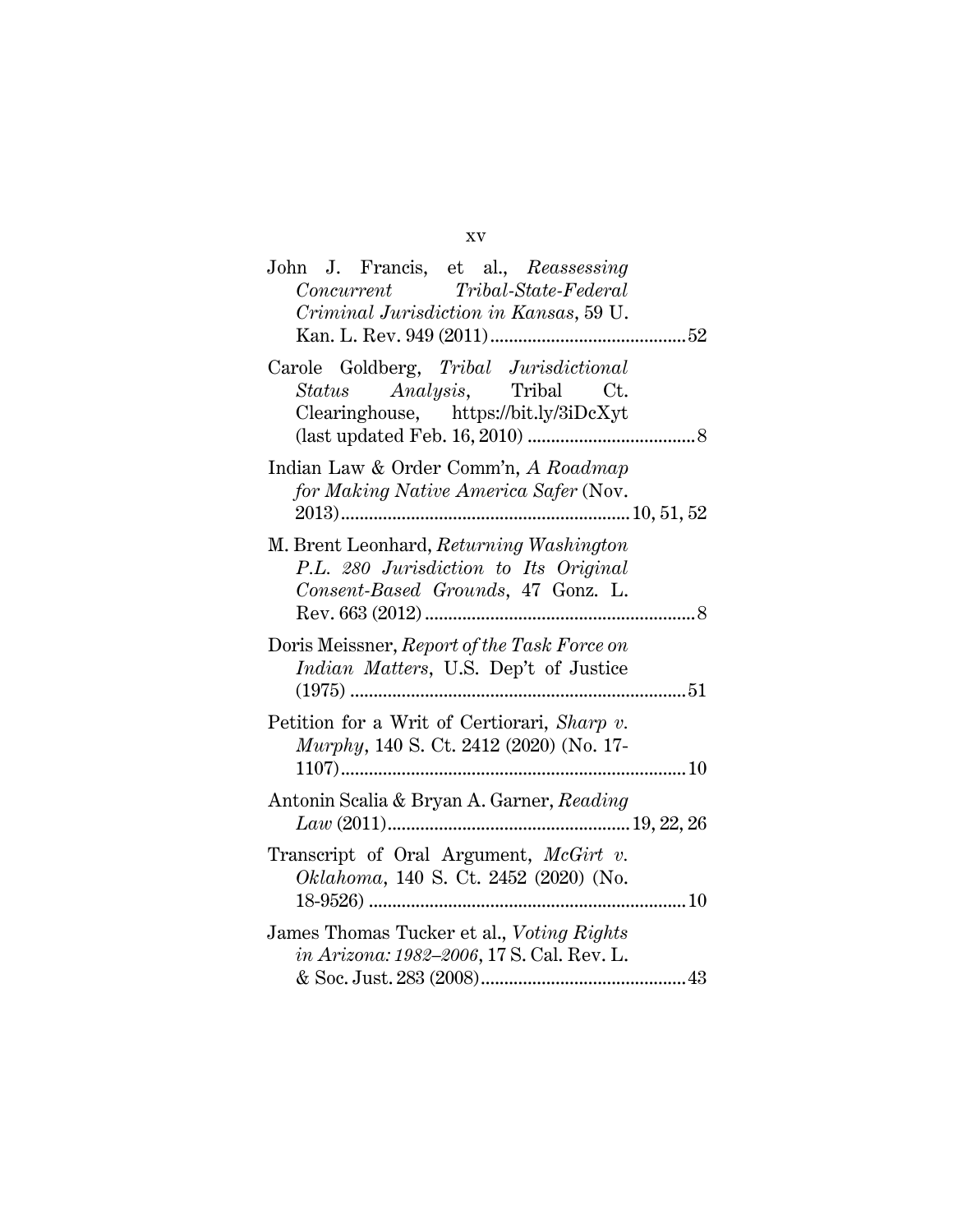John J. Francis, et al., *Reassessing Concurrent Tribal-State-Federal Criminal Jurisdiction in Kansas*, 59 U. Kan. L. Rev. 949 (2011) .......................................... 52

Carole Goldberg, *Tribal Jurisdictional Status Analysis*, Tribal Ct. Clearinghouse, https://bit.ly/3iDcXyt (last updated Feb. 16, 2010) .................................... 8

Indian Law & Order Comm'n, *A Roadmap for Making Native America Safer* (Nov. 2013) .............................................................. 10, 51, 52

M. Brent Leonhard, *Returning Washington P.L. 280 Jurisdiction to Its Original Consent-Based Grounds*, 47 Gonz. L. Rev. 663 (2012) .......................................................... 8

Doris Meissner, *Report of the Task Force on Indian Matters*, U.S. Dep't of Justice (1975) ....................................................................... 51

Petition for a Writ of Certiorari, *Sharp v. Murphy*, 140 S. Ct. 2412 (2020) (No. 17-1107) ......................................................................... 10

Antonin Scalia & Bryan A. Garner, *Reading Law* (2011) .................................................... 19, 22, 26

Transcript of Oral Argument, *McGirt v. Oklahoma*, 140 S. Ct. 2452 (2020) (No. 18-9526) ................................................................... 10

James Thomas Tucker et al., *Voting Rights in Arizona: 1982–2006*, 17 S. Cal. Rev. L. & Soc. Just. 283 (2008) ............................................ 43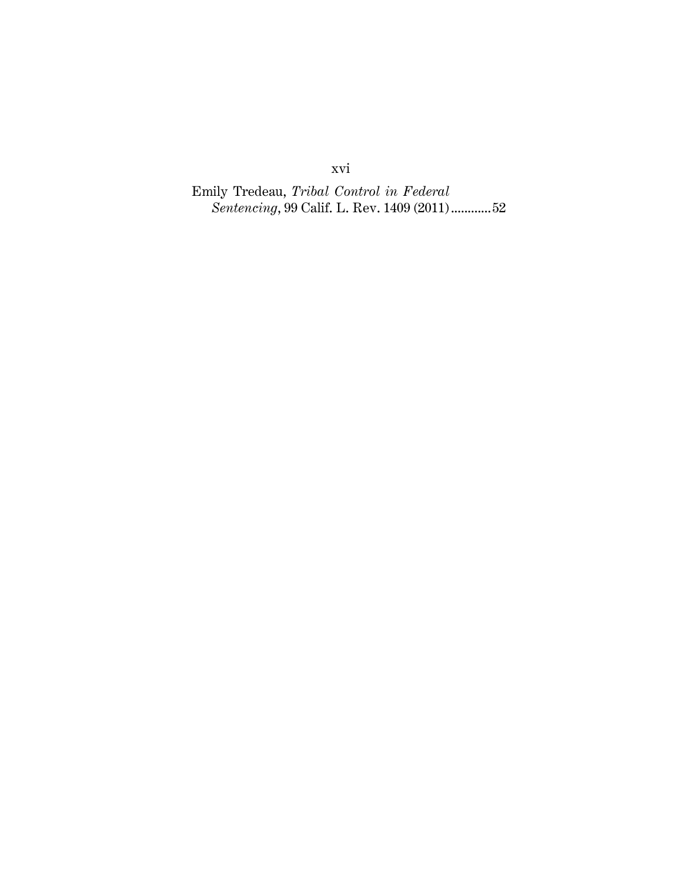Emily Tredeau, *Tribal Control in Federal Sentencing*, 99 Calif. L. Rev. 1409 (2011)............52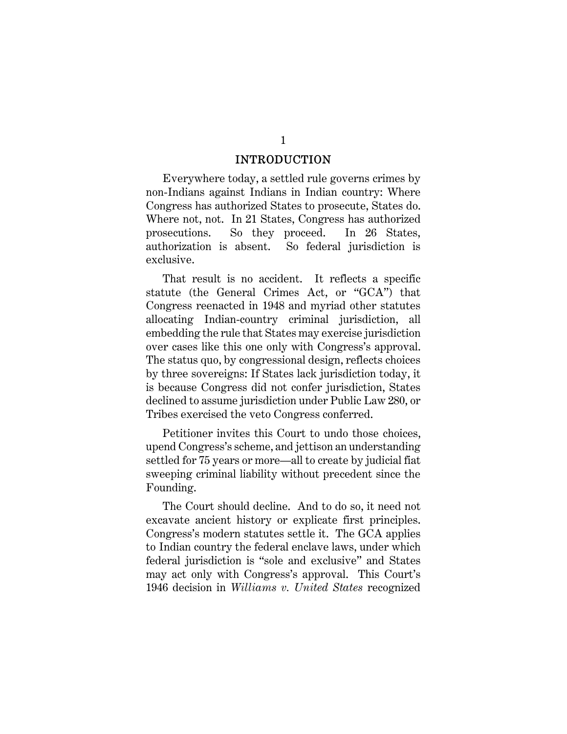## INTRODUCTION

Everywhere today, a settled rule governs crimes by non-Indians against Indians in Indian country: Where Congress has authorized States to prosecute, States do. Where not, not. In 21 States, Congress has authorized prosecutions. So they proceed. In 26 States, authorization is absent. So federal jurisdiction is exclusive.

That result is no accident. It reflects a specific statute (the General Crimes Act, or "GCA") that Congress reenacted in 1948 and myriad other statutes allocating Indian-country criminal jurisdiction, all embedding the rule that States may exercise jurisdiction over cases like this one only with Congress's approval. The status quo, by congressional design, reflects choices by three sovereigns: If States lack jurisdiction today, it is because Congress did not confer jurisdiction, States declined to assume jurisdiction under Public Law 280, or Tribes exercised the veto Congress conferred.

Petitioner invites this Court to undo those choices, upend Congress's scheme, and jettison an understanding settled for 75 years or more—all to create by judicial fiat sweeping criminal liability without precedent since the Founding.

The Court should decline. And to do so, it need not excavate ancient history or explicate first principles. Congress's modern statutes settle it. The GCA applies to Indian country the federal enclave laws, under which federal jurisdiction is "sole and exclusive" and States may act only with Congress's approval. This Court's 1946 decision in *Williams v. United States* recognized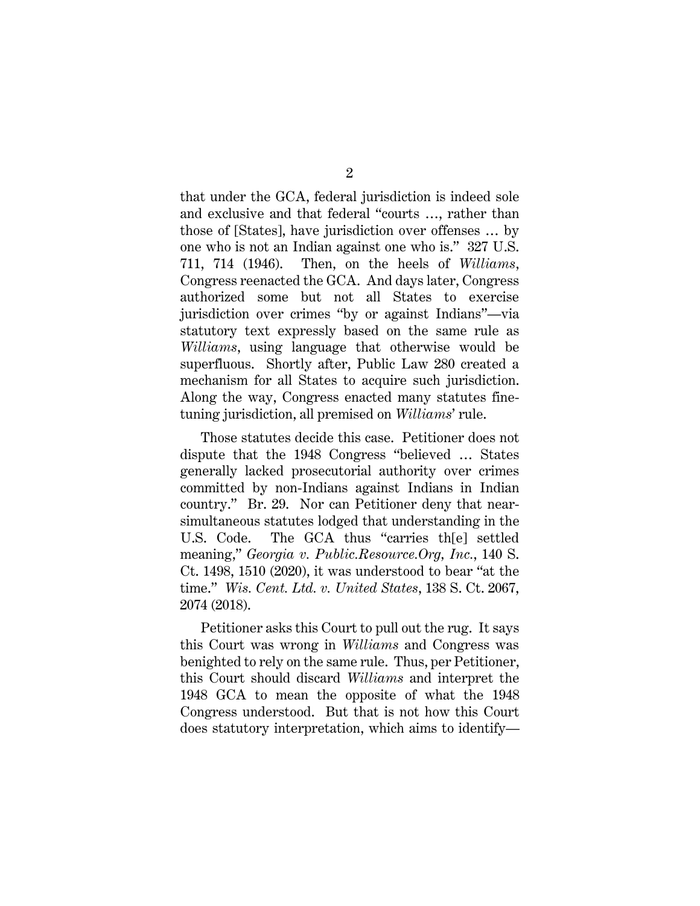that under the GCA, federal jurisdiction is indeed sole and exclusive and that federal "courts …, rather than those of [States], have jurisdiction over offenses … by one who is not an Indian against one who is." 327 U.S. 711, 714 (1946). Then, on the heels of *Williams*, Congress reenacted the GCA. And days later, Congress authorized some but not all States to exercise jurisdiction over crimes "by or against Indians"—via statutory text expressly based on the same rule as *Williams*, using language that otherwise would be superfluous. Shortly after, Public Law 280 created a mechanism for all States to acquire such jurisdiction. Along the way, Congress enacted many statutes fine-tuning jurisdiction, all premised on *Williams*' rule.

Those statutes decide this case. Petitioner does not dispute that the 1948 Congress "believed … States generally lacked prosecutorial authority over crimes committed by non-Indians against Indians in Indian country." Br. 29. Nor can Petitioner deny that near-simultaneous statutes lodged that understanding in the U.S. Code. The GCA thus "carries th[e] settled meaning," *Georgia v. Public.Resource.Org, Inc.*, 140 S. Ct. 1498, 1510 (2020), it was understood to bear "at the time." *Wis. Cent. Ltd. v. United States*, 138 S. Ct. 2067, 2074 (2018).

Petitioner asks this Court to pull out the rug. It says this Court was wrong in *Williams* and Congress was benighted to rely on the same rule. Thus, per Petitioner, this Court should discard *Williams* and interpret the 1948 GCA to mean the opposite of what the 1948 Congress understood. But that is not how this Court does statutory interpretation, which aims to identify—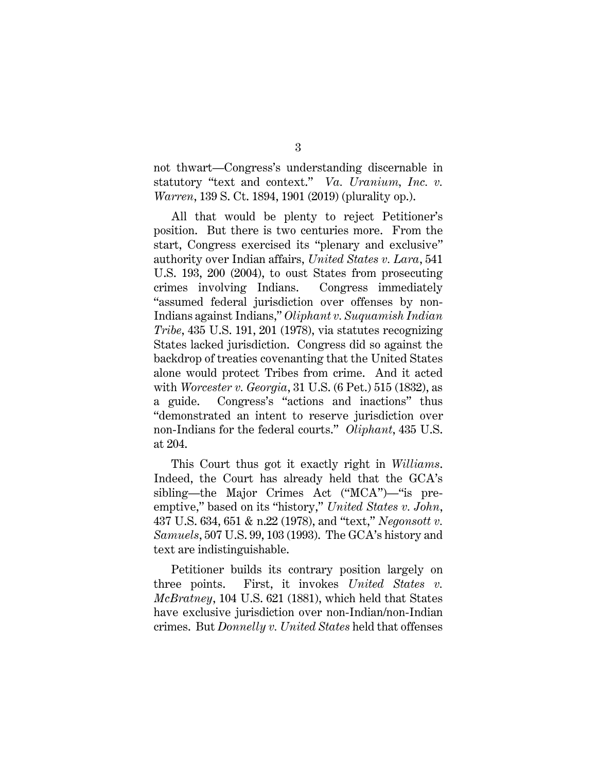not thwart—Congress's understanding discernable in statutory "text and context." *Va. Uranium, Inc. v. Warren*, 139 S. Ct. 1894, 1901 (2019) (plurality op.).

All that would be plenty to reject Petitioner's position. But there is two centuries more. From the start, Congress exercised its "plenary and exclusive" authority over Indian affairs, *United States v. Lara*, 541 U.S. 193, 200 (2004), to oust States from prosecuting crimes involving Indians. Congress immediately "assumed federal jurisdiction over offenses by non-Indians against Indians," *Oliphant v. Suquamish Indian Tribe*, 435 U.S. 191, 201 (1978), via statutes recognizing States lacked jurisdiction. Congress did so against the backdrop of treaties covenanting that the United States alone would protect Tribes from crime. And it acted with *Worcester v. Georgia*, 31 U.S. (6 Pet.) 515 (1832), as a guide. Congress's "actions and inactions" thus "demonstrated an intent to reserve jurisdiction over non-Indians for the federal courts." *Oliphant*, 435 U.S. at 204.

This Court thus got it exactly right in *Williams*. Indeed, the Court has already held that the GCA's sibling—the Major Crimes Act ("MCA")—"is pre-emptive," based on its "history," *United States v. John*, 437 U.S. 634, 651 & n.22 (1978), and "text," *Negonsott v. Samuels*, 507 U.S. 99, 103 (1993). The GCA's history and text are indistinguishable.

Petitioner builds its contrary position largely on three points. First, it invokes *United States v. McBratney*, 104 U.S. 621 (1881), which held that States have exclusive jurisdiction over non-Indian/non-Indian crimes. But *Donnelly v. United States* held that offenses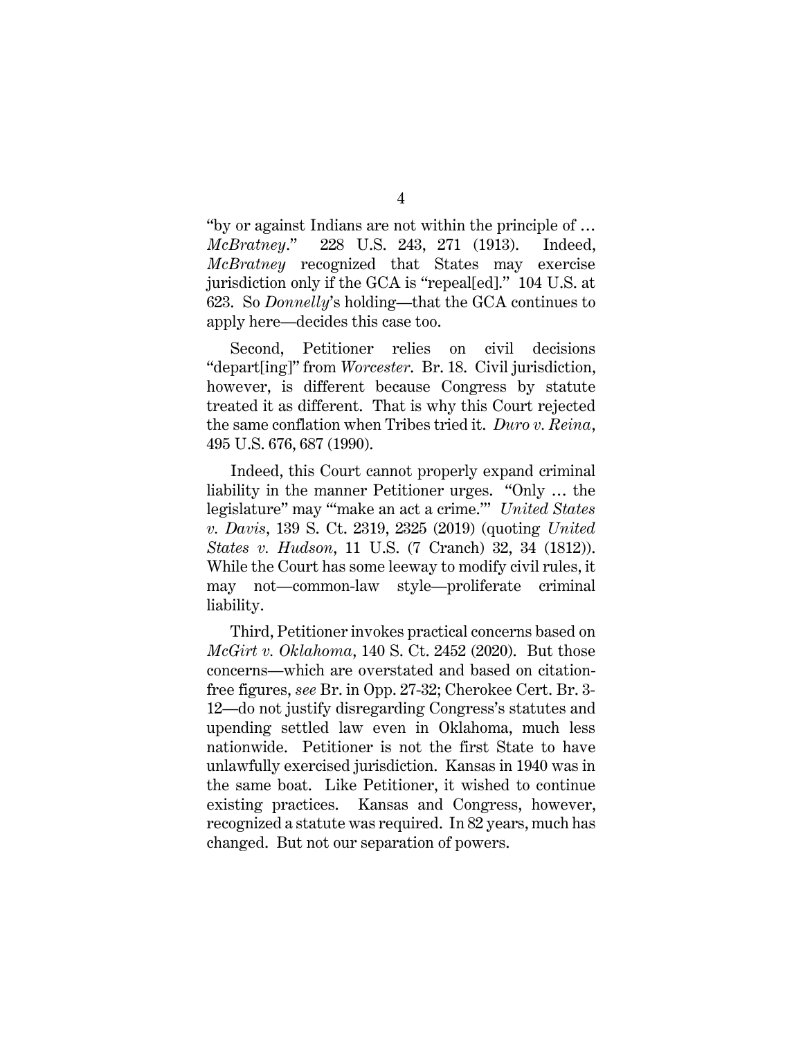"by or against Indians are not within the principle of … *McBratney*." 228 U.S. 243, 271 (1913). Indeed, *McBratney* recognized that States may exercise jurisdiction only if the GCA is "repeal[ed]." 104 U.S. at 623. So *Donnelly*'s holding—that the GCA continues to apply here—decides this case too.

Second, Petitioner relies on civil decisions "depart[ing]" from *Worcester*. Br. 18. Civil jurisdiction, however, is different because Congress by statute treated it as different. That is why this Court rejected the same conflation when Tribes tried it. *Duro v. Reina*, 495 U.S. 676, 687 (1990).

Indeed, this Court cannot properly expand criminal liability in the manner Petitioner urges. "Only … the legislature" may "'make an act a crime.'" *United States v. Davis*, 139 S. Ct. 2319, 2325 (2019) (quoting *United States v. Hudson*, 11 U.S. (7 Cranch) 32, 34 (1812)). While the Court has some leeway to modify civil rules, it may not—common-law style—proliferate criminal liability.

Third, Petitioner invokes practical concerns based on *McGirt v. Oklahoma*, 140 S. Ct. 2452 (2020). But those concerns—which are overstated and based on citation-free figures, *see* Br. in Opp. 27-32; Cherokee Cert. Br. 3-12—do not justify disregarding Congress's statutes and upending settled law even in Oklahoma, much less nationwide. Petitioner is not the first State to have unlawfully exercised jurisdiction. Kansas in 1940 was in the same boat. Like Petitioner, it wished to continue existing practices. Kansas and Congress, however, recognized a statute was required. In 82 years, much has changed. But not our separation of powers.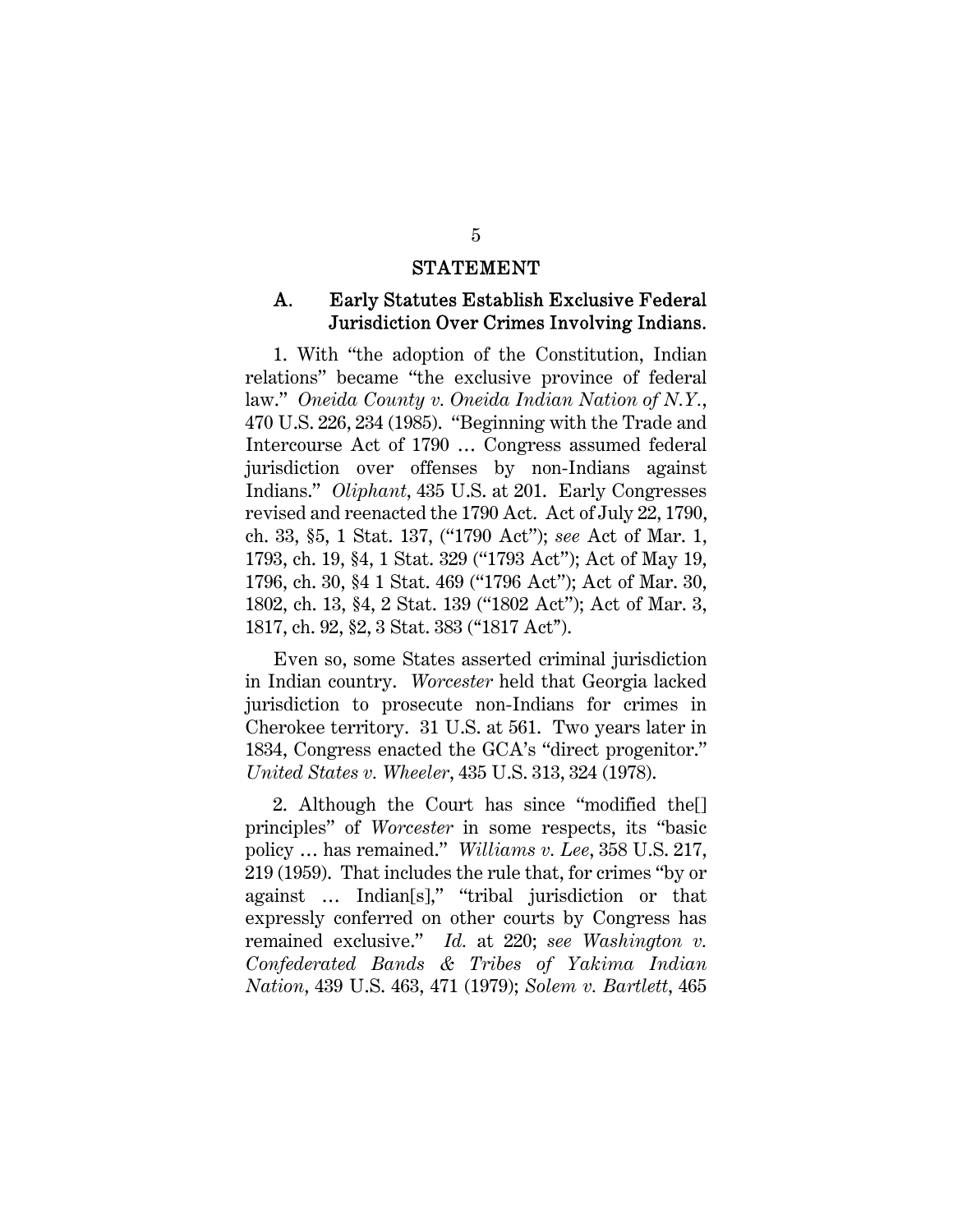## STATEMENT

### A. Early Statutes Establish Exclusive Federal Jurisdiction Over Crimes Involving Indians.

1. With "the adoption of the Constitution, Indian relations" became "the exclusive province of federal law." *Oneida County v. Oneida Indian Nation of N.Y.*, 470 U.S. 226, 234 (1985). "Beginning with the Trade and Intercourse Act of 1790 … Congress assumed federal jurisdiction over offenses by non-Indians against Indians." *Oliphant*, 435 U.S. at 201. Early Congresses revised and reenacted the 1790 Act. Act of July 22, 1790, ch. 33, §5, 1 Stat. 137, ("1790 Act"); *see* Act of Mar. 1, 1793, ch. 19, §4, 1 Stat. 329 ("1793 Act"); Act of May 19, 1796, ch. 30, §4 1 Stat. 469 ("1796 Act"); Act of Mar. 30, 1802, ch. 13, §4, 2 Stat. 139 ("1802 Act"); Act of Mar. 3, 1817, ch. 92, §2, 3 Stat. 383 ("1817 Act").

Even so, some States asserted criminal jurisdiction in Indian country. *Worcester* held that Georgia lacked jurisdiction to prosecute non-Indians for crimes in Cherokee territory. 31 U.S. at 561. Two years later in 1834, Congress enacted the GCA's "direct progenitor." *United States v. Wheeler*, 435 U.S. 313, 324 (1978).

2. Although the Court has since "modified the[] principles" of *Worcester* in some respects, its "basic policy … has remained." *Williams v. Lee*, 358 U.S. 217, 219 (1959). That includes the rule that, for crimes "by or against … Indian[s]," "tribal jurisdiction or that expressly conferred on other courts by Congress has remained exclusive." *Id.* at 220; *see Washington v. Confederated Bands & Tribes of Yakima Indian Nation*, 439 U.S. 463, 471 (1979); *Solem v. Bartlett*, 465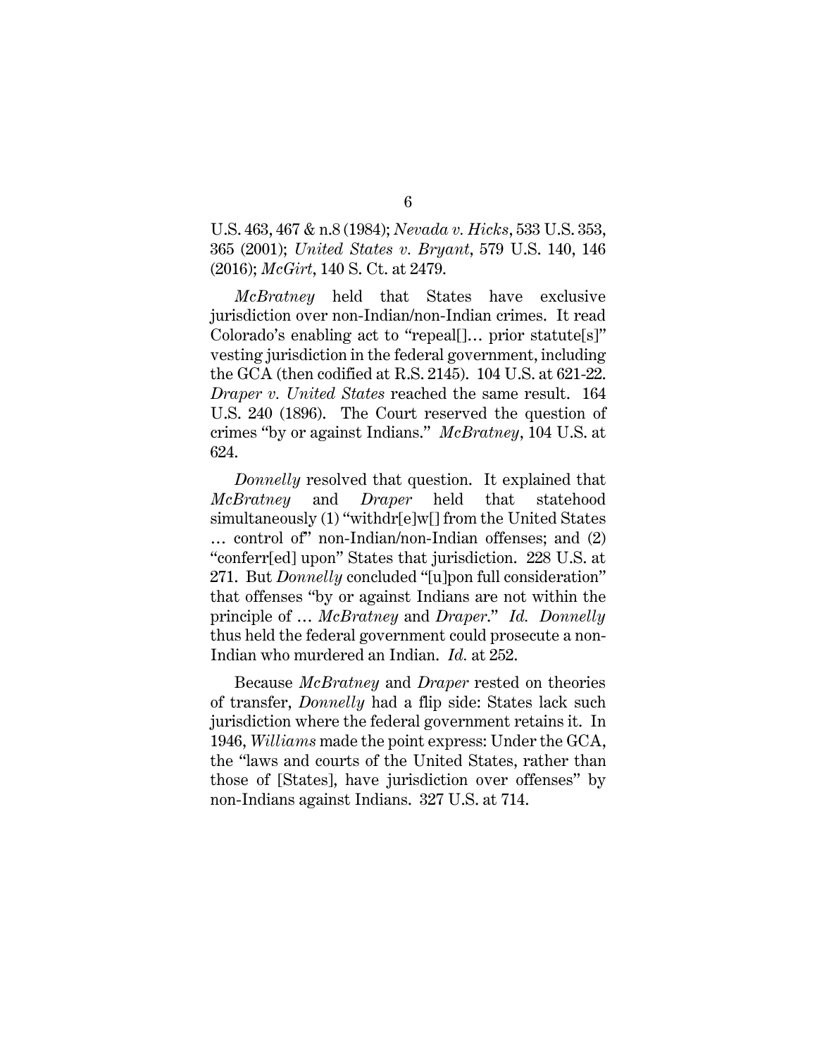U.S. 463, 467 & n.8 (1984); *Nevada v. Hicks*, 533 U.S. 353, 365 (2001); *United States v. Bryant*, 579 U.S. 140, 146 (2016); *McGirt*, 140 S. Ct. at 2479.

*McBratney* held that States have exclusive jurisdiction over non-Indian/non-Indian crimes. It read Colorado's enabling act to "repeal[]… prior statute[s]" vesting jurisdiction in the federal government, including the GCA (then codified at R.S. 2145). 104 U.S. at 621-22. *Draper v. United States* reached the same result. 164 U.S. 240 (1896). The Court reserved the question of crimes "by or against Indians." *McBratney*, 104 U.S. at 624.

*Donnelly* resolved that question. It explained that *McBratney* and *Draper* held that statehood simultaneously (1) "withdr[e]w[] from the United States … control of" non-Indian/non-Indian offenses; and (2) "conferr[ed] upon" States that jurisdiction. 228 U.S. at 271. But *Donnelly* concluded "[u]pon full consideration" that offenses "by or against Indians are not within the principle of … *McBratney* and *Draper*." *Id.* *Donnelly* thus held the federal government could prosecute a non-Indian who murdered an Indian. *Id.* at 252.

Because *McBratney* and *Draper* rested on theories of transfer, *Donnelly* had a flip side: States lack such jurisdiction where the federal government retains it. In 1946, *Williams* made the point express: Under the GCA, the "laws and courts of the United States, rather than those of [States], have jurisdiction over offenses" by non-Indians against Indians. 327 U.S. at 714.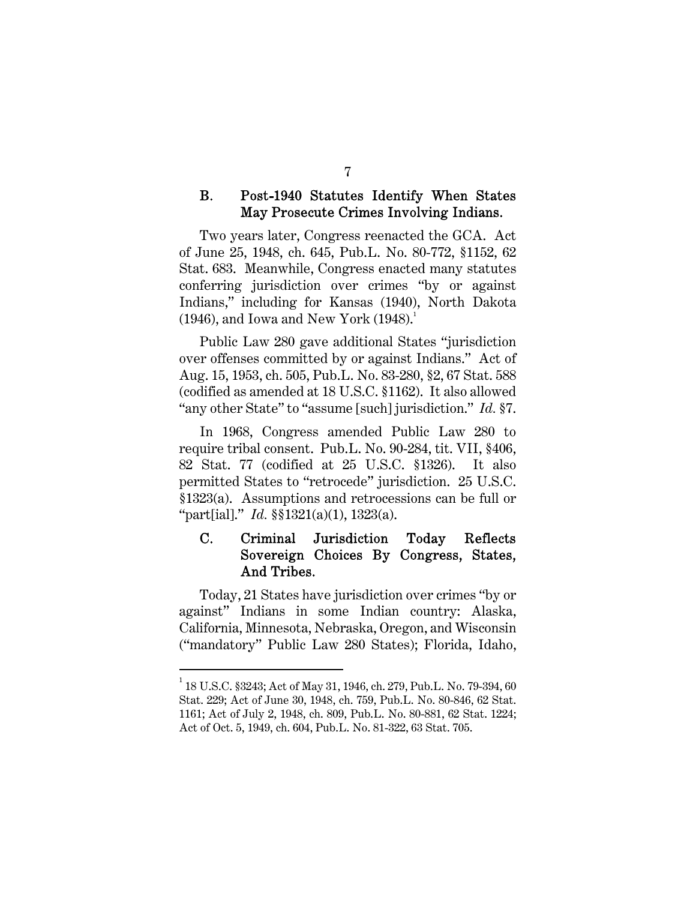### B. Post-1940 Statutes Identify When States May Prosecute Crimes Involving Indians.

Two years later, Congress reenacted the GCA. Act of June 25, 1948, ch. 645, Pub.L. No. 80-772, §1152, 62 Stat. 683. Meanwhile, Congress enacted many statutes conferring jurisdiction over crimes "by or against Indians," including for Kansas (1940), North Dakota (1946), and Iowa and New York (1948).[1]

Public Law 280 gave additional States "jurisdiction over offenses committed by or against Indians." Act of Aug. 15, 1953, ch. 505, Pub.L. No. 83-280, §2, 67 Stat. 588 (codified as amended at 18 U.S.C. §1162). It also allowed "any other State" to "assume [such] jurisdiction." *Id.* §7.

In 1968, Congress amended Public Law 280 to require tribal consent. Pub.L. No. 90-284, tit. VII, §406, 82 Stat. 77 (codified at 25 U.S.C. §1326). It also permitted States to "retrocede" jurisdiction. 25 U.S.C. §1323(a). Assumptions and retrocessions can be full or "part[ial]." *Id.* §§1321(a)(1), 1323(a).

### C. Criminal Jurisdiction Today Reflects Sovereign Choices By Congress, States, And Tribes.

Today, 21 States have jurisdiction over crimes "by or against" Indians in some Indian country: Alaska, California, Minnesota, Nebraska, Oregon, and Wisconsin ("mandatory" Public Law 280 States); Florida, Idaho,

---

[1] 18 U.S.C. §3243; Act of May 31, 1946, ch. 279, Pub.L. No. 79-394, 60 Stat. 229; Act of June 30, 1948, ch. 759, Pub.L. No. 80-846, 62 Stat. 1161; Act of July 2, 1948, ch. 809, Pub.L. No. 80-881, 62 Stat. 1224; Act of Oct. 5, 1949, ch. 604, Pub.L. No. 81-322, 63 Stat. 705.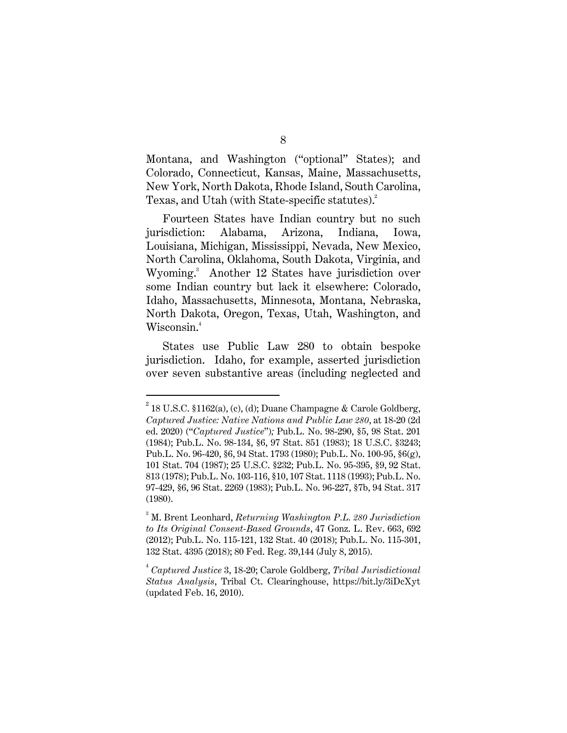Montana, and Washington ("optional" States); and Colorado, Connecticut, Kansas, Maine, Massachusetts, New York, North Dakota, Rhode Island, South Carolina, Texas, and Utah (with State-specific statutes).[2]

Fourteen States have Indian country but no such jurisdiction: Alabama, Arizona, Indiana, Iowa, Louisiana, Michigan, Mississippi, Nevada, New Mexico, North Carolina, Oklahoma, South Dakota, Virginia, and Wyoming.[3] Another 12 States have jurisdiction over some Indian country but lack it elsewhere: Colorado, Idaho, Massachusetts, Minnesota, Montana, Nebraska, North Dakota, Oregon, Texas, Utah, Washington, and Wisconsin.[4]

States use Public Law 280 to obtain bespoke jurisdiction. Idaho, for example, asserted jurisdiction over seven substantive areas (including neglected and

---

[2] 18 U.S.C. §1162(a), (c), (d); Duane Champagne & Carole Goldberg, *Captured Justice: Native Nations and Public Law 280*, at 18-20 (2d ed. 2020) ("*Captured Justice*"); Pub.L. No. 98-290, §5, 98 Stat. 201 (1984); Pub.L. No. 98-134, §6, 97 Stat. 851 (1983); 18 U.S.C. §3243; Pub.L. No. 96-420, §6, 94 Stat. 1793 (1980); Pub.L. No. 100-95, §6(g), 101 Stat. 704 (1987); 25 U.S.C. §232; Pub.L. No. 95-395, §9, 92 Stat. 813 (1978); Pub.L. No. 103-116, §10, 107 Stat. 1118 (1993); Pub.L. No. 97-429, §6, 96 Stat. 2269 (1983); Pub.L. No. 96-227, §7b, 94 Stat. 317 (1980).

[3] M. Brent Leonhard, *Returning Washington P.L. 280 Jurisdiction to Its Original Consent-Based Grounds*, 47 Gonz. L. Rev. 663, 692 (2012); Pub.L. No. 115-121, 132 Stat. 40 (2018); Pub.L. No. 115-301, 132 Stat. 4395 (2018); 80 Fed. Reg. 39,144 (July 8, 2015).

[4] *Captured Justice* 3, 18-20; Carole Goldberg, *Tribal Jurisdictional Status Analysis*, Tribal Ct. Clearinghouse, https://bit.ly/3iDcXyt (updated Feb. 16, 2010).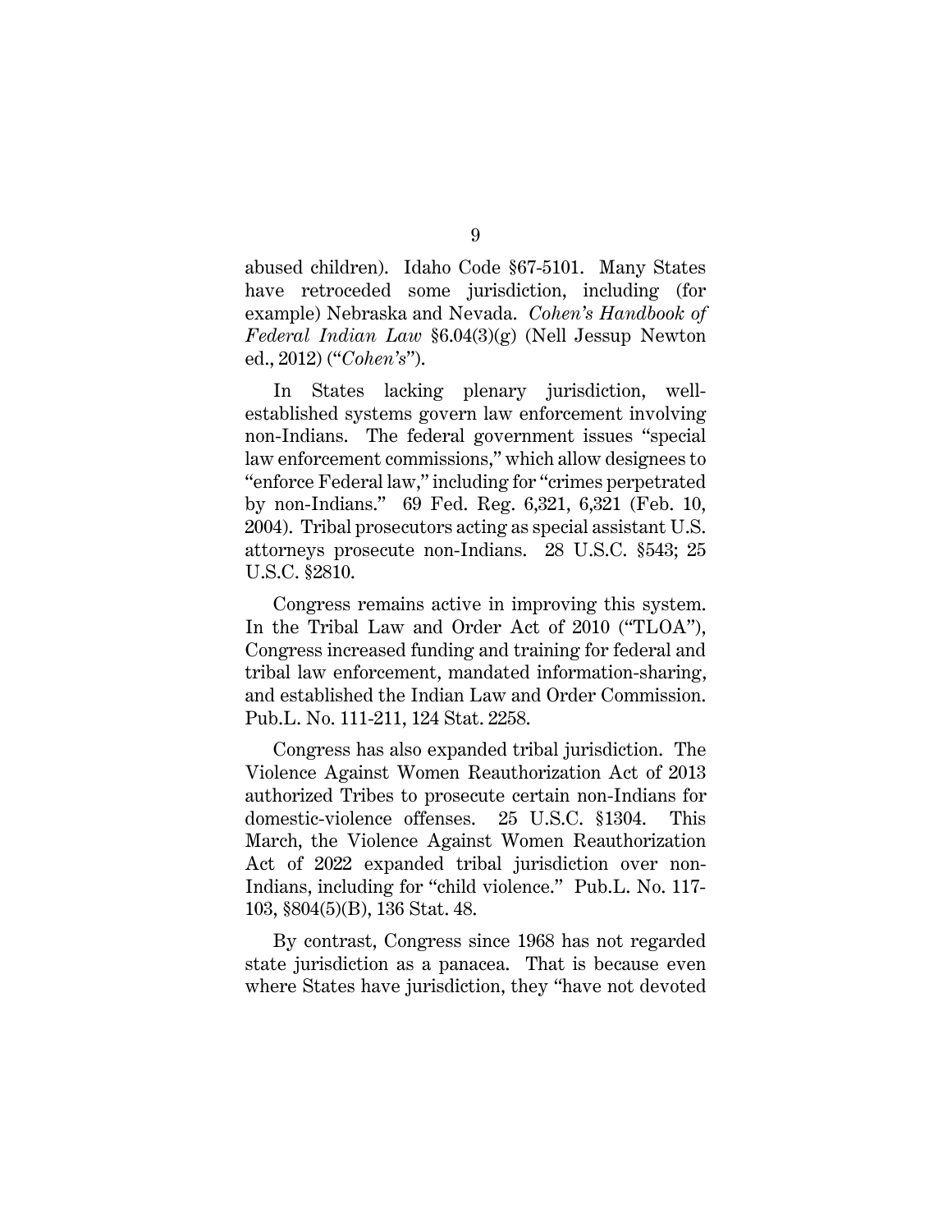abused children). Idaho Code §67-5101. Many States have retroceded some jurisdiction, including (for example) Nebraska and Nevada. *Cohen's Handbook of Federal Indian Law* §6.04(3)(g) (Nell Jessup Newton ed., 2012) ("*Cohen's*").

In States lacking plenary jurisdiction, well-established systems govern law enforcement involving non-Indians. The federal government issues "special law enforcement commissions," which allow designees to "enforce Federal law," including for "crimes perpetrated by non-Indians." 69 Fed. Reg. 6,321, 6,321 (Feb. 10, 2004). Tribal prosecutors acting as special assistant U.S. attorneys prosecute non-Indians. 28 U.S.C. §543; 25 U.S.C. §2810.

Congress remains active in improving this system. In the Tribal Law and Order Act of 2010 ("TLOA"), Congress increased funding and training for federal and tribal law enforcement, mandated information-sharing, and established the Indian Law and Order Commission. Pub.L. No. 111-211, 124 Stat. 2258.

Congress has also expanded tribal jurisdiction. The Violence Against Women Reauthorization Act of 2013 authorized Tribes to prosecute certain non-Indians for domestic-violence offenses. 25 U.S.C. §1304. This March, the Violence Against Women Reauthorization Act of 2022 expanded tribal jurisdiction over non-Indians, including for "child violence." Pub.L. No. 117-103, §804(5)(B), 136 Stat. 48.

By contrast, Congress since 1968 has not regarded state jurisdiction as a panacea. That is because even where States have jurisdiction, they "have not devoted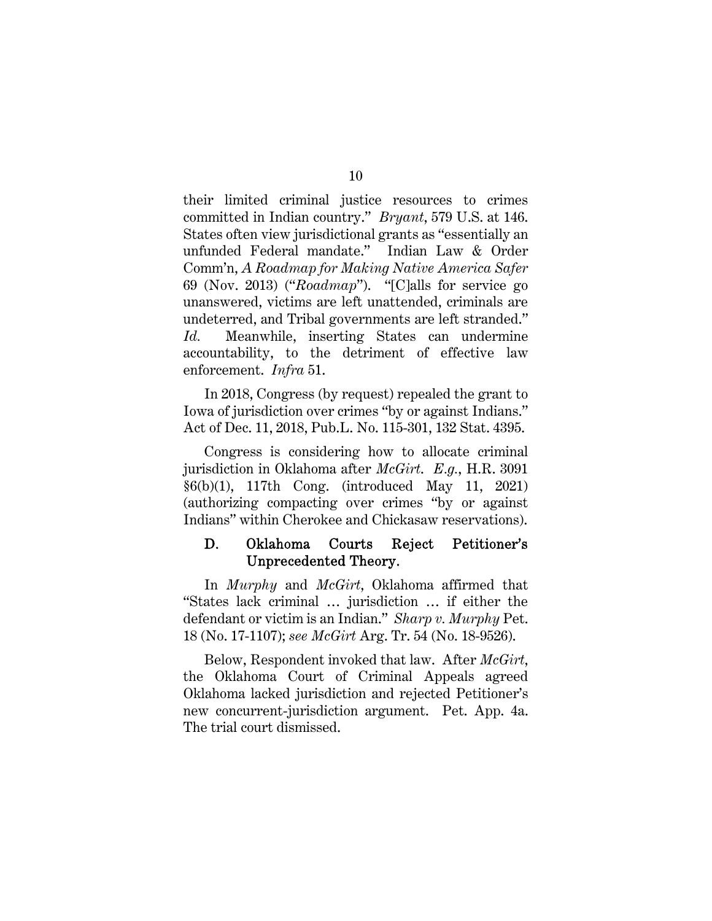their limited criminal justice resources to crimes committed in Indian country." *Bryant*, 579 U.S. at 146. States often view jurisdictional grants as "essentially an unfunded Federal mandate." Indian Law & Order Comm'n, *A Roadmap for Making Native America Safer* 69 (Nov. 2013) ("*Roadmap*"). "[C]alls for service go unanswered, victims are left unattended, criminals are undeterred, and Tribal governments are left stranded." *Id.* Meanwhile, inserting States can undermine accountability, to the detriment of effective law enforcement. *Infra* 51.

In 2018, Congress (by request) repealed the grant to Iowa of jurisdiction over crimes "by or against Indians." Act of Dec. 11, 2018, Pub.L. No. 115-301, 132 Stat. 4395.

Congress is considering how to allocate criminal jurisdiction in Oklahoma after *McGirt*. *E.g.*, H.R. 3091 §6(b)(1), 117th Cong. (introduced May 11, 2021) (authorizing compacting over crimes "by or against Indians" within Cherokee and Chickasaw reservations).

### D. Oklahoma Courts Reject Petitioner's Unprecedented Theory.

In *Murphy* and *McGirt*, Oklahoma affirmed that "States lack criminal … jurisdiction … if either the defendant or victim is an Indian." *Sharp v. Murphy* Pet. 18 (No. 17-1107); *see McGirt* Arg. Tr. 54 (No. 18-9526).

Below, Respondent invoked that law. After *McGirt*, the Oklahoma Court of Criminal Appeals agreed Oklahoma lacked jurisdiction and rejected Petitioner's new concurrent-jurisdiction argument. Pet. App. 4a. The trial court dismissed.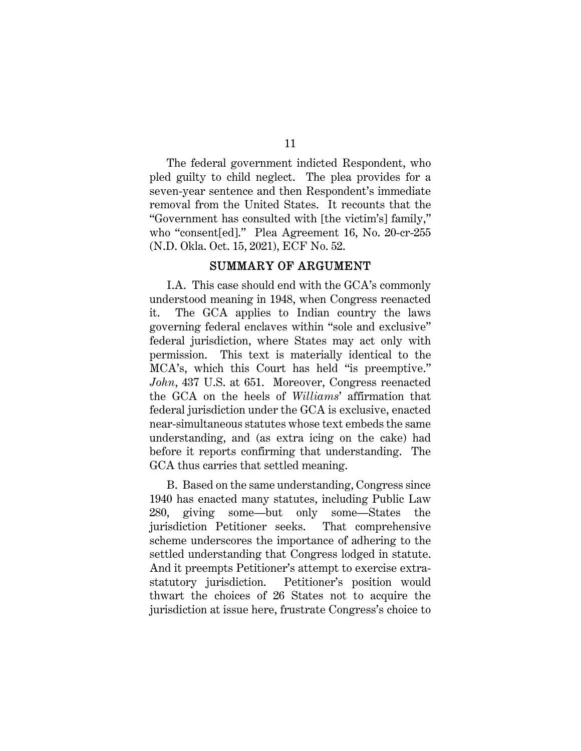The federal government indicted Respondent, who pled guilty to child neglect. The plea provides for a seven-year sentence and then Respondent's immediate removal from the United States. It recounts that the "Government has consulted with [the victim's] family," who "consent[ed]." Plea Agreement 16, No. 20-cr-255 (N.D. Okla. Oct. 15, 2021), ECF No. 52.

## SUMMARY OF ARGUMENT

I.A. This case should end with the GCA's commonly understood meaning in 1948, when Congress reenacted it. The GCA applies to Indian country the laws governing federal enclaves within "sole and exclusive" federal jurisdiction, where States may act only with permission. This text is materially identical to the MCA's, which this Court has held "is preemptive." *John*, 437 U.S. at 651. Moreover, Congress reenacted the GCA on the heels of *Williams*' affirmation that federal jurisdiction under the GCA is exclusive, enacted near-simultaneous statutes whose text embeds the same understanding, and (as extra icing on the cake) had before it reports confirming that understanding. The GCA thus carries that settled meaning.

B. Based on the same understanding, Congress since 1940 has enacted many statutes, including Public Law 280, giving some—but only some—States the jurisdiction Petitioner seeks. That comprehensive scheme underscores the importance of adhering to the settled understanding that Congress lodged in statute. And it preempts Petitioner's attempt to exercise extra-statutory jurisdiction. Petitioner's position would thwart the choices of 26 States not to acquire the jurisdiction at issue here, frustrate Congress's choice to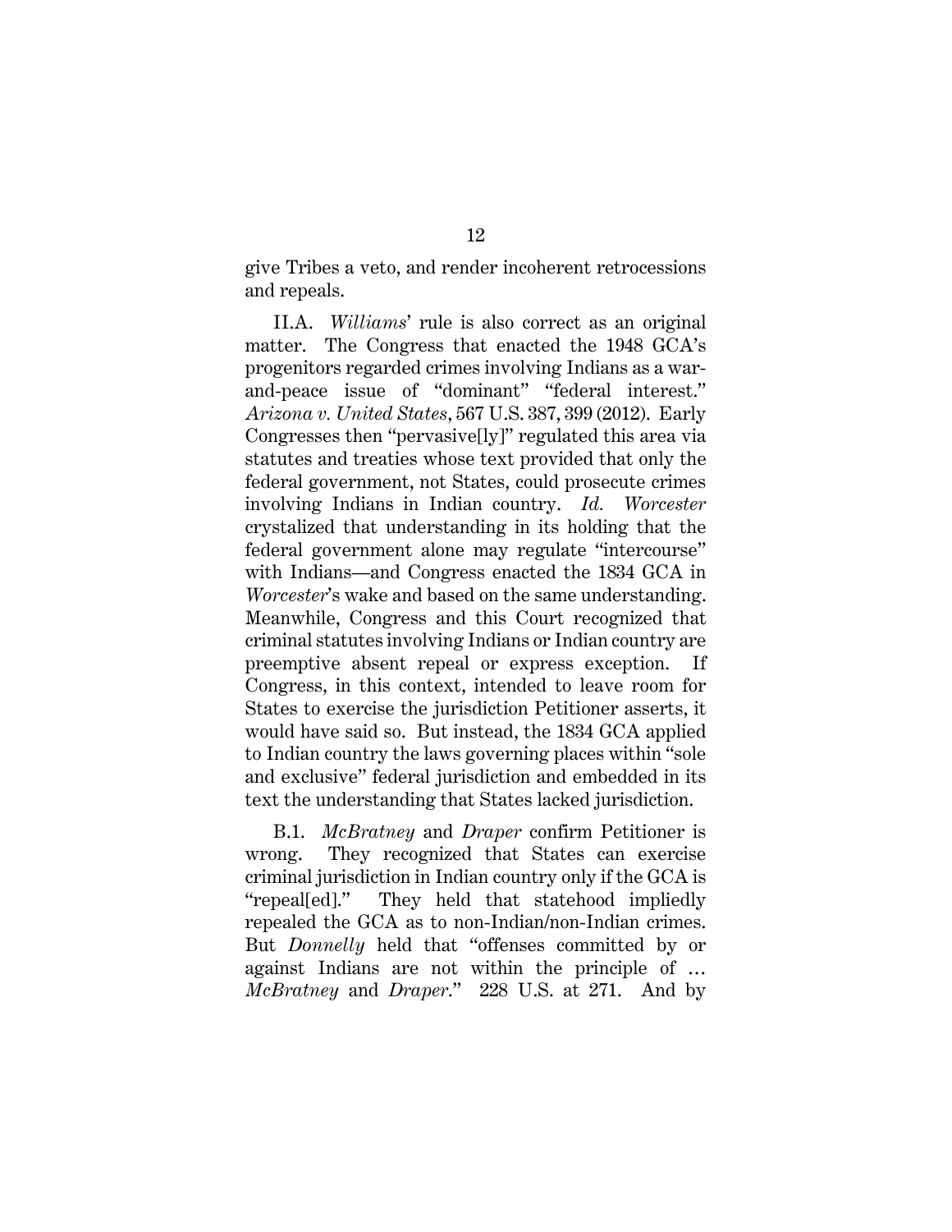give Tribes a veto, and render incoherent retrocessions and repeals.

II.A. *Williams*' rule is also correct as an original matter. The Congress that enacted the 1948 GCA's progenitors regarded crimes involving Indians as a war-and-peace issue of "dominant" "federal interest." *Arizona v. United States*, 567 U.S. 387, 399 (2012). Early Congresses then "pervasive[ly]" regulated this area via statutes and treaties whose text provided that only the federal government, not States, could prosecute crimes involving Indians in Indian country. *Id. Worcester* crystalized that understanding in its holding that the federal government alone may regulate "intercourse" with Indians—and Congress enacted the 1834 GCA in *Worcester*'s wake and based on the same understanding. Meanwhile, Congress and this Court recognized that criminal statutes involving Indians or Indian country are preemptive absent repeal or express exception. If Congress, in this context, intended to leave room for States to exercise the jurisdiction Petitioner asserts, it would have said so. But instead, the 1834 GCA applied to Indian country the laws governing places within "sole and exclusive" federal jurisdiction and embedded in its text the understanding that States lacked jurisdiction.

B.1. *McBratney* and *Draper* confirm Petitioner is wrong. They recognized that States can exercise criminal jurisdiction in Indian country only if the GCA is "repeal[ed]." They held that statehood impliedly repealed the GCA as to non-Indian/non-Indian crimes. But *Donnelly* held that "offenses committed by or against Indians are not within the principle of … *McBratney* and *Draper*." 228 U.S. at 271. And by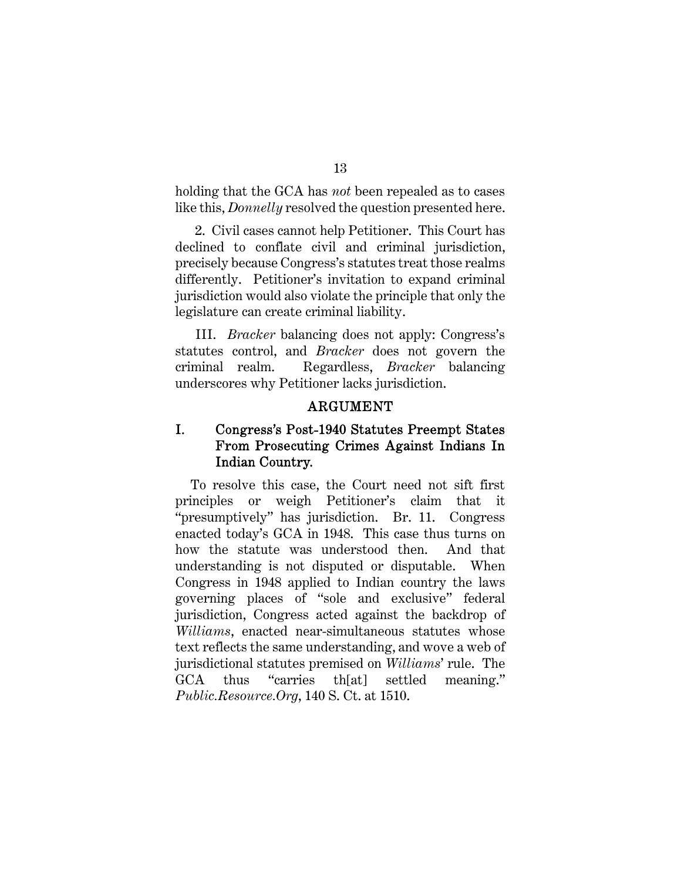holding that the GCA has *not* been repealed as to cases like this, *Donnelly* resolved the question presented here.

2. Civil cases cannot help Petitioner. This Court has declined to conflate civil and criminal jurisdiction, precisely because Congress's statutes treat those realms differently. Petitioner's invitation to expand criminal jurisdiction would also violate the principle that only the legislature can create criminal liability.

III. *Bracker* balancing does not apply: Congress's statutes control, and *Bracker* does not govern the criminal realm. Regardless, *Bracker* balancing underscores why Petitioner lacks jurisdiction.

## ARGUMENT

### I. Congress's Post-1940 Statutes Preempt States From Prosecuting Crimes Against Indians In Indian Country.

To resolve this case, the Court need not sift first principles or weigh Petitioner's claim that it "presumptively" has jurisdiction. Br. 11. Congress enacted today's GCA in 1948. This case thus turns on how the statute was understood then. And that understanding is not disputed or disputable. When Congress in 1948 applied to Indian country the laws governing places of "sole and exclusive" federal jurisdiction, Congress acted against the backdrop of *Williams*, enacted near-simultaneous statutes whose text reflects the same understanding, and wove a web of jurisdictional statutes premised on *Williams*' rule. The GCA thus "carries th[at] settled meaning." *Public.Resource.Org*, 140 S. Ct. at 1510.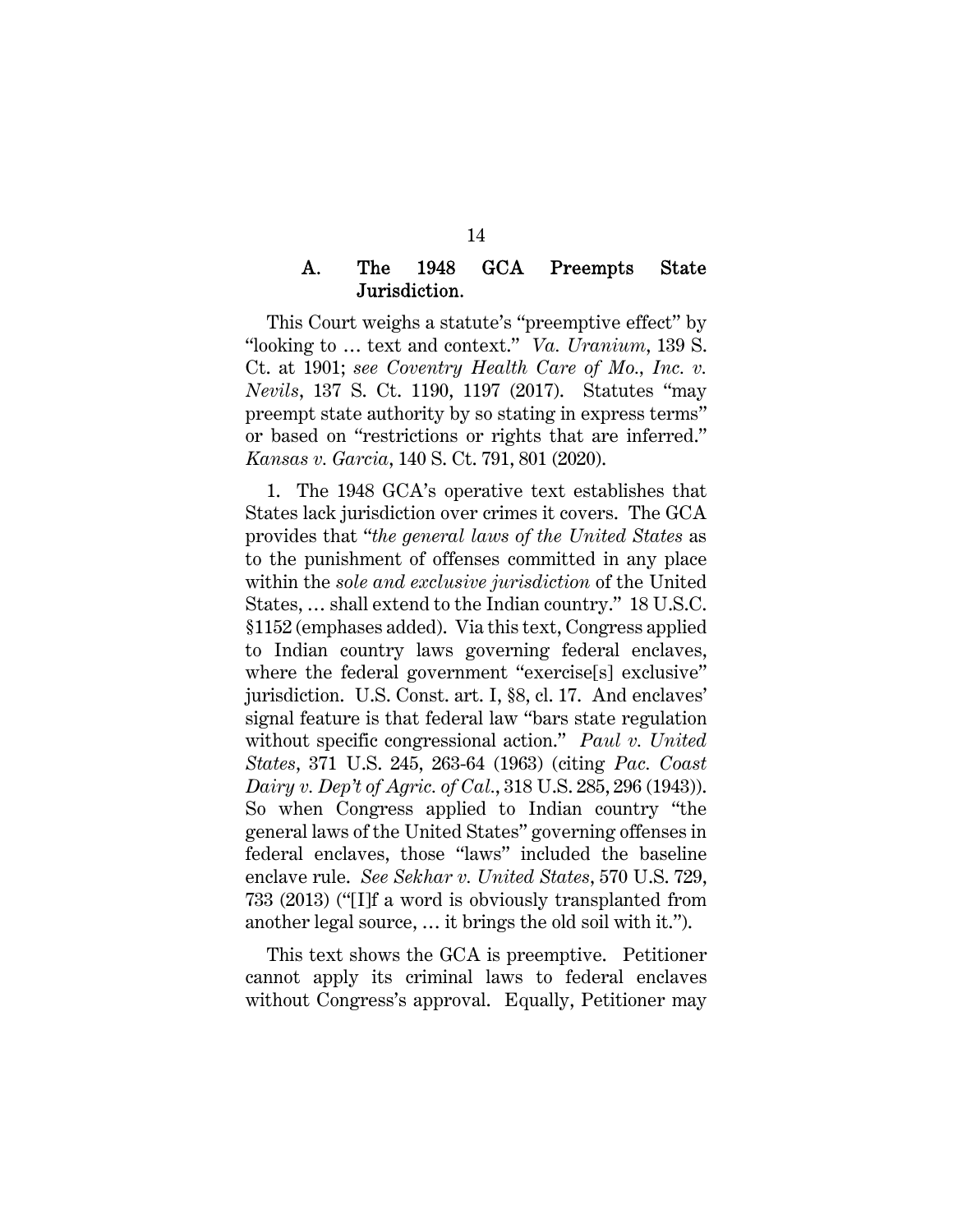### A. The 1948 GCA Preempts State Jurisdiction.

This Court weighs a statute's "preemptive effect" by "looking to … text and context." *Va. Uranium*, 139 S. Ct. at 1901; *see Coventry Health Care of Mo., Inc. v. Nevils*, 137 S. Ct. 1190, 1197 (2017). Statutes "may preempt state authority by so stating in express terms" or based on "restrictions or rights that are inferred." *Kansas v. Garcia*, 140 S. Ct. 791, 801 (2020).

1. The 1948 GCA's operative text establishes that States lack jurisdiction over crimes it covers. The GCA provides that "*the general laws of the United States* as to the punishment of offenses committed in any place within the *sole and exclusive jurisdiction* of the United States, … shall extend to the Indian country." 18 U.S.C. §1152 (emphases added). Via this text, Congress applied to Indian country laws governing federal enclaves, where the federal government "exercise[s] exclusive" jurisdiction. U.S. Const. art. I, §8, cl. 17. And enclaves' signal feature is that federal law "bars state regulation without specific congressional action." *Paul v. United States*, 371 U.S. 245, 263-64 (1963) (citing *Pac. Coast Dairy v. Dep't of Agric. of Cal.*, 318 U.S. 285, 296 (1943)). So when Congress applied to Indian country "the general laws of the United States" governing offenses in federal enclaves, those "laws" included the baseline enclave rule. *See Sekhar v. United States*, 570 U.S. 729, 733 (2013) ("[I]f a word is obviously transplanted from another legal source, … it brings the old soil with it.").

This text shows the GCA is preemptive. Petitioner cannot apply its criminal laws to federal enclaves without Congress's approval. Equally, Petitioner may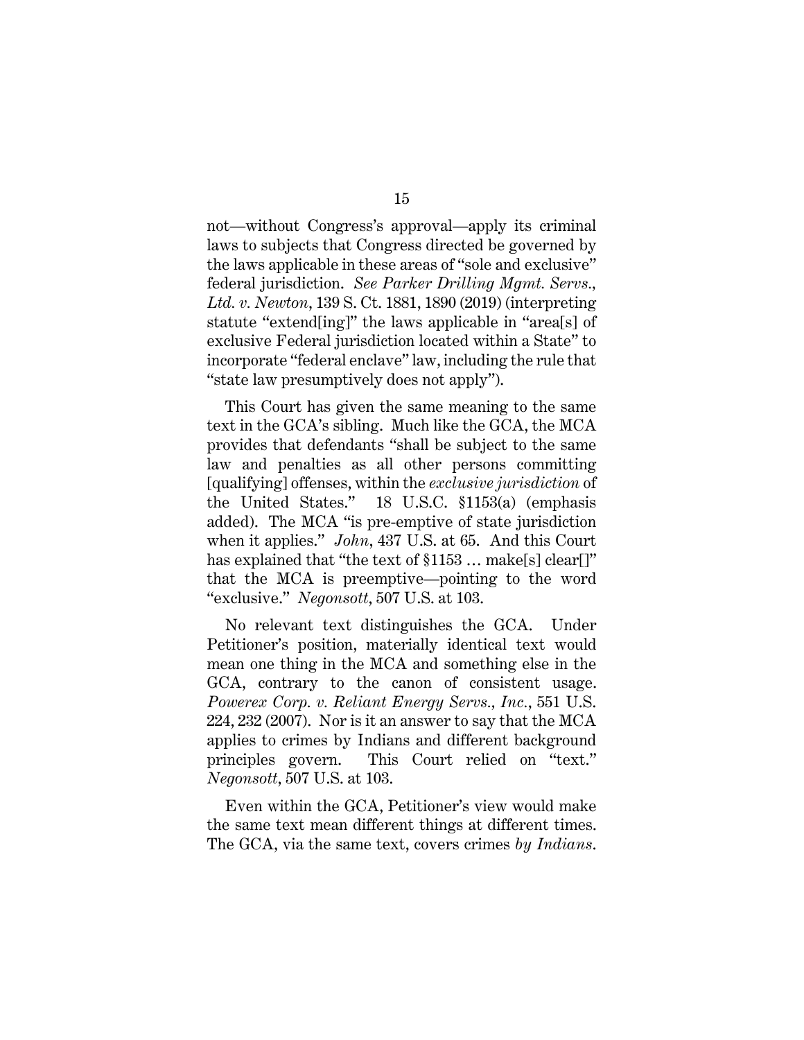not—without Congress's approval—apply its criminal laws to subjects that Congress directed be governed by the laws applicable in these areas of "sole and exclusive" federal jurisdiction. *See Parker Drilling Mgmt. Servs., Ltd. v. Newton*, 139 S. Ct. 1881, 1890 (2019) (interpreting statute "extend[ing]" the laws applicable in "area[s] of exclusive Federal jurisdiction located within a State" to incorporate "federal enclave" law, including the rule that "state law presumptively does not apply").

This Court has given the same meaning to the same text in the GCA's sibling. Much like the GCA, the MCA provides that defendants "shall be subject to the same law and penalties as all other persons committing [qualifying] offenses, within the *exclusive jurisdiction* of the United States." 18 U.S.C. §1153(a) (emphasis added). The MCA "is pre-emptive of state jurisdiction when it applies." *John*, 437 U.S. at 65. And this Court has explained that "the text of §1153 … make[s] clear[]" that the MCA is preemptive—pointing to the word "exclusive." *Negonsott*, 507 U.S. at 103.

No relevant text distinguishes the GCA. Under Petitioner's position, materially identical text would mean one thing in the MCA and something else in the GCA, contrary to the canon of consistent usage. *Powerex Corp. v. Reliant Energy Servs., Inc.*, 551 U.S. 224, 232 (2007). Nor is it an answer to say that the MCA applies to crimes by Indians and different background principles govern. This Court relied on "text." *Negonsott*, 507 U.S. at 103.

Even within the GCA, Petitioner's view would make the same text mean different things at different times. The GCA, via the same text, covers crimes *by Indians*.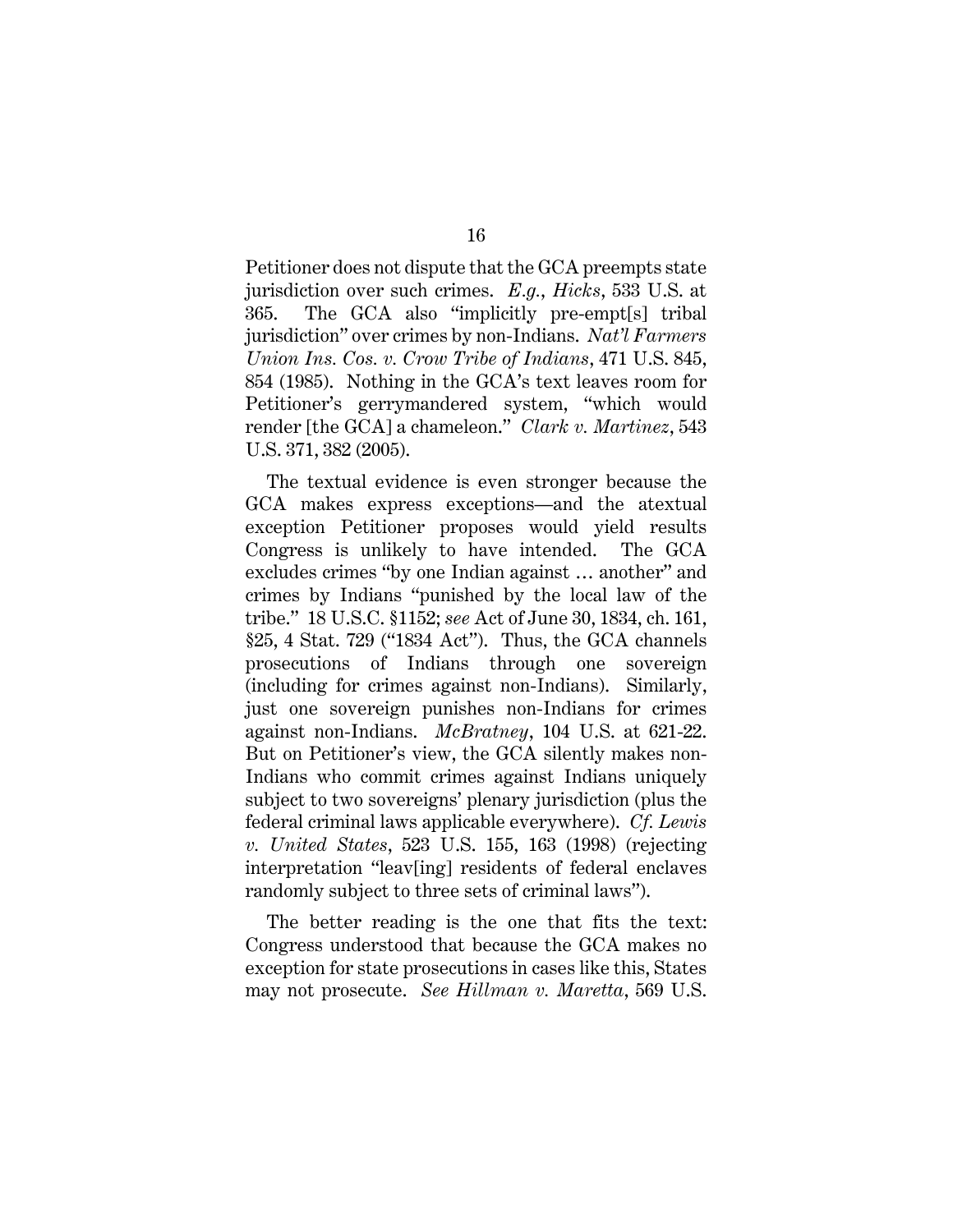Petitioner does not dispute that the GCA preempts state jurisdiction over such crimes. *E.g.*, *Hicks*, 533 U.S. at 365. The GCA also "implicitly pre-empt[s] tribal jurisdiction" over crimes by non-Indians. *Nat'l Farmers Union Ins. Cos. v. Crow Tribe of Indians*, 471 U.S. 845, 854 (1985). Nothing in the GCA's text leaves room for Petitioner's gerrymandered system, "which would render [the GCA] a chameleon." *Clark v. Martinez*, 543 U.S. 371, 382 (2005).

The textual evidence is even stronger because the GCA makes express exceptions—and the atextual exception Petitioner proposes would yield results Congress is unlikely to have intended. The GCA excludes crimes "by one Indian against … another" and crimes by Indians "punished by the local law of the tribe." 18 U.S.C. §1152; *see* Act of June 30, 1834, ch. 161, §25, 4 Stat. 729 ("1834 Act"). Thus, the GCA channels prosecutions of Indians through one sovereign (including for crimes against non-Indians). Similarly, just one sovereign punishes non-Indians for crimes against non-Indians. *McBratney*, 104 U.S. at 621-22. But on Petitioner's view, the GCA silently makes non-Indians who commit crimes against Indians uniquely subject to two sovereigns' plenary jurisdiction (plus the federal criminal laws applicable everywhere). *Cf. Lewis v. United States*, 523 U.S. 155, 163 (1998) (rejecting interpretation "leav[ing] residents of federal enclaves randomly subject to three sets of criminal laws").

The better reading is the one that fits the text: Congress understood that because the GCA makes no exception for state prosecutions in cases like this, States may not prosecute. *See Hillman v. Maretta*, 569 U.S.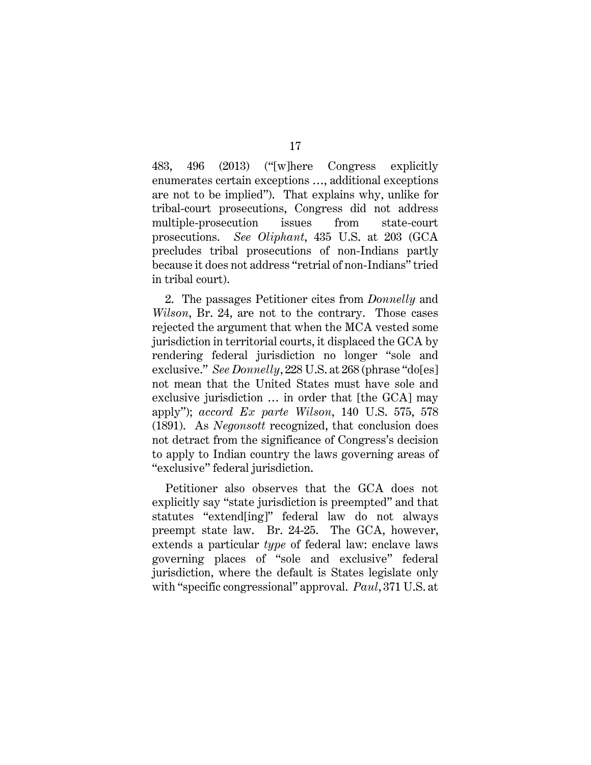483, 496 (2013) ("[w]here Congress explicitly enumerates certain exceptions …, additional exceptions are not to be implied"). That explains why, unlike for tribal-court prosecutions, Congress did not address multiple-prosecution issues from state-court prosecutions. *See Oliphant*, 435 U.S. at 203 (GCA precludes tribal prosecutions of non-Indians partly because it does not address "retrial of non-Indians" tried in tribal court).

2. The passages Petitioner cites from *Donnelly* and *Wilson*, Br. 24, are not to the contrary. Those cases rejected the argument that when the MCA vested some jurisdiction in territorial courts, it displaced the GCA by rendering federal jurisdiction no longer "sole and exclusive." *See Donnelly*, 228 U.S. at 268 (phrase "do[es] not mean that the United States must have sole and exclusive jurisdiction … in order that [the GCA] may apply"); *accord Ex parte Wilson*, 140 U.S. 575, 578 (1891). As *Negonsott* recognized, that conclusion does not detract from the significance of Congress's decision to apply to Indian country the laws governing areas of "exclusive" federal jurisdiction.

Petitioner also observes that the GCA does not explicitly say "state jurisdiction is preempted" and that statutes "extend[ing]" federal law do not always preempt state law. Br. 24-25. The GCA, however, extends a particular *type* of federal law: enclave laws governing places of "sole and exclusive" federal jurisdiction, where the default is States legislate only with "specific congressional" approval. *Paul*, 371 U.S. at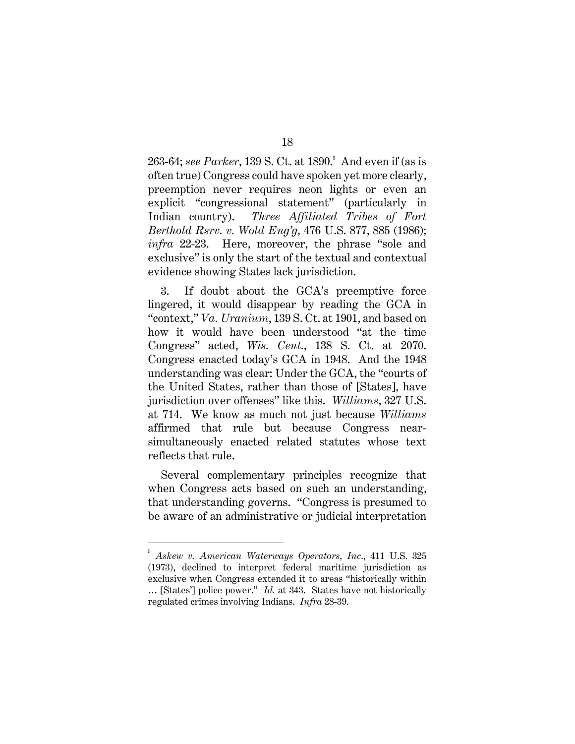263-64; *see Parker*, 139 S. Ct. at 1890.[5] And even if (as is often true) Congress could have spoken yet more clearly, preemption never requires neon lights or even an explicit "congressional statement" (particularly in Indian country). *Three Affiliated Tribes of Fort Berthold Rsrv. v. Wold Eng'g*, 476 U.S. 877, 885 (1986); *infra* 22-23. Here, moreover, the phrase "sole and exclusive" is only the start of the textual and contextual evidence showing States lack jurisdiction.

3. If doubt about the GCA's preemptive force lingered, it would disappear by reading the GCA in "context," *Va. Uranium*, 139 S. Ct. at 1901, and based on how it would have been understood "at the time Congress" acted, *Wis. Cent.*, 138 S. Ct. at 2070. Congress enacted today's GCA in 1948. And the 1948 understanding was clear: Under the GCA, the "courts of the United States, rather than those of [States], have jurisdiction over offenses" like this. *Williams*, 327 U.S. at 714. We know as much not just because *Williams* affirmed that rule but because Congress near-simultaneously enacted related statutes whose text reflects that rule.

Several complementary principles recognize that when Congress acts based on such an understanding, that understanding governs. "Congress is presumed to be aware of an administrative or judicial interpretation

---

[5] *Askew v. American Waterways Operators, Inc.*, 411 U.S. 325 (1973), declined to interpret federal maritime jurisdiction as exclusive when Congress extended it to areas "historically within … [States'] police power." *Id.* at 343. States have not historically regulated crimes involving Indians. *Infra* 28-39.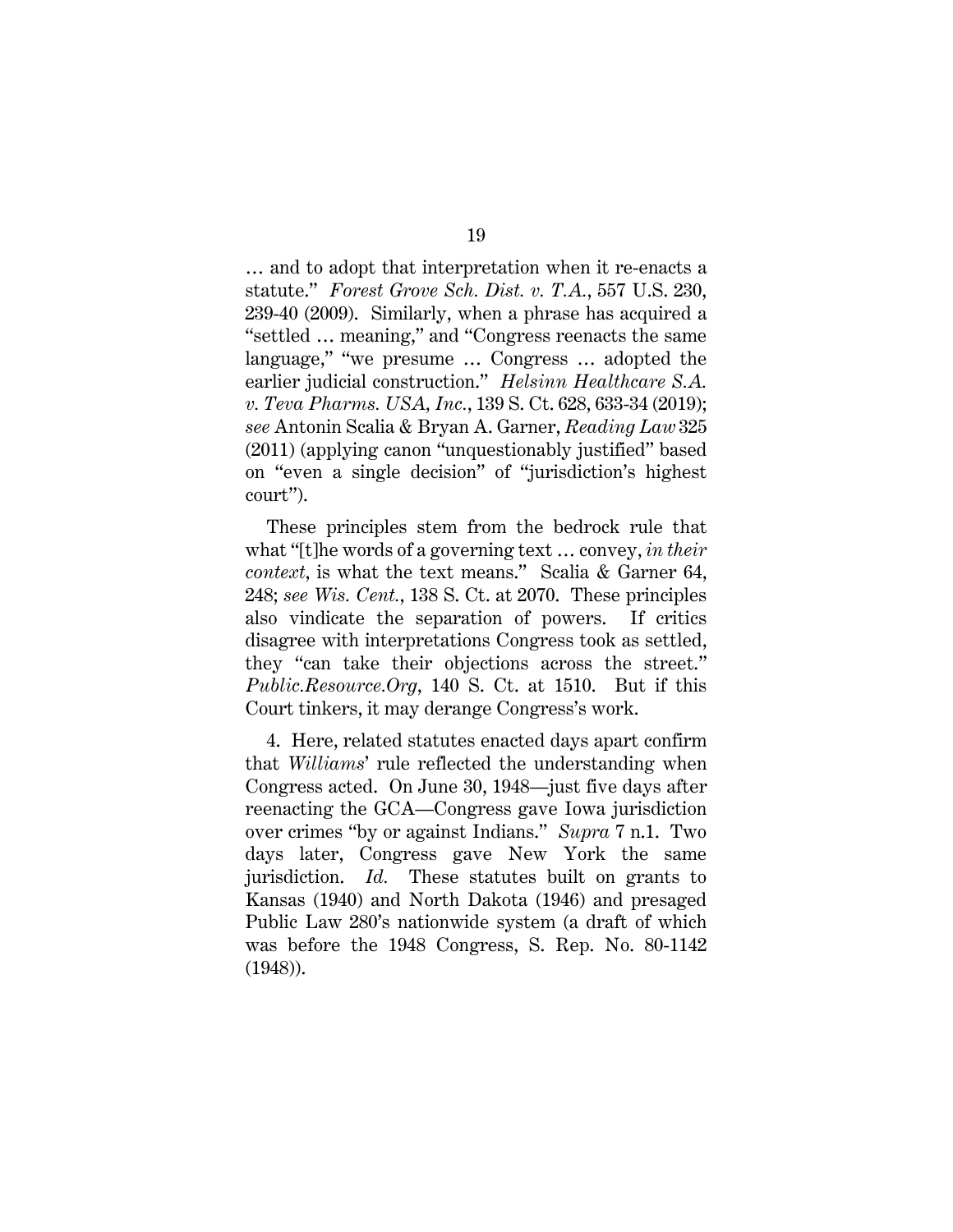… and to adopt that interpretation when it re-enacts a statute." *Forest Grove Sch. Dist. v. T.A.*, 557 U.S. 230, 239-40 (2009). Similarly, when a phrase has acquired a "settled … meaning," and "Congress reenacts the same language," "we presume … Congress … adopted the earlier judicial construction." *Helsinn Healthcare S.A. v. Teva Pharms. USA, Inc.*, 139 S. Ct. 628, 633-34 (2019); *see* Antonin Scalia & Bryan A. Garner, *Reading Law* 325 (2011) (applying canon "unquestionably justified" based on "even a single decision" of "jurisdiction's highest court").

These principles stem from the bedrock rule that what "[t]he words of a governing text … convey, *in their context*, is what the text means." Scalia & Garner 64, 248; *see Wis. Cent.*, 138 S. Ct. at 2070. These principles also vindicate the separation of powers. If critics disagree with interpretations Congress took as settled, they "can take their objections across the street." *Public.Resource.Org*, 140 S. Ct. at 1510. But if this Court tinkers, it may derange Congress's work.

4. Here, related statutes enacted days apart confirm that *Williams*' rule reflected the understanding when Congress acted. On June 30, 1948—just five days after reenacting the GCA—Congress gave Iowa jurisdiction over crimes "by or against Indians." *Supra* 7 n.1. Two days later, Congress gave New York the same jurisdiction. *Id.* These statutes built on grants to Kansas (1940) and North Dakota (1946) and presaged Public Law 280's nationwide system (a draft of which was before the 1948 Congress, S. Rep. No. 80-1142 (1948)).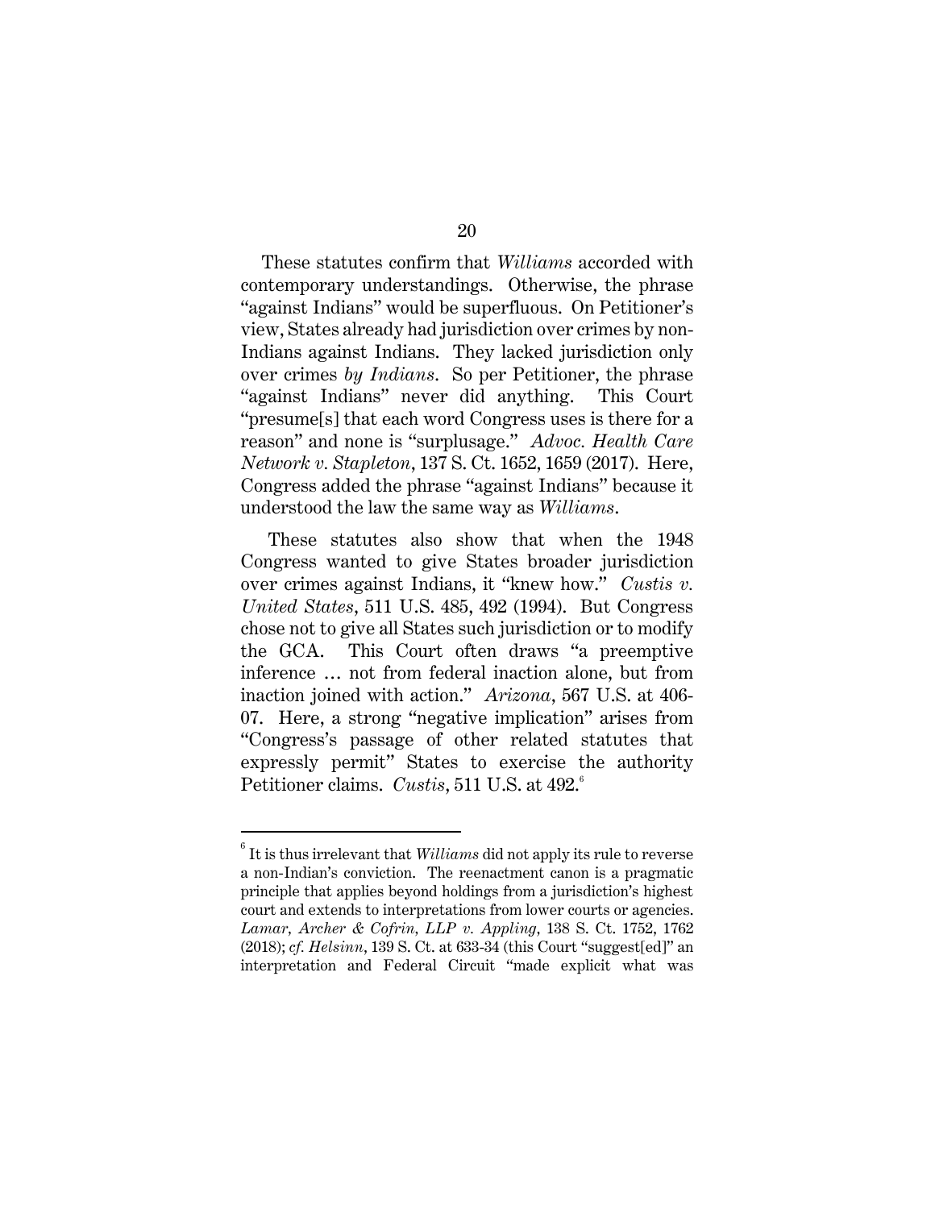These statutes confirm that *Williams* accorded with contemporary understandings. Otherwise, the phrase "against Indians" would be superfluous. On Petitioner's view, States already had jurisdiction over crimes by non-Indians against Indians. They lacked jurisdiction only over crimes *by Indians*. So per Petitioner, the phrase "against Indians" never did anything. This Court "presume[s] that each word Congress uses is there for a reason" and none is "surplusage." *Advoc. Health Care Network v. Stapleton*, 137 S. Ct. 1652, 1659 (2017). Here, Congress added the phrase "against Indians" because it understood the law the same way as *Williams*.

These statutes also show that when the 1948 Congress wanted to give States broader jurisdiction over crimes against Indians, it "knew how." *Custis v. United States*, 511 U.S. 485, 492 (1994). But Congress chose not to give all States such jurisdiction or to modify the GCA. This Court often draws "a preemptive inference … not from federal inaction alone, but from inaction joined with action." *Arizona*, 567 U.S. at 406-07. Here, a strong "negative implication" arises from "Congress's passage of other related statutes that expressly permit" States to exercise the authority Petitioner claims. *Custis*, 511 U.S. at 492.[6]

---

[6] It is thus irrelevant that *Williams* did not apply its rule to reverse a non-Indian's conviction. The reenactment canon is a pragmatic principle that applies beyond holdings from a jurisdiction's highest court and extends to interpretations from lower courts or agencies. *Lamar, Archer & Cofrin, LLP v. Appling*, 138 S. Ct. 1752, 1762 (2018); *cf. Helsinn*, 139 S. Ct. at 633-34 (this Court "suggest[ed]" an interpretation and Federal Circuit "made explicit what was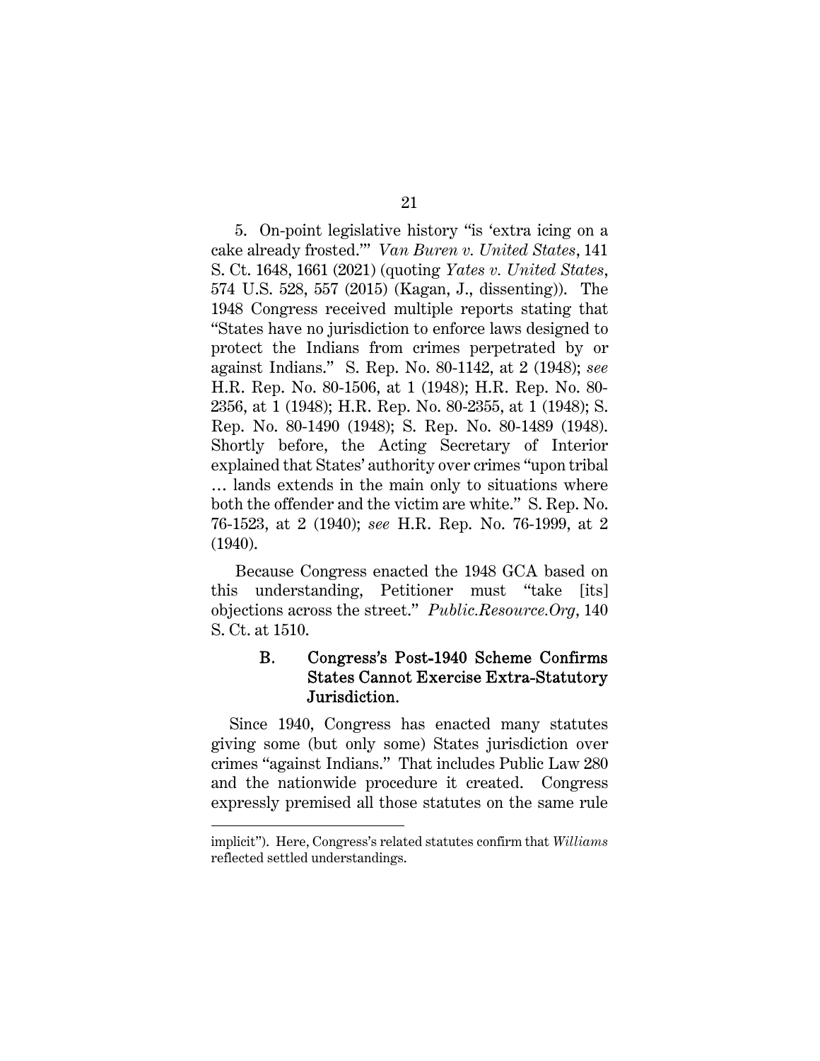5. On-point legislative history "is 'extra icing on a cake already frosted.'" *Van Buren v. United States*, 141 S. Ct. 1648, 1661 (2021) (quoting *Yates v. United States*, 574 U.S. 528, 557 (2015) (Kagan, J., dissenting)). The 1948 Congress received multiple reports stating that "States have no jurisdiction to enforce laws designed to protect the Indians from crimes perpetrated by or against Indians." S. Rep. No. 80-1142, at 2 (1948); *see* H.R. Rep. No. 80-1506, at 1 (1948); H.R. Rep. No. 80-2356, at 1 (1948); H.R. Rep. No. 80-2355, at 1 (1948); S. Rep. No. 80-1490 (1948); S. Rep. No. 80-1489 (1948). Shortly before, the Acting Secretary of Interior explained that States' authority over crimes "upon tribal … lands extends in the main only to situations where both the offender and the victim are white." S. Rep. No. 76-1523, at 2 (1940); *see* H.R. Rep. No. 76-1999, at 2 (1940).

Because Congress enacted the 1948 GCA based on this understanding, Petitioner must "take [its] objections across the street." *Public.Resource.Org*, 140 S. Ct. at 1510.

### B. Congress's Post-1940 Scheme Confirms States Cannot Exercise Extra-Statutory Jurisdiction.

Since 1940, Congress has enacted many statutes giving some (but only some) States jurisdiction over crimes "against Indians." That includes Public Law 280 and the nationwide procedure it created. Congress expressly premised all those statutes on the same rule

---

implicit"). Here, Congress's related statutes confirm that *Williams* reflected settled understandings.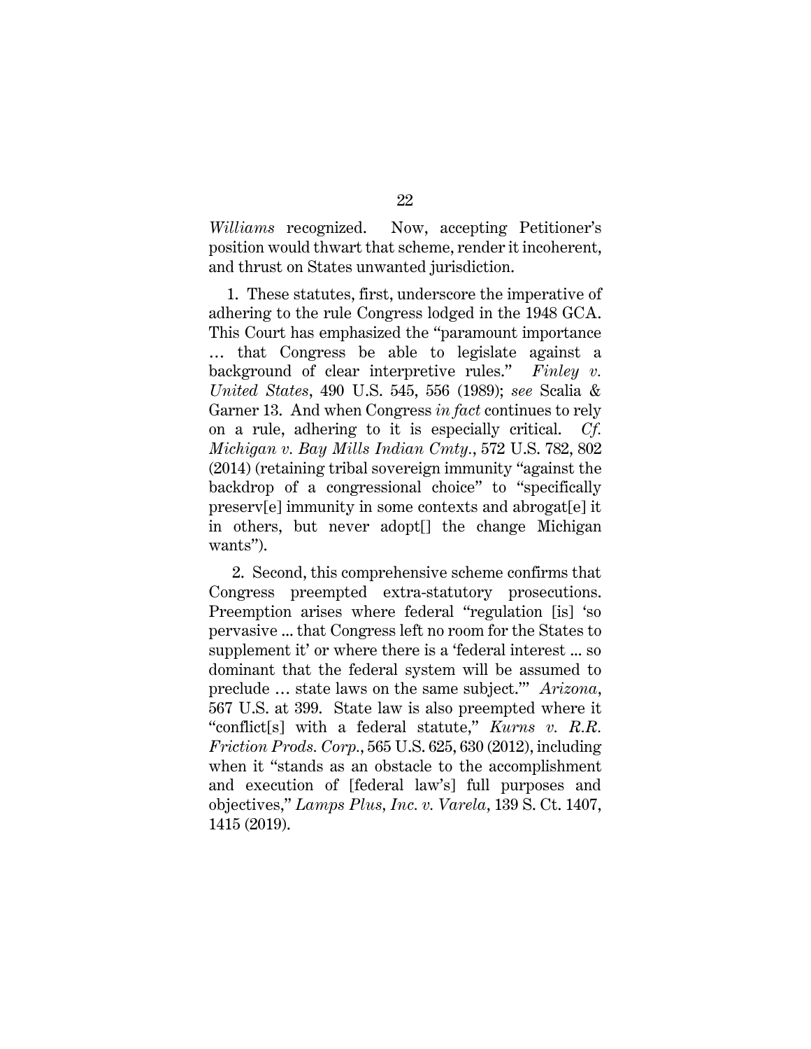*Williams* recognized. Now, accepting Petitioner's position would thwart that scheme, render it incoherent, and thrust on States unwanted jurisdiction.

1. These statutes, first, underscore the imperative of adhering to the rule Congress lodged in the 1948 GCA. This Court has emphasized the "paramount importance … that Congress be able to legislate against a background of clear interpretive rules." *Finley v. United States*, 490 U.S. 545, 556 (1989); *see* Scalia & Garner 13. And when Congress *in fact* continues to rely on a rule, adhering to it is especially critical. *Cf. Michigan v. Bay Mills Indian Cmty.*, 572 U.S. 782, 802 (2014) (retaining tribal sovereign immunity "against the backdrop of a congressional choice" to "specifically preserv[e] immunity in some contexts and abrogat[e] it in others, but never adopt[] the change Michigan wants").

2. Second, this comprehensive scheme confirms that Congress preempted extra-statutory prosecutions. Preemption arises where federal "regulation [is] 'so pervasive ... that Congress left no room for the States to supplement it' or where there is a 'federal interest ... so dominant that the federal system will be assumed to preclude … state laws on the same subject.'" *Arizona*, 567 U.S. at 399. State law is also preempted where it "conflict[s] with a federal statute," *Kurns v. R.R. Friction Prods. Corp.*, 565 U.S. 625, 630 (2012), including when it "stands as an obstacle to the accomplishment and execution of [federal law's] full purposes and objectives," *Lamps Plus, Inc. v. Varela*, 139 S. Ct. 1407, 1415 (2019).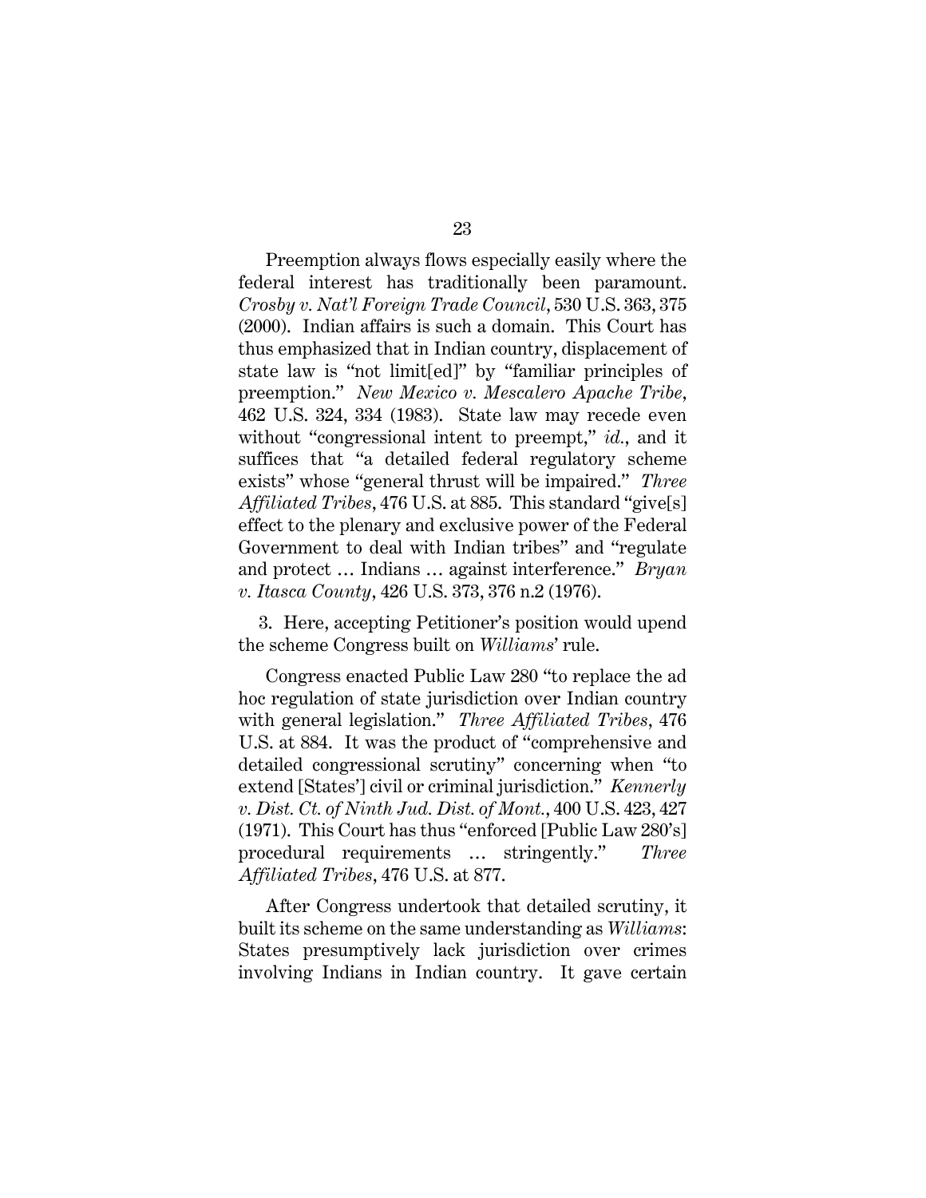Preemption always flows especially easily where the federal interest has traditionally been paramount. *Crosby v. Nat'l Foreign Trade Council*, 530 U.S. 363, 375 (2000). Indian affairs is such a domain. This Court has thus emphasized that in Indian country, displacement of state law is "not limit[ed]" by "familiar principles of preemption." *New Mexico v. Mescalero Apache Tribe*, 462 U.S. 324, 334 (1983). State law may recede even without "congressional intent to preempt," *id.*, and it suffices that "a detailed federal regulatory scheme exists" whose "general thrust will be impaired." *Three Affiliated Tribes*, 476 U.S. at 885. This standard "give[s] effect to the plenary and exclusive power of the Federal Government to deal with Indian tribes" and "regulate and protect … Indians … against interference." *Bryan v. Itasca County*, 426 U.S. 373, 376 n.2 (1976).

3. Here, accepting Petitioner's position would upend the scheme Congress built on *Williams*' rule.

Congress enacted Public Law 280 "to replace the ad hoc regulation of state jurisdiction over Indian country with general legislation." *Three Affiliated Tribes*, 476 U.S. at 884. It was the product of "comprehensive and detailed congressional scrutiny" concerning when "to extend [States'] civil or criminal jurisdiction." *Kennerly v. Dist. Ct. of Ninth Jud. Dist. of Mont.*, 400 U.S. 423, 427 (1971). This Court has thus "enforced [Public Law 280's] procedural requirements … stringently." *Three Affiliated Tribes*, 476 U.S. at 877.

After Congress undertook that detailed scrutiny, it built its scheme on the same understanding as *Williams*: States presumptively lack jurisdiction over crimes involving Indians in Indian country. It gave certain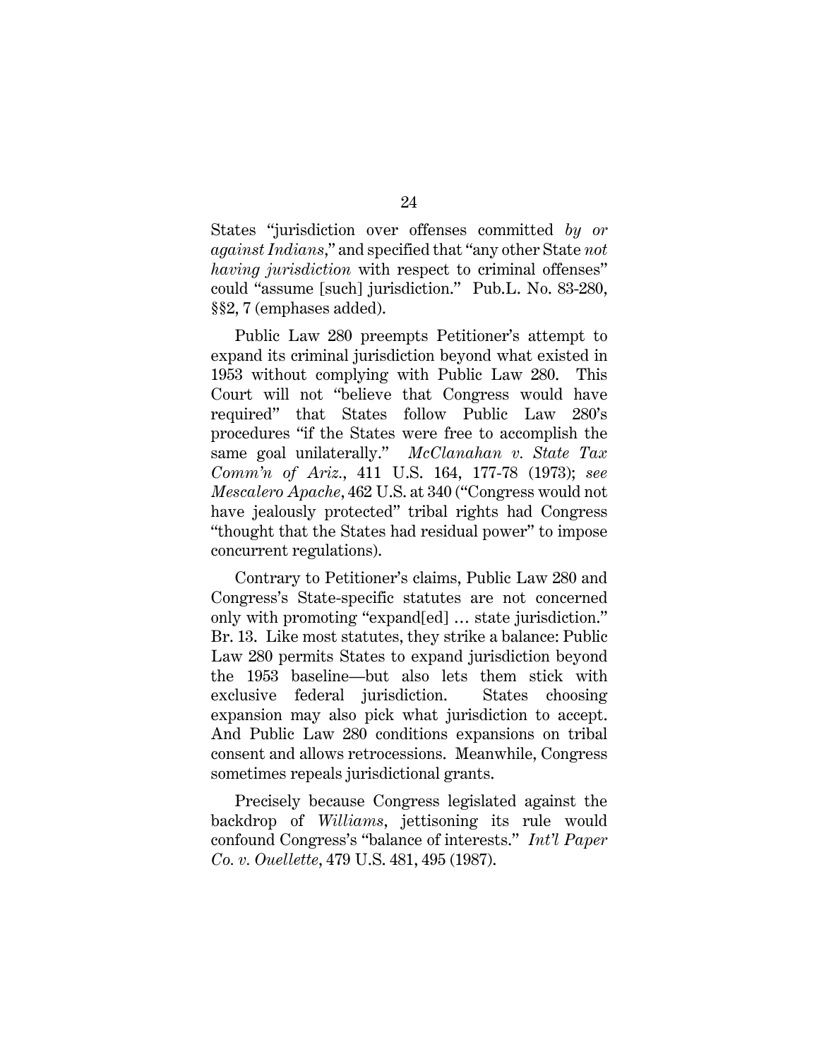States "jurisdiction over offenses committed *by or against Indians*," and specified that "any other State *not having jurisdiction* with respect to criminal offenses" could "assume [such] jurisdiction." Pub.L. No. 83-280, §§2, 7 (emphases added).

Public Law 280 preempts Petitioner's attempt to expand its criminal jurisdiction beyond what existed in 1953 without complying with Public Law 280. This Court will not "believe that Congress would have required" that States follow Public Law 280's procedures "if the States were free to accomplish the same goal unilaterally." *McClanahan v. State Tax Comm'n of Ariz.*, 411 U.S. 164, 177-78 (1973); *see Mescalero Apache*, 462 U.S. at 340 ("Congress would not have jealously protected" tribal rights had Congress "thought that the States had residual power" to impose concurrent regulations).

Contrary to Petitioner's claims, Public Law 280 and Congress's State-specific statutes are not concerned only with promoting "expand[ed] … state jurisdiction." Br. 13. Like most statutes, they strike a balance: Public Law 280 permits States to expand jurisdiction beyond the 1953 baseline—but also lets them stick with exclusive federal jurisdiction. States choosing expansion may also pick what jurisdiction to accept. And Public Law 280 conditions expansions on tribal consent and allows retrocessions. Meanwhile, Congress sometimes repeals jurisdictional grants.

Precisely because Congress legislated against the backdrop of *Williams*, jettisoning its rule would confound Congress's "balance of interests." *Int'l Paper Co. v. Ouellette*, 479 U.S. 481, 495 (1987).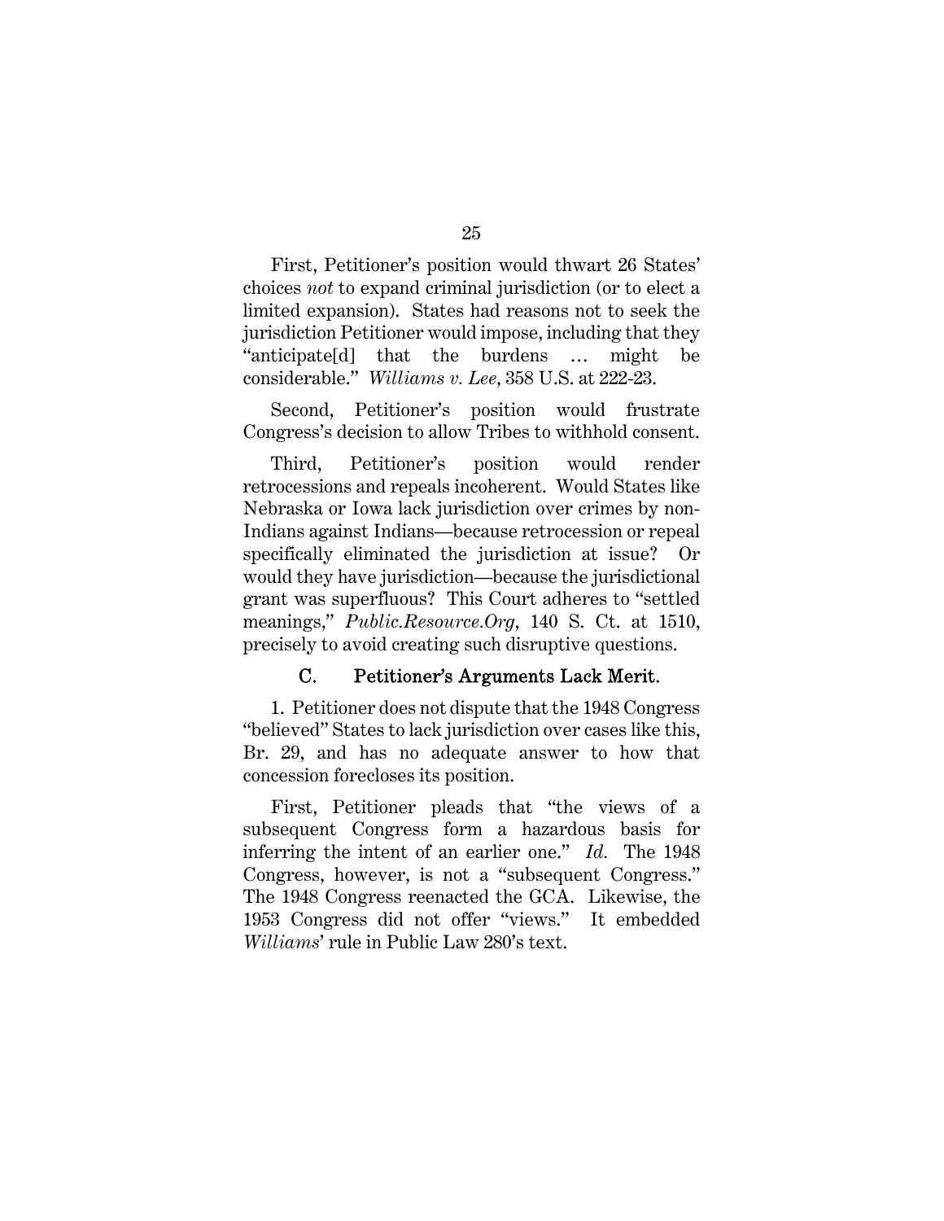First, Petitioner's position would thwart 26 States' choices *not* to expand criminal jurisdiction (or to elect a limited expansion). States had reasons not to seek the jurisdiction Petitioner would impose, including that they "anticipate[d] that the burdens … might be considerable." *Williams v. Lee*, 358 U.S. at 222-23.

Second, Petitioner's position would frustrate Congress's decision to allow Tribes to withhold consent.

Third, Petitioner's position would render retrocessions and repeals incoherent. Would States like Nebraska or Iowa lack jurisdiction over crimes by non-Indians against Indians—because retrocession or repeal specifically eliminated the jurisdiction at issue? Or would they have jurisdiction—because the jurisdictional grant was superfluous? This Court adheres to "settled meanings," *Public.Resource.Org*, 140 S. Ct. at 1510, precisely to avoid creating such disruptive questions.

### C. Petitioner's Arguments Lack Merit.

1. Petitioner does not dispute that the 1948 Congress "believed" States to lack jurisdiction over cases like this, Br. 29, and has no adequate answer to how that concession forecloses its position.

First, Petitioner pleads that "the views of a subsequent Congress form a hazardous basis for inferring the intent of an earlier one." *Id.* The 1948 Congress, however, is not a "subsequent Congress." The 1948 Congress reenacted the GCA. Likewise, the 1953 Congress did not offer "views." It embedded *Williams*' rule in Public Law 280's text.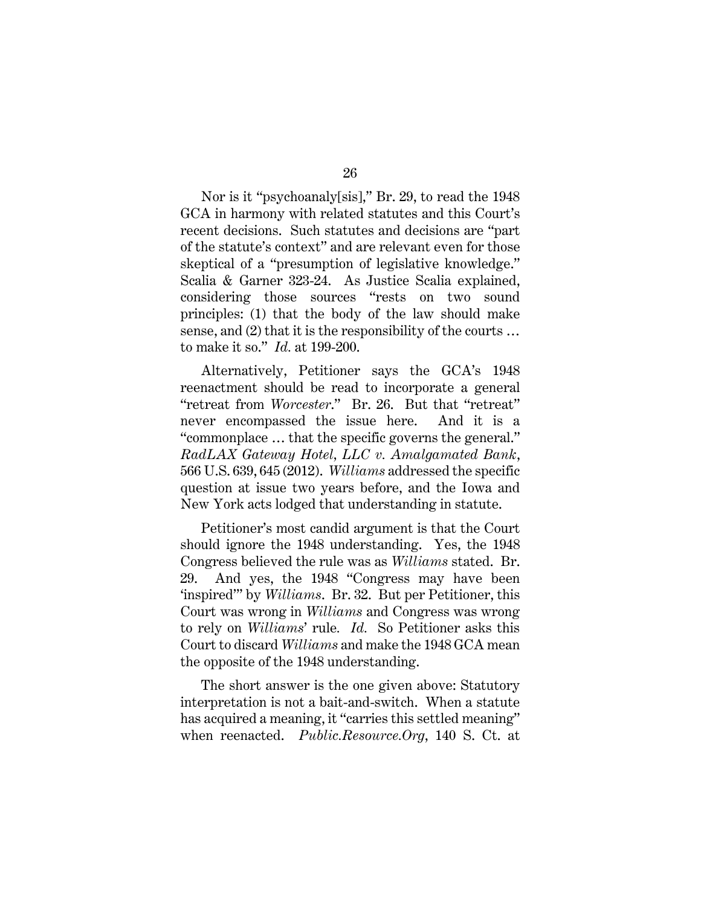Nor is it "psychoanaly[sis]," Br. 29, to read the 1948 GCA in harmony with related statutes and this Court's recent decisions. Such statutes and decisions are "part of the statute's context" and are relevant even for those skeptical of a "presumption of legislative knowledge." Scalia & Garner 323-24. As Justice Scalia explained, considering those sources "rests on two sound principles: (1) that the body of the law should make sense, and (2) that it is the responsibility of the courts … to make it so." *Id.* at 199-200.

Alternatively, Petitioner says the GCA's 1948 reenactment should be read to incorporate a general "retreat from *Worcester*." Br. 26. But that "retreat" never encompassed the issue here. And it is a "commonplace … that the specific governs the general." *RadLAX Gateway Hotel, LLC v. Amalgamated Bank*, 566 U.S. 639, 645 (2012). *Williams* addressed the specific question at issue two years before, and the Iowa and New York acts lodged that understanding in statute.

Petitioner's most candid argument is that the Court should ignore the 1948 understanding. Yes, the 1948 Congress believed the rule was as *Williams* stated. Br. 29. And yes, the 1948 "Congress may have been 'inspired'" by *Williams*. Br. 32. But per Petitioner, this Court was wrong in *Williams* and Congress was wrong to rely on *Williams*' rule. *Id.* So Petitioner asks this Court to discard *Williams* and make the 1948 GCA mean the opposite of the 1948 understanding.

The short answer is the one given above: Statutory interpretation is not a bait-and-switch. When a statute has acquired a meaning, it "carries this settled meaning" when reenacted. *Public.Resource.Org*, 140 S. Ct. at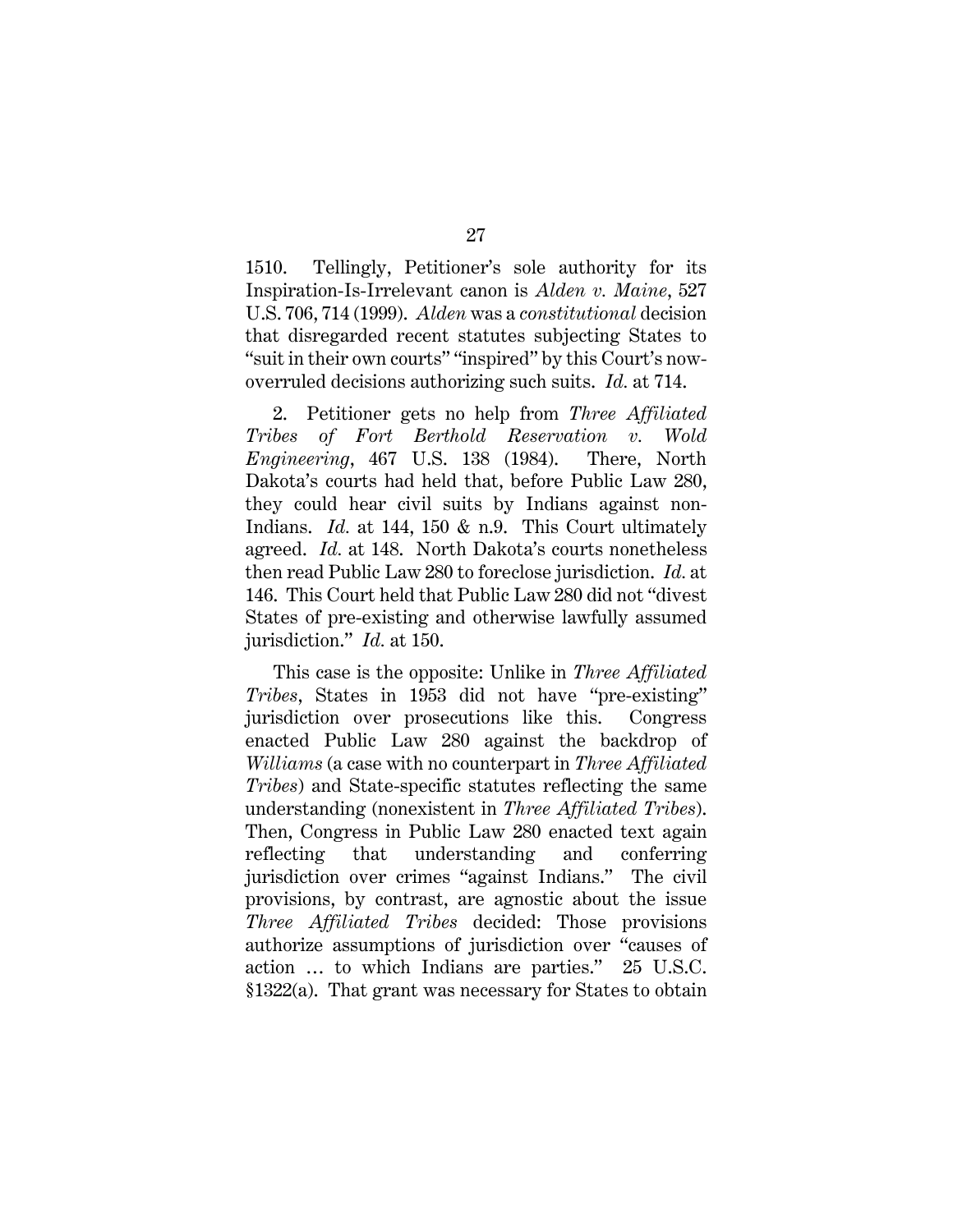1510. Tellingly, Petitioner's sole authority for its Inspiration-Is-Irrelevant canon is *Alden v. Maine*, 527 U.S. 706, 714 (1999). *Alden* was a *constitutional* decision that disregarded recent statutes subjecting States to "suit in their own courts" "inspired" by this Court's now-overruled decisions authorizing such suits. *Id.* at 714.

2. Petitioner gets no help from *Three Affiliated Tribes of Fort Berthold Reservation v. Wold Engineering*, 467 U.S. 138 (1984). There, North Dakota's courts had held that, before Public Law 280, they could hear civil suits by Indians against non-Indians. *Id.* at 144, 150 & n.9. This Court ultimately agreed. *Id.* at 148. North Dakota's courts nonetheless then read Public Law 280 to foreclose jurisdiction. *Id.* at 146. This Court held that Public Law 280 did not "divest States of pre-existing and otherwise lawfully assumed jurisdiction." *Id.* at 150.

This case is the opposite: Unlike in *Three Affiliated Tribes*, States in 1953 did not have "pre-existing" jurisdiction over prosecutions like this. Congress enacted Public Law 280 against the backdrop of *Williams* (a case with no counterpart in *Three Affiliated Tribes*) and State-specific statutes reflecting the same understanding (nonexistent in *Three Affiliated Tribes*). Then, Congress in Public Law 280 enacted text again reflecting that understanding and conferring jurisdiction over crimes "against Indians." The civil provisions, by contrast, are agnostic about the issue *Three Affiliated Tribes* decided: Those provisions authorize assumptions of jurisdiction over "causes of action … to which Indians are parties." 25 U.S.C. §1322(a). That grant was necessary for States to obtain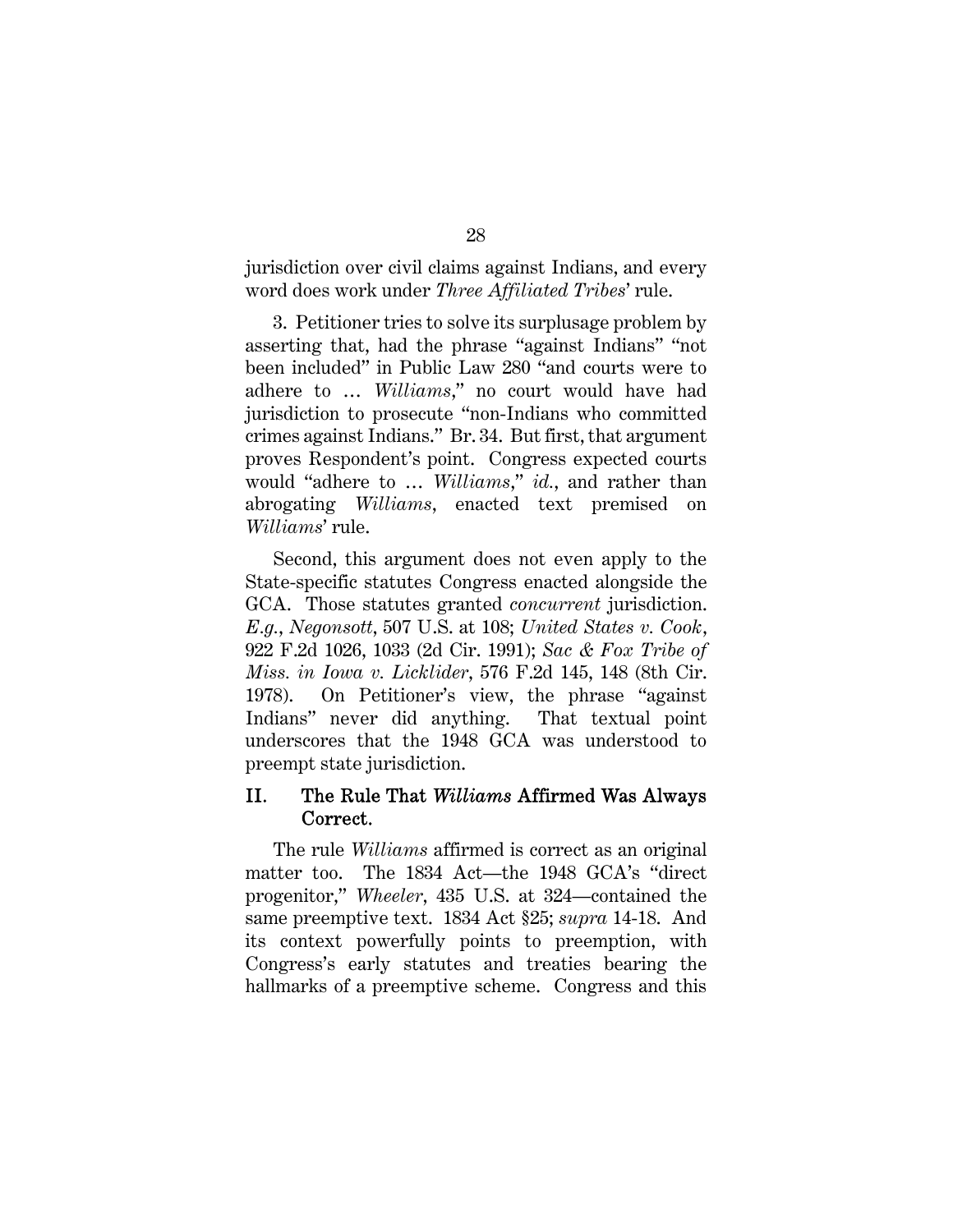jurisdiction over civil claims against Indians, and every word does work under *Three Affiliated Tribes*' rule.

3. Petitioner tries to solve its surplusage problem by asserting that, had the phrase "against Indians" "not been included" in Public Law 280 "and courts were to adhere to … *Williams*," no court would have had jurisdiction to prosecute "non-Indians who committed crimes against Indians." Br. 34. But first, that argument proves Respondent's point. Congress expected courts would "adhere to … *Williams*," *id.*, and rather than abrogating *Williams*, enacted text premised on *Williams*' rule.

Second, this argument does not even apply to the State-specific statutes Congress enacted alongside the GCA. Those statutes granted *concurrent* jurisdiction. *E.g.*, *Negonsott*, 507 U.S. at 108; *United States v. Cook*, 922 F.2d 1026, 1033 (2d Cir. 1991); *Sac & Fox Tribe of Miss. in Iowa v. Licklider*, 576 F.2d 145, 148 (8th Cir. 1978). On Petitioner's view, the phrase "against Indians" never did anything. That textual point underscores that the 1948 GCA was understood to preempt state jurisdiction.

## II. The Rule That *Williams* Affirmed Was Always Correct.

The rule *Williams* affirmed is correct as an original matter too. The 1834 Act—the 1948 GCA's "direct progenitor," *Wheeler*, 435 U.S. at 324—contained the same preemptive text. 1834 Act §25; *supra* 14-18. And its context powerfully points to preemption, with Congress's early statutes and treaties bearing the hallmarks of a preemptive scheme. Congress and this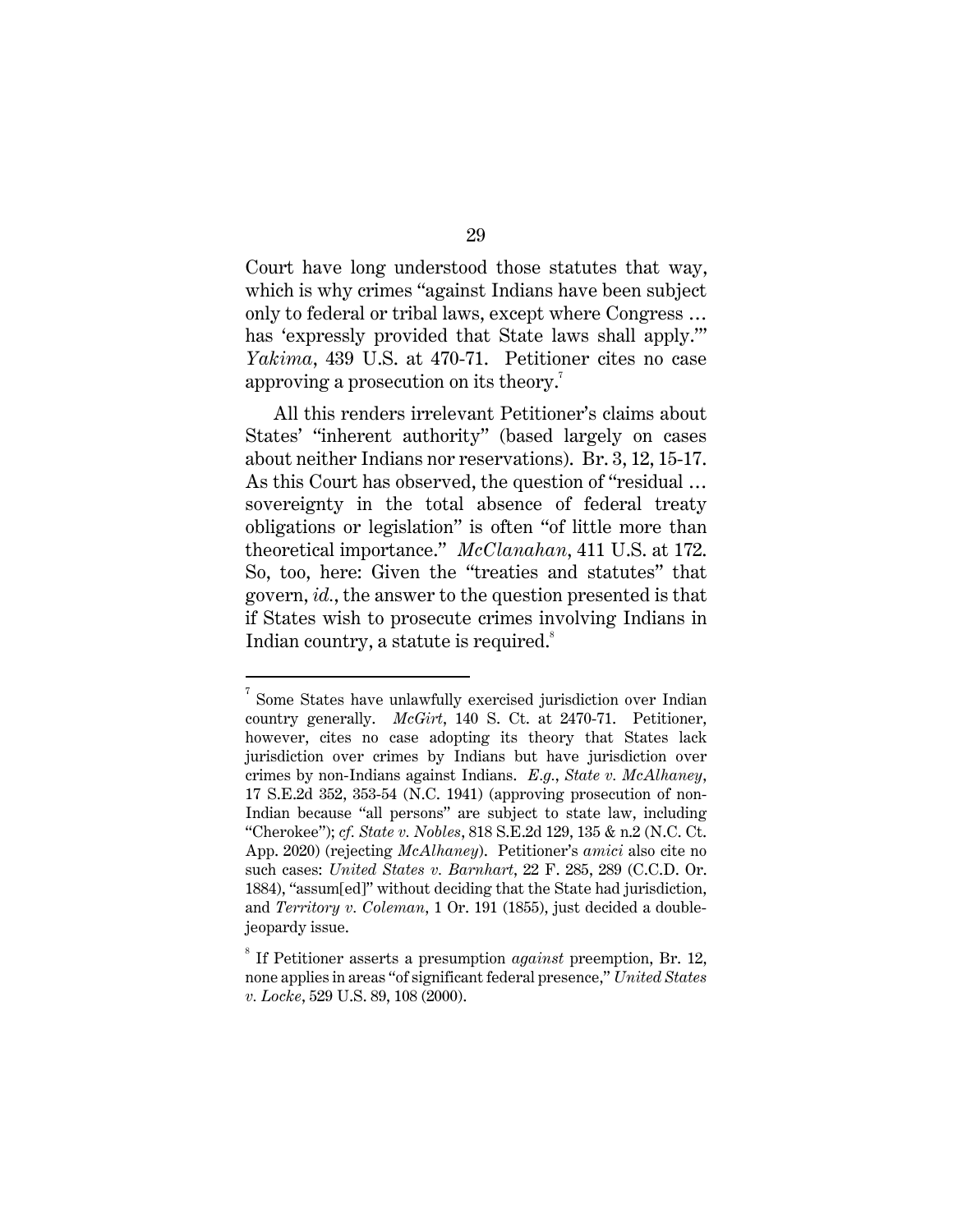Court have long understood those statutes that way, which is why crimes "against Indians have been subject only to federal or tribal laws, except where Congress … has 'expressly provided that State laws shall apply.'" *Yakima*, 439 U.S. at 470-71. Petitioner cites no case approving a prosecution on its theory.[7]

All this renders irrelevant Petitioner's claims about States' "inherent authority" (based largely on cases about neither Indians nor reservations). Br. 3, 12, 15-17. As this Court has observed, the question of "residual … sovereignty in the total absence of federal treaty obligations or legislation" is often "of little more than theoretical importance." *McClanahan*, 411 U.S. at 172. So, too, here: Given the "treaties and statutes" that govern, *id.*, the answer to the question presented is that if States wish to prosecute crimes involving Indians in Indian country, a statute is required.[8]

---

[7] Some States have unlawfully exercised jurisdiction over Indian country generally. *McGirt*, 140 S. Ct. at 2470-71. Petitioner, however, cites no case adopting its theory that States lack jurisdiction over crimes by Indians but have jurisdiction over crimes by non-Indians against Indians. *E.g.*, *State v. McAlhaney*, 17 S.E.2d 352, 353-54 (N.C. 1941) (approving prosecution of non-Indian because "all persons" are subject to state law, including "Cherokee"); *cf. State v. Nobles*, 818 S.E.2d 129, 135 & n.2 (N.C. Ct. App. 2020) (rejecting *McAlhaney*). Petitioner's *amici* also cite no such cases: *United States v. Barnhart*, 22 F. 285, 289 (C.C.D. Or. 1884), "assum[ed]" without deciding that the State had jurisdiction, and *Territory v. Coleman*, 1 Or. 191 (1855), just decided a double-jeopardy issue.

[8] If Petitioner asserts a presumption *against* preemption, Br. 12, none applies in areas "of significant federal presence," *United States v. Locke*, 529 U.S. 89, 108 (2000).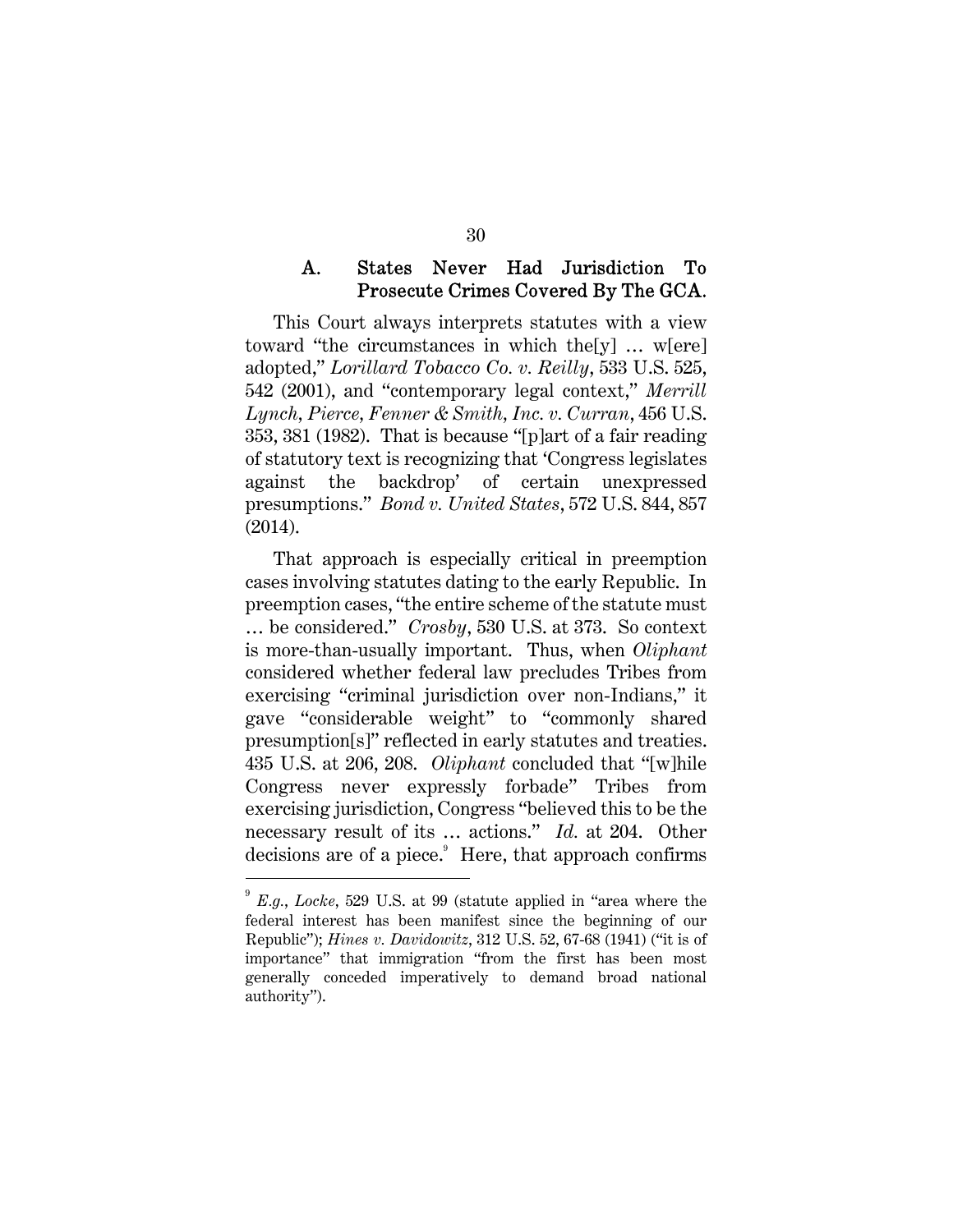### A. States Never Had Jurisdiction To Prosecute Crimes Covered By The GCA.

This Court always interprets statutes with a view toward "the circumstances in which the[y] … w[ere] adopted," *Lorillard Tobacco Co. v. Reilly*, 533 U.S. 525, 542 (2001), and "contemporary legal context," *Merrill Lynch, Pierce, Fenner & Smith, Inc. v. Curran*, 456 U.S. 353, 381 (1982). That is because "[p]art of a fair reading of statutory text is recognizing that 'Congress legislates against the backdrop' of certain unexpressed presumptions." *Bond v. United States*, 572 U.S. 844, 857 (2014).

That approach is especially critical in preemption cases involving statutes dating to the early Republic. In preemption cases, "the entire scheme of the statute must … be considered." *Crosby*, 530 U.S. at 373. So context is more-than-usually important. Thus, when *Oliphant* considered whether federal law precludes Tribes from exercising "criminal jurisdiction over non-Indians," it gave "considerable weight" to "commonly shared presumption[s]" reflected in early statutes and treaties. 435 U.S. at 206, 208. *Oliphant* concluded that "[w]hile Congress never expressly forbade" Tribes from exercising jurisdiction, Congress "believed this to be the necessary result of its … actions." *Id.* at 204. Other decisions are of a piece.[9] Here, that approach confirms

---

[9] *E.g.*, *Locke*, 529 U.S. at 99 (statute applied in "area where the federal interest has been manifest since the beginning of our Republic"); *Hines v. Davidowitz*, 312 U.S. 52, 67-68 (1941) ("it is of importance" that immigration "from the first has been most generally conceded imperatively to demand broad national authority").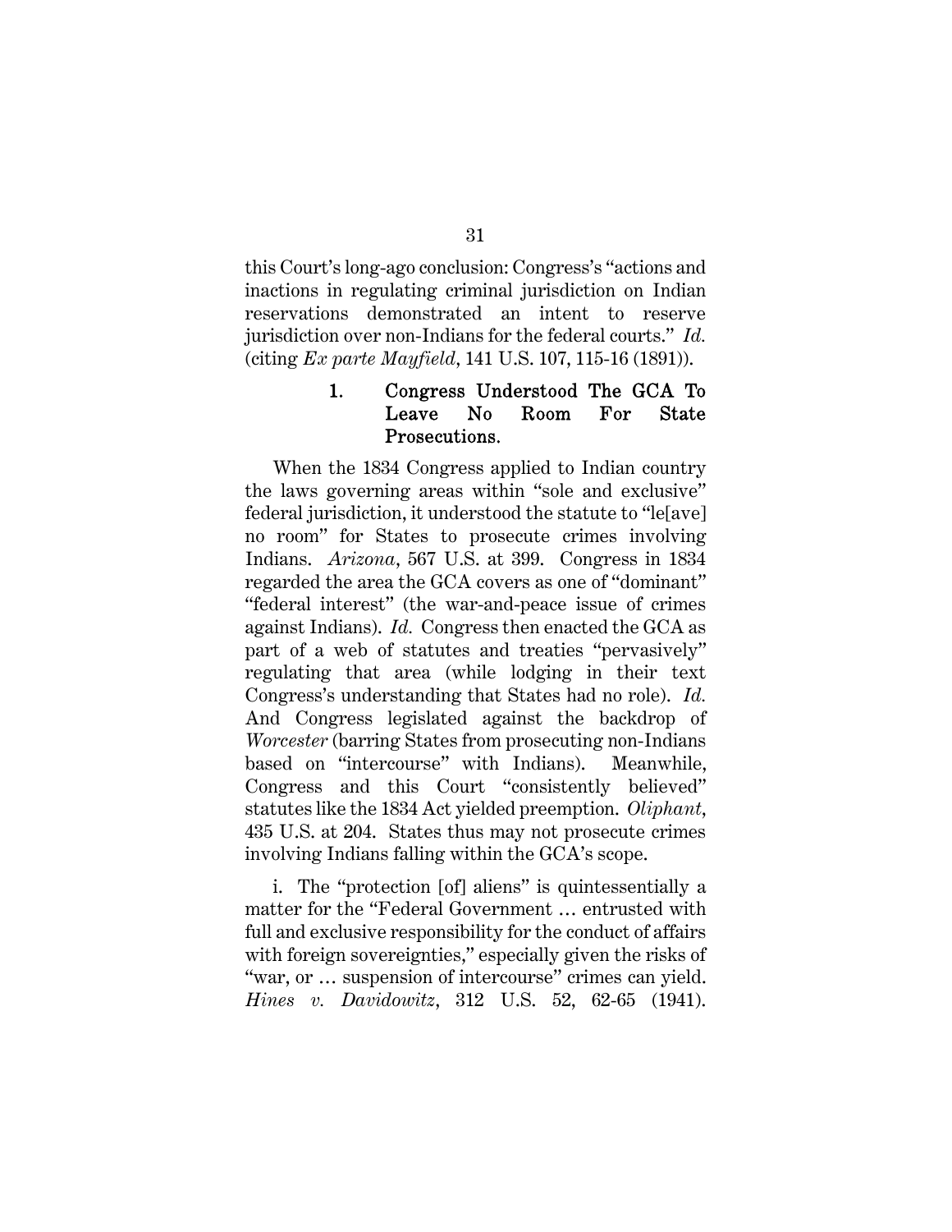this Court's long-ago conclusion: Congress's "actions and inactions in regulating criminal jurisdiction on Indian reservations demonstrated an intent to reserve jurisdiction over non-Indians for the federal courts." *Id.* (citing *Ex parte Mayfield*, 141 U.S. 107, 115-16 (1891)).

#### 1. Congress Understood The GCA To Leave No Room For State Prosecutions.

When the 1834 Congress applied to Indian country the laws governing areas within "sole and exclusive" federal jurisdiction, it understood the statute to "le[ave] no room" for States to prosecute crimes involving Indians. *Arizona*, 567 U.S. at 399. Congress in 1834 regarded the area the GCA covers as one of "dominant" "federal interest" (the war-and-peace issue of crimes against Indians). *Id.* Congress then enacted the GCA as part of a web of statutes and treaties "pervasively" regulating that area (while lodging in their text Congress's understanding that States had no role). *Id.* And Congress legislated against the backdrop of *Worcester* (barring States from prosecuting non-Indians based on "intercourse" with Indians). Meanwhile, Congress and this Court "consistently believed" statutes like the 1834 Act yielded preemption. *Oliphant*, 435 U.S. at 204. States thus may not prosecute crimes involving Indians falling within the GCA's scope.

i. The "protection [of] aliens" is quintessentially a matter for the "Federal Government … entrusted with full and exclusive responsibility for the conduct of affairs with foreign sovereignties," especially given the risks of "war, or … suspension of intercourse" crimes can yield. *Hines v. Davidowitz*, 312 U.S. 52, 62-65 (1941).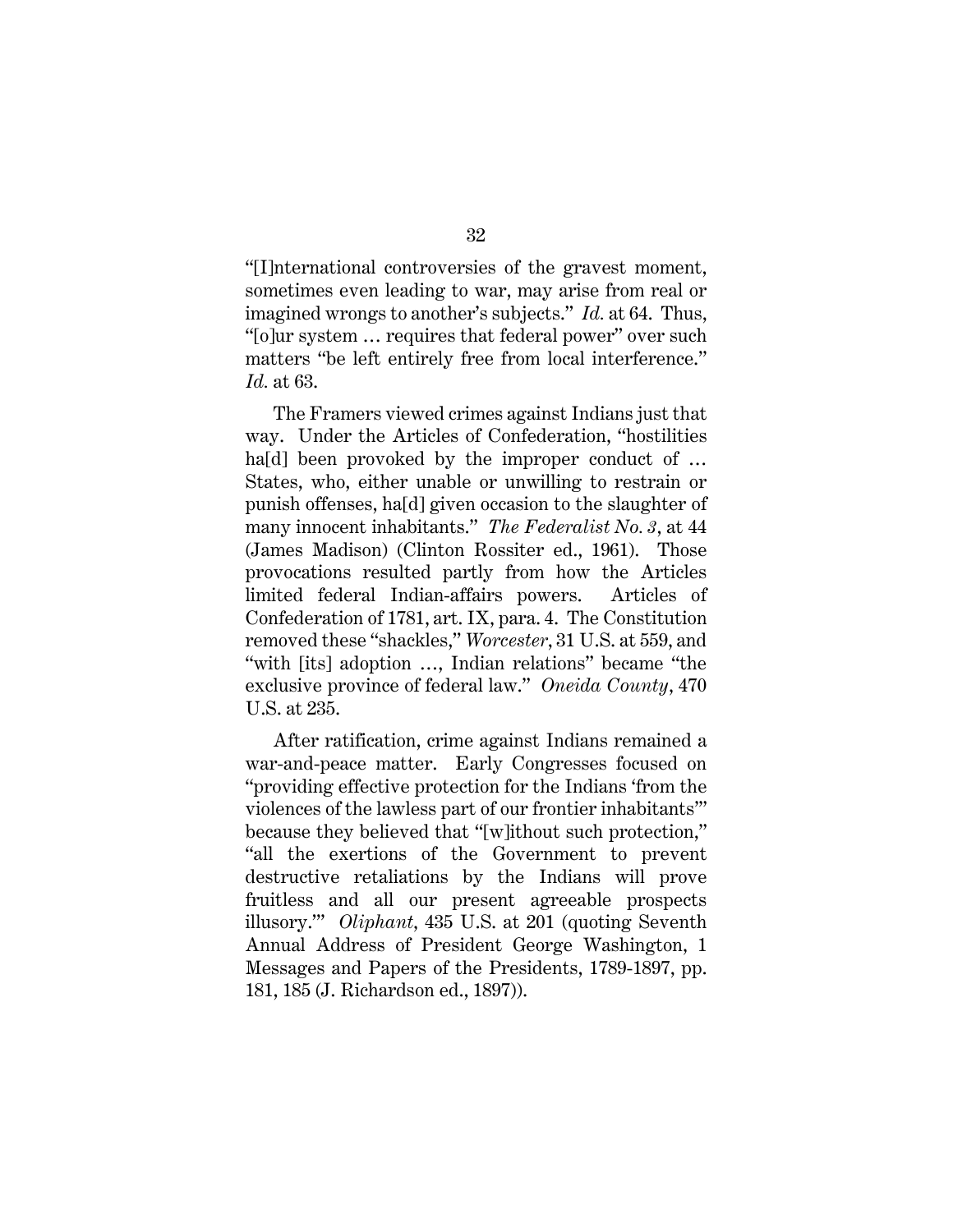"[I]nternational controversies of the gravest moment, sometimes even leading to war, may arise from real or imagined wrongs to another's subjects." *Id.* at 64. Thus, "[o]ur system … requires that federal power" over such matters "be left entirely free from local interference." *Id.* at 63.

The Framers viewed crimes against Indians just that way. Under the Articles of Confederation, "hostilities ha[d] been provoked by the improper conduct of … States, who, either unable or unwilling to restrain or punish offenses, ha[d] given occasion to the slaughter of many innocent inhabitants." *The Federalist No. 3*, at 44 (James Madison) (Clinton Rossiter ed., 1961). Those provocations resulted partly from how the Articles limited federal Indian-affairs powers. Articles of Confederation of 1781, art. IX, para. 4. The Constitution removed these "shackles," *Worcester*, 31 U.S. at 559, and "with [its] adoption …, Indian relations" became "the exclusive province of federal law." *Oneida County*, 470 U.S. at 235.

After ratification, crime against Indians remained a war-and-peace matter. Early Congresses focused on "providing effective protection for the Indians 'from the violences of the lawless part of our frontier inhabitants'" because they believed that "[w]ithout such protection," "all the exertions of the Government to prevent destructive retaliations by the Indians will prove fruitless and all our present agreeable prospects illusory.'" *Oliphant*, 435 U.S. at 201 (quoting Seventh Annual Address of President George Washington, 1 Messages and Papers of the Presidents, 1789-1897, pp. 181, 185 (J. Richardson ed., 1897)).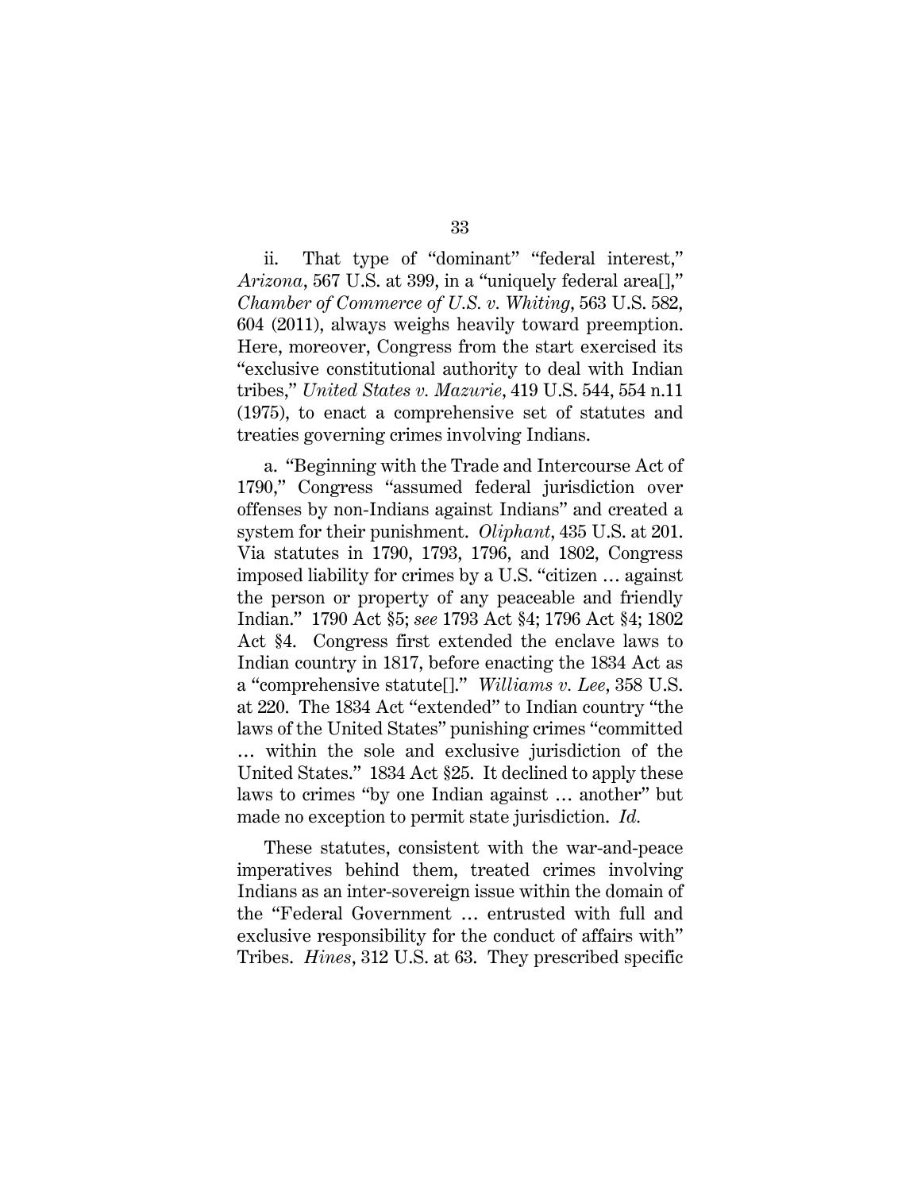ii. That type of "dominant" "federal interest," *Arizona*, 567 U.S. at 399, in a "uniquely federal area[]," *Chamber of Commerce of U.S. v. Whiting*, 563 U.S. 582, 604 (2011), always weighs heavily toward preemption. Here, moreover, Congress from the start exercised its "exclusive constitutional authority to deal with Indian tribes," *United States v. Mazurie*, 419 U.S. 544, 554 n.11 (1975), to enact a comprehensive set of statutes and treaties governing crimes involving Indians.

a. "Beginning with the Trade and Intercourse Act of 1790," Congress "assumed federal jurisdiction over offenses by non-Indians against Indians" and created a system for their punishment. *Oliphant*, 435 U.S. at 201. Via statutes in 1790, 1793, 1796, and 1802, Congress imposed liability for crimes by a U.S. "citizen … against the person or property of any peaceable and friendly Indian." 1790 Act §5; *see* 1793 Act §4; 1796 Act §4; 1802 Act §4. Congress first extended the enclave laws to Indian country in 1817, before enacting the 1834 Act as a "comprehensive statute[]." *Williams v. Lee*, 358 U.S. at 220. The 1834 Act "extended" to Indian country "the laws of the United States" punishing crimes "committed … within the sole and exclusive jurisdiction of the United States." 1834 Act §25. It declined to apply these laws to crimes "by one Indian against … another" but made no exception to permit state jurisdiction. *Id.*

These statutes, consistent with the war-and-peace imperatives behind them, treated crimes involving Indians as an inter-sovereign issue within the domain of the "Federal Government … entrusted with full and exclusive responsibility for the conduct of affairs with" Tribes. *Hines*, 312 U.S. at 63. They prescribed specific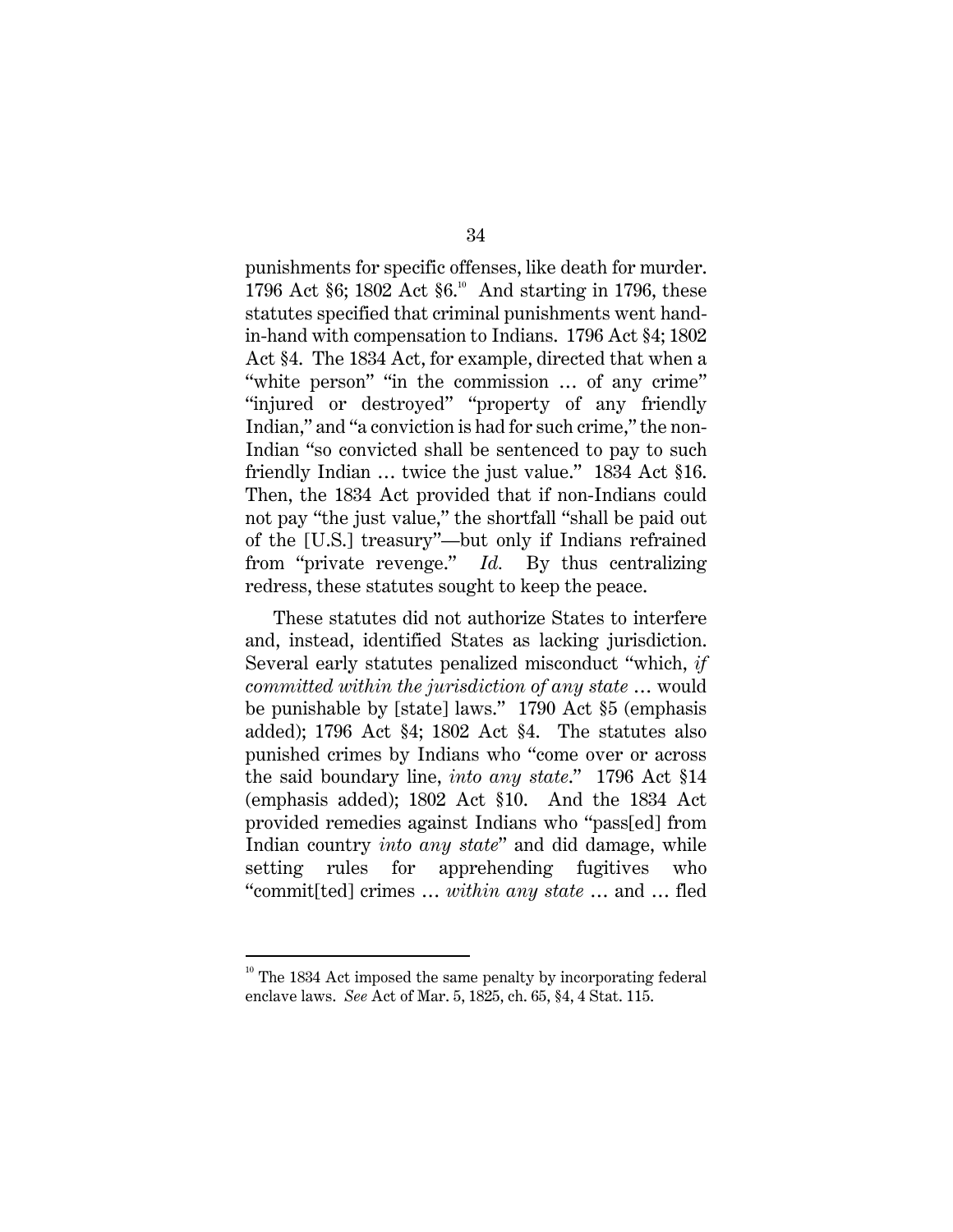punishments for specific offenses, like death for murder. 1796 Act §6; 1802 Act §6.[10] And starting in 1796, these statutes specified that criminal punishments went hand-in-hand with compensation to Indians. 1796 Act §4; 1802 Act §4. The 1834 Act, for example, directed that when a "white person" "in the commission … of any crime" "injured or destroyed" "property of any friendly Indian," and "a conviction is had for such crime," the non-Indian "so convicted shall be sentenced to pay to such friendly Indian … twice the just value." 1834 Act §16. Then, the 1834 Act provided that if non-Indians could not pay "the just value," the shortfall "shall be paid out of the [U.S.] treasury"—but only if Indians refrained from "private revenge." *Id.* By thus centralizing redress, these statutes sought to keep the peace.

These statutes did not authorize States to interfere and, instead, identified States as lacking jurisdiction. Several early statutes penalized misconduct "which, *if committed within the jurisdiction of any state* … would be punishable by [state] laws." 1790 Act §5 (emphasis added); 1796 Act §4; 1802 Act §4. The statutes also punished crimes by Indians who "come over or across the said boundary line, *into any state*." 1796 Act §14 (emphasis added); 1802 Act §10. And the 1834 Act provided remedies against Indians who "pass[ed] from Indian country *into any state*" and did damage, while setting rules for apprehending fugitives who "commit[ted] crimes … *within any state* … and … fled

---

[10] The 1834 Act imposed the same penalty by incorporating federal enclave laws. *See* Act of Mar. 5, 1825, ch. 65, §4, 4 Stat. 115.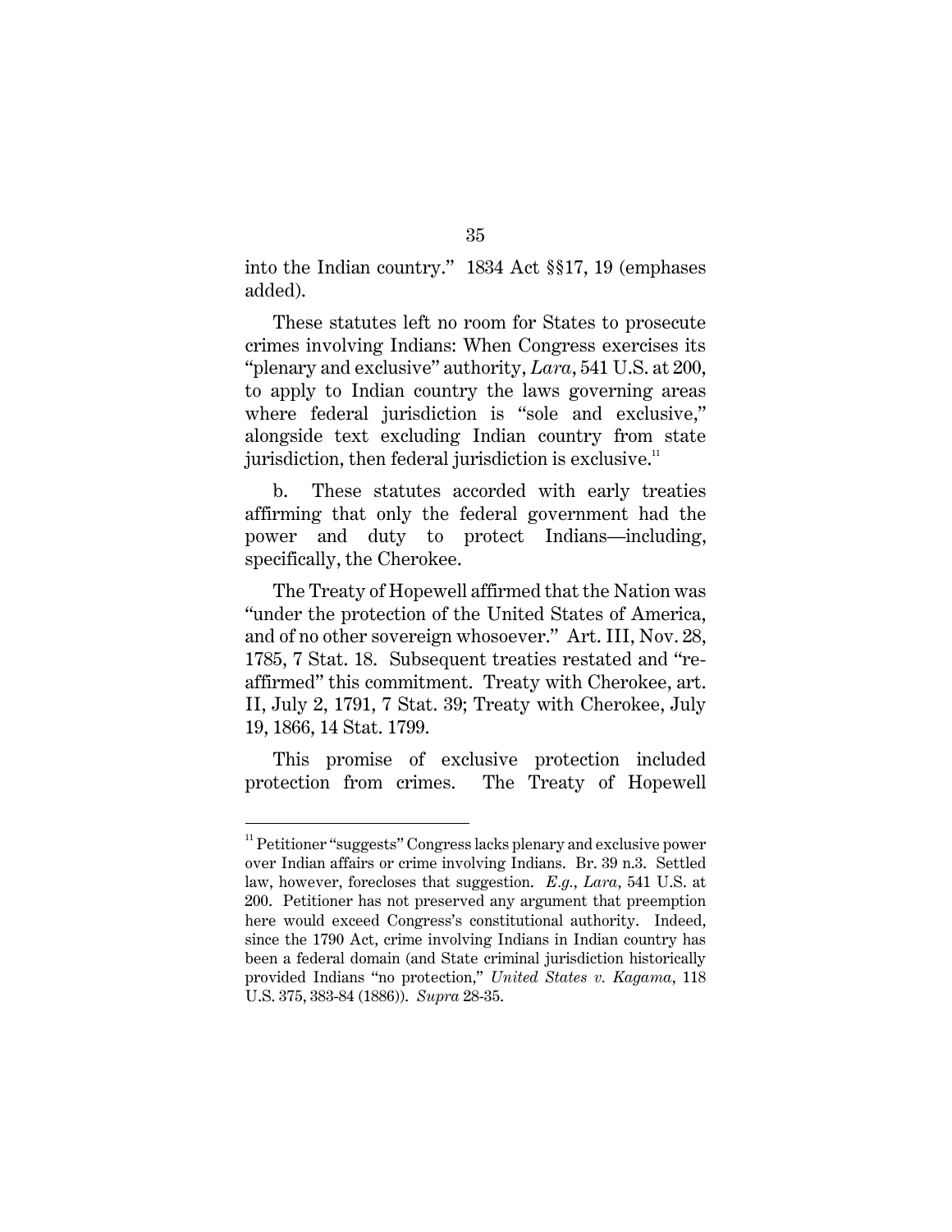into the Indian country." 1834 Act §§17, 19 (emphases added).

These statutes left no room for States to prosecute crimes involving Indians: When Congress exercises its "plenary and exclusive" authority, *Lara*, 541 U.S. at 200, to apply to Indian country the laws governing areas where federal jurisdiction is "sole and exclusive," alongside text excluding Indian country from state jurisdiction, then federal jurisdiction is exclusive.[11]

b. These statutes accorded with early treaties affirming that only the federal government had the power and duty to protect Indians—including, specifically, the Cherokee.

The Treaty of Hopewell affirmed that the Nation was "under the protection of the United States of America, and of no other sovereign whosoever." Art. III, Nov. 28, 1785, 7 Stat. 18. Subsequent treaties restated and "re-affirmed" this commitment. Treaty with Cherokee, art. II, July 2, 1791, 7 Stat. 39; Treaty with Cherokee, July 19, 1866, 14 Stat. 1799.

This promise of exclusive protection included protection from crimes. The Treaty of Hopewell

---

[11] Petitioner "suggests" Congress lacks plenary and exclusive power over Indian affairs or crime involving Indians. Br. 39 n.3. Settled law, however, forecloses that suggestion. *E.g.*, *Lara*, 541 U.S. at 200. Petitioner has not preserved any argument that preemption here would exceed Congress's constitutional authority. Indeed, since the 1790 Act, crime involving Indians in Indian country has been a federal domain (and State criminal jurisdiction historically provided Indians "no protection," *United States v. Kagama*, 118 U.S. 375, 383-84 (1886)). *Supra* 28-35.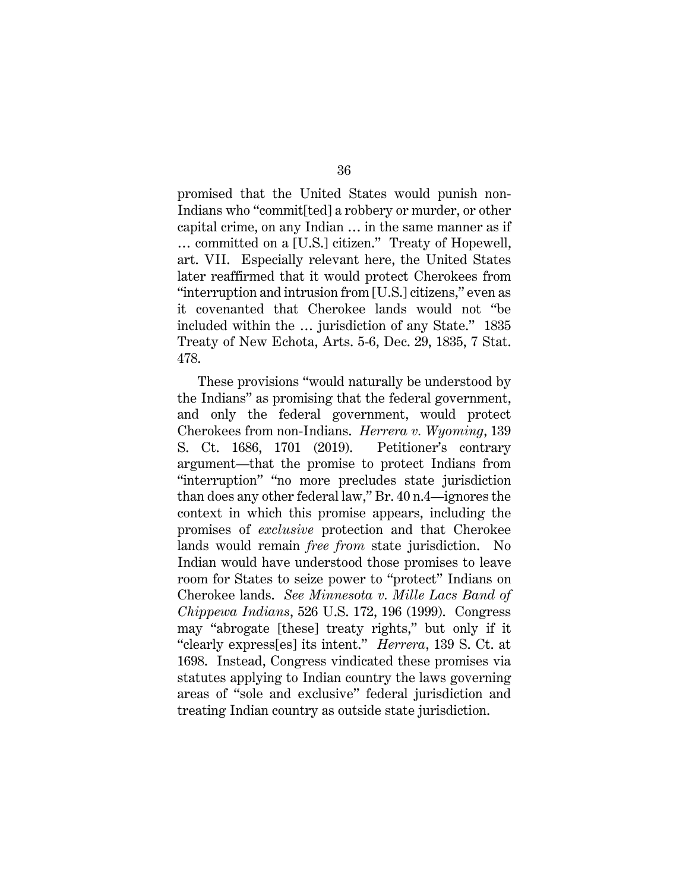promised that the United States would punish non-Indians who "commit[ted] a robbery or murder, or other capital crime, on any Indian … in the same manner as if … committed on a [U.S.] citizen." Treaty of Hopewell, art. VII. Especially relevant here, the United States later reaffirmed that it would protect Cherokees from "interruption and intrusion from [U.S.] citizens," even as it covenanted that Cherokee lands would not "be included within the … jurisdiction of any State." 1835 Treaty of New Echota, Arts. 5-6, Dec. 29, 1835, 7 Stat. 478.

These provisions "would naturally be understood by the Indians" as promising that the federal government, and only the federal government, would protect Cherokees from non-Indians. *Herrera v. Wyoming*, 139 S. Ct. 1686, 1701 (2019). Petitioner's contrary argument—that the promise to protect Indians from "interruption" "no more precludes state jurisdiction than does any other federal law," Br. 40 n.4—ignores the context in which this promise appears, including the promises of *exclusive* protection and that Cherokee lands would remain *free from* state jurisdiction. No Indian would have understood those promises to leave room for States to seize power to "protect" Indians on Cherokee lands. *See Minnesota v. Mille Lacs Band of Chippewa Indians*, 526 U.S. 172, 196 (1999). Congress may "abrogate [these] treaty rights," but only if it "clearly express[es] its intent." *Herrera*, 139 S. Ct. at 1698. Instead, Congress vindicated these promises via statutes applying to Indian country the laws governing areas of "sole and exclusive" federal jurisdiction and treating Indian country as outside state jurisdiction.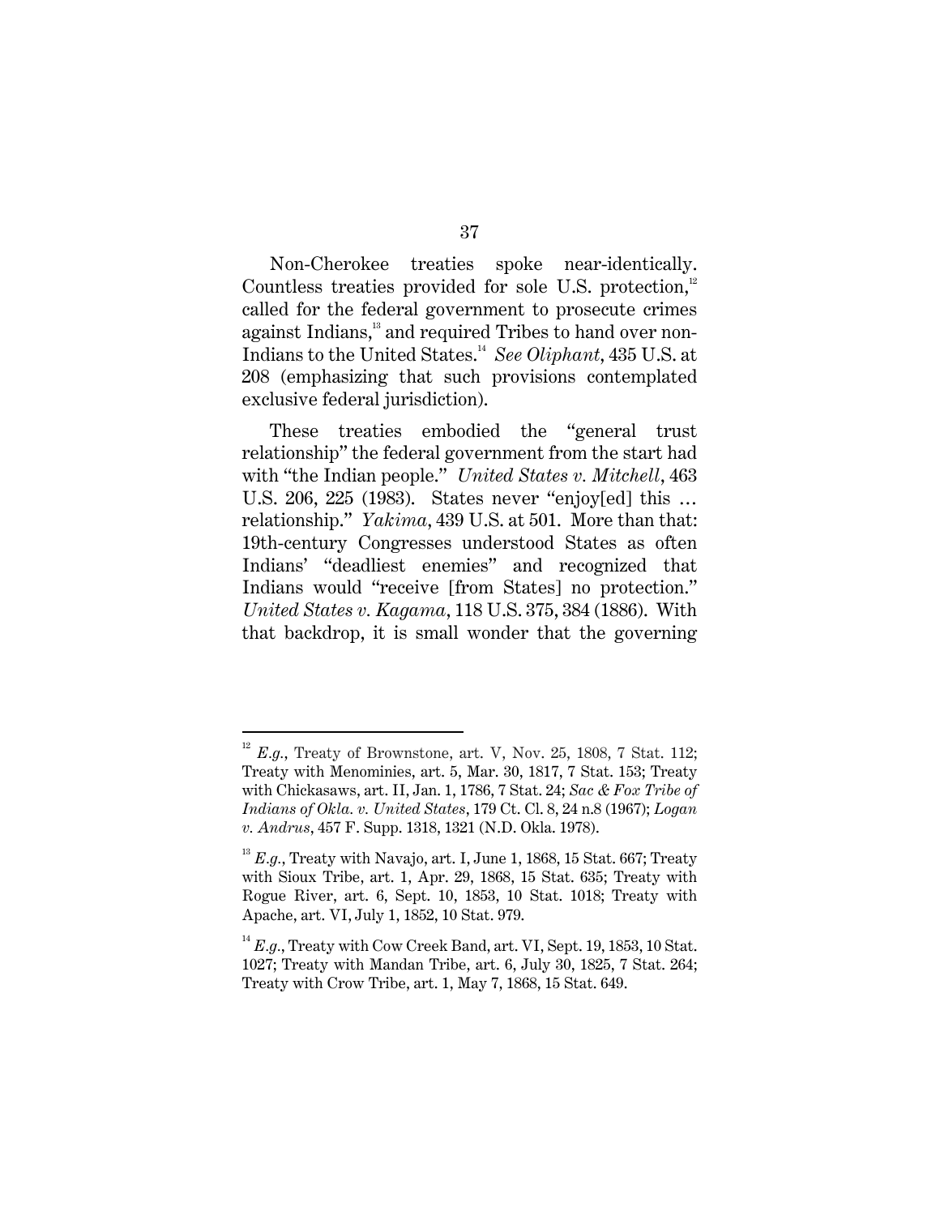Non-Cherokee treaties spoke near-identically. Countless treaties provided for sole U.S. protection,[12] called for the federal government to prosecute crimes against Indians,[13] and required Tribes to hand over non-Indians to the United States.[14] *See Oliphant*, 435 U.S. at 208 (emphasizing that such provisions contemplated exclusive federal jurisdiction).

These treaties embodied the "general trust relationship" the federal government from the start had with "the Indian people." *United States v. Mitchell*, 463 U.S. 206, 225 (1983). States never "enjoy[ed] this … relationship." *Yakima*, 439 U.S. at 501. More than that: 19th-century Congresses understood States as often Indians' "deadliest enemies" and recognized that Indians would "receive [from States] no protection." *United States v. Kagama*, 118 U.S. 375, 384 (1886). With that backdrop, it is small wonder that the governing

---

[12] *E.g.*, Treaty of Brownstone, art. V, Nov. 25, 1808, 7 Stat. 112; Treaty with Menominies, art. 5, Mar. 30, 1817, 7 Stat. 153; Treaty with Chickasaws, art. II, Jan. 1, 1786, 7 Stat. 24; *Sac & Fox Tribe of Indians of Okla. v. United States*, 179 Ct. Cl. 8, 24 n.8 (1967); *Logan v. Andrus*, 457 F. Supp. 1318, 1321 (N.D. Okla. 1978).

[13] *E.g.*, Treaty with Navajo, art. I, June 1, 1868, 15 Stat. 667; Treaty with Sioux Tribe, art. 1, Apr. 29, 1868, 15 Stat. 635; Treaty with Rogue River, art. 6, Sept. 10, 1853, 10 Stat. 1018; Treaty with Apache, art. VI, July 1, 1852, 10 Stat. 979.

[14] *E.g.*, Treaty with Cow Creek Band, art. VI, Sept. 19, 1853, 10 Stat. 1027; Treaty with Mandan Tribe, art. 6, July 30, 1825, 7 Stat. 264; Treaty with Crow Tribe, art. 1, May 7, 1868, 15 Stat. 649.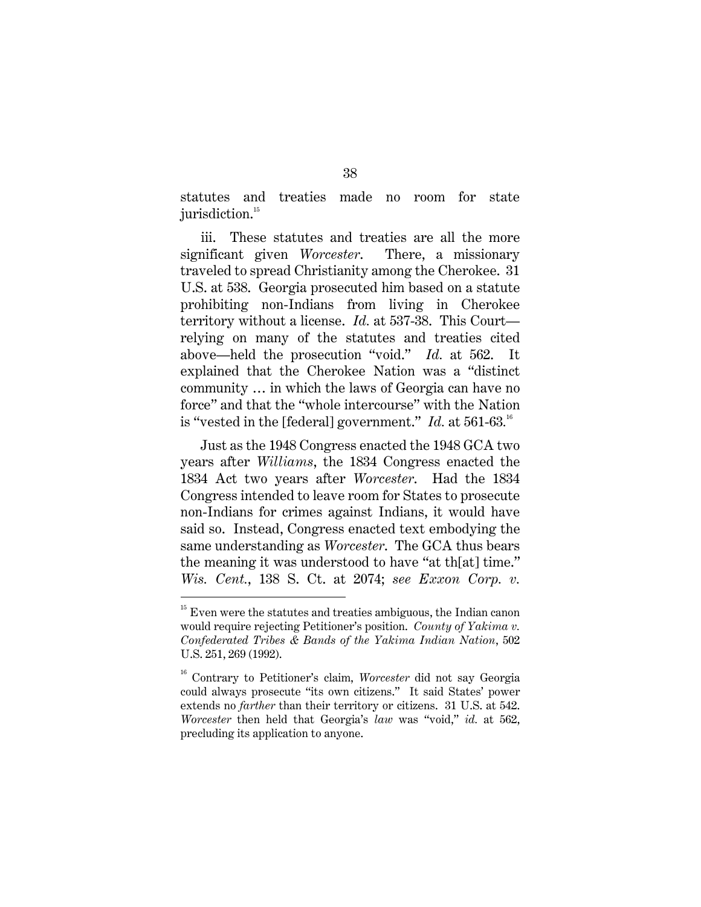statutes and treaties made no room for state jurisdiction.[15]

iii. These statutes and treaties are all the more significant given *Worcester*. There, a missionary traveled to spread Christianity among the Cherokee. 31 U.S. at 538. Georgia prosecuted him based on a statute prohibiting non-Indians from living in Cherokee territory without a license. *Id.* at 537-38. This Court—relying on many of the statutes and treaties cited above—held the prosecution "void." *Id.* at 562. It explained that the Cherokee Nation was a "distinct community … in which the laws of Georgia can have no force" and that the "whole intercourse" with the Nation is "vested in the [federal] government." *Id.* at 561-63.[16]

Just as the 1948 Congress enacted the 1948 GCA two years after *Williams*, the 1834 Congress enacted the 1834 Act two years after *Worcester*. Had the 1834 Congress intended to leave room for States to prosecute non-Indians for crimes against Indians, it would have said so. Instead, Congress enacted text embodying the same understanding as *Worcester*. The GCA thus bears the meaning it was understood to have "at th[at] time." *Wis. Cent.*, 138 S. Ct. at 2074; *see Exxon Corp. v.*

---

[15] Even were the statutes and treaties ambiguous, the Indian canon would require rejecting Petitioner's position. *County of Yakima v. Confederated Tribes & Bands of the Yakima Indian Nation*, 502 U.S. 251, 269 (1992).

[16] Contrary to Petitioner's claim, *Worcester* did not say Georgia could always prosecute "its own citizens." It said States' power extends no *farther* than their territory or citizens. 31 U.S. at 542. *Worcester* then held that Georgia's *law* was "void," *id.* at 562, precluding its application to anyone.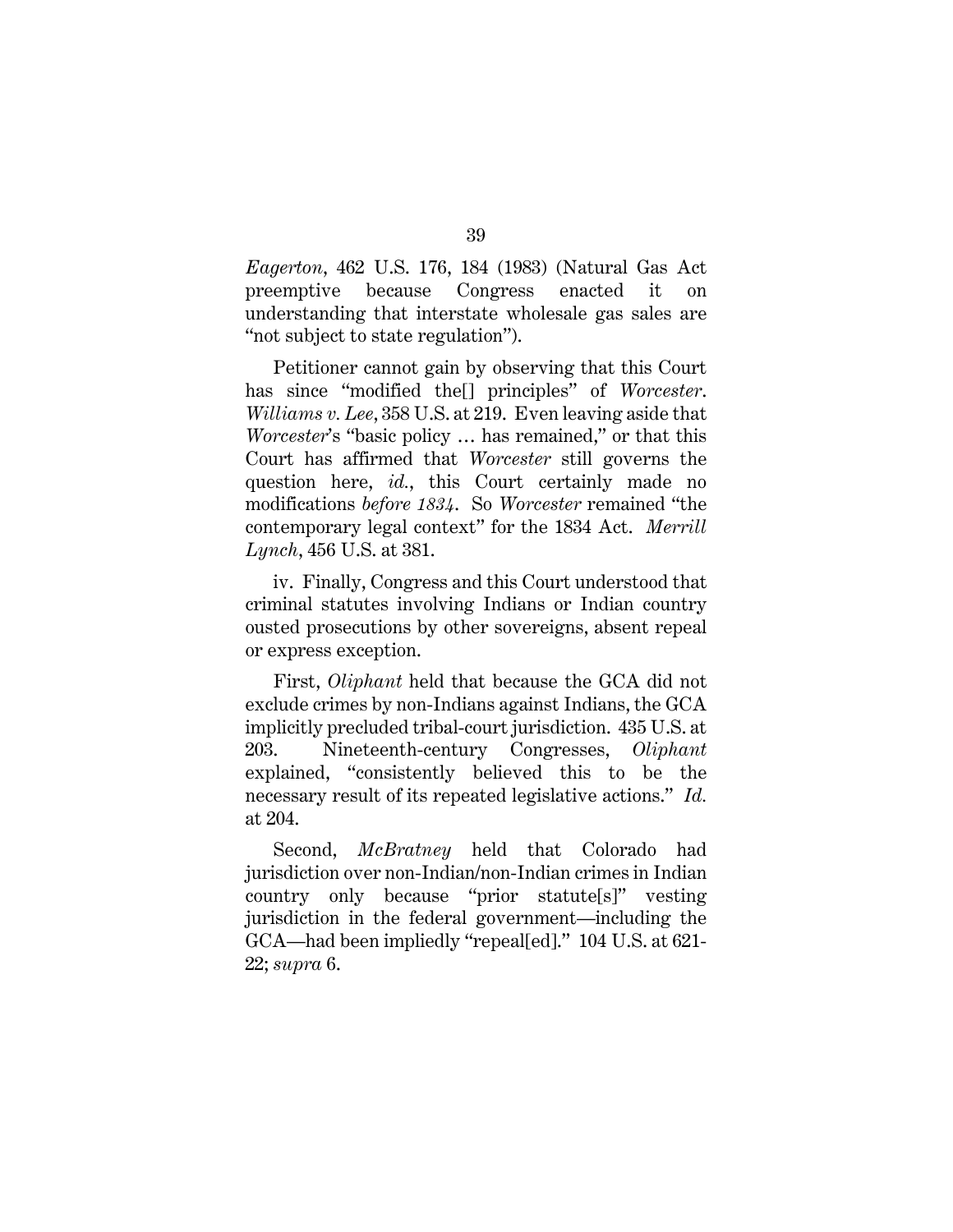*Eagerton*, 462 U.S. 176, 184 (1983) (Natural Gas Act preemptive because Congress enacted it on understanding that interstate wholesale gas sales are "not subject to state regulation").

Petitioner cannot gain by observing that this Court has since "modified the[] principles" of *Worcester*. *Williams v. Lee*, 358 U.S. at 219. Even leaving aside that *Worcester*'s "basic policy … has remained," or that this Court has affirmed that *Worcester* still governs the question here, *id.*, this Court certainly made no modifications *before 1834*. So *Worcester* remained "the contemporary legal context" for the 1834 Act. *Merrill Lynch*, 456 U.S. at 381.

iv. Finally, Congress and this Court understood that criminal statutes involving Indians or Indian country ousted prosecutions by other sovereigns, absent repeal or express exception.

First, *Oliphant* held that because the GCA did not exclude crimes by non-Indians against Indians, the GCA implicitly precluded tribal-court jurisdiction. 435 U.S. at 203. Nineteenth-century Congresses, *Oliphant* explained, "consistently believed this to be the necessary result of its repeated legislative actions." *Id.* at 204.

Second, *McBratney* held that Colorado had jurisdiction over non-Indian/non-Indian crimes in Indian country only because "prior statute[s]" vesting jurisdiction in the federal government—including the GCA—had been impliedly "repeal[ed]." 104 U.S. at 621-22; *supra* 6.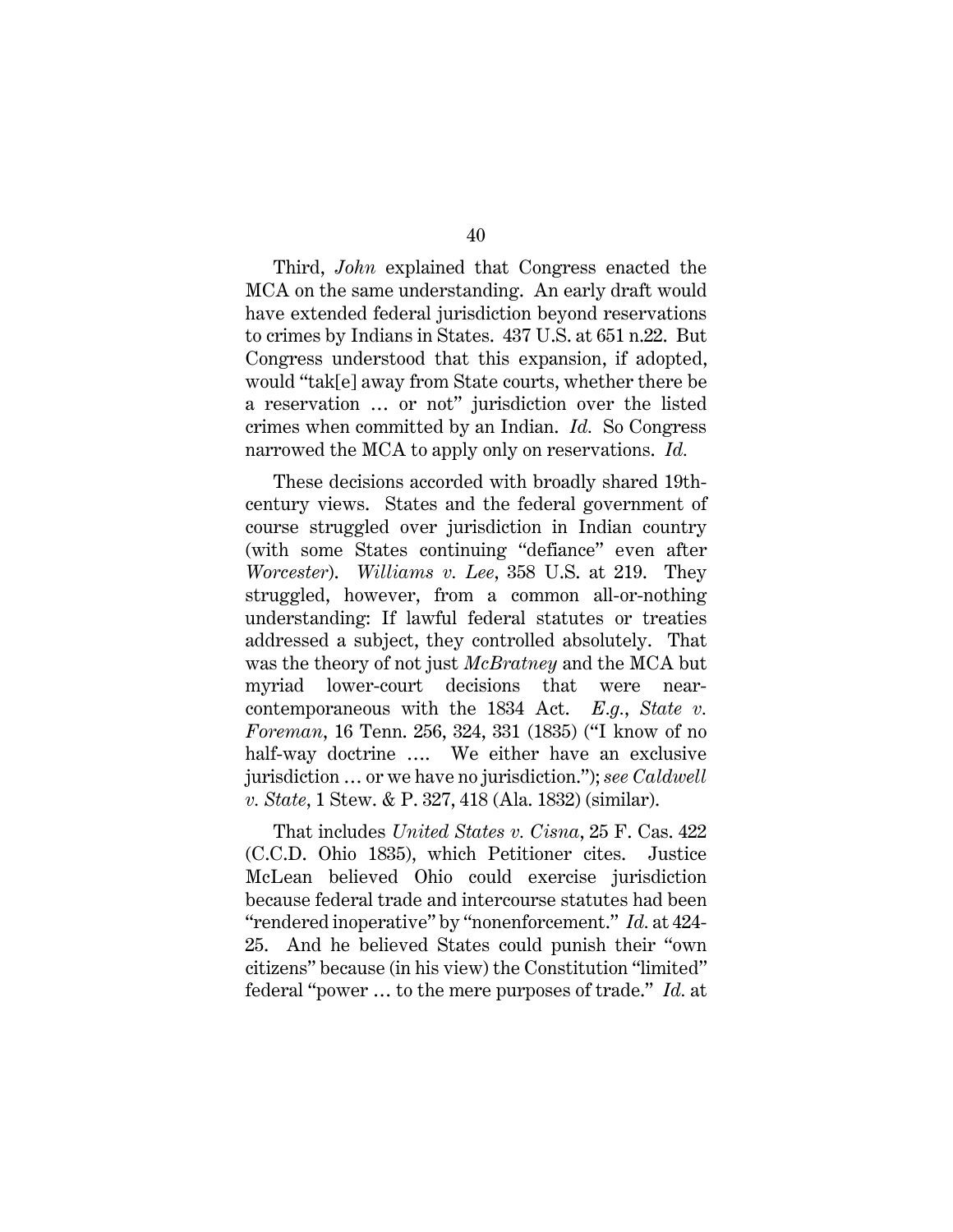Third, *John* explained that Congress enacted the MCA on the same understanding. An early draft would have extended federal jurisdiction beyond reservations to crimes by Indians in States. 437 U.S. at 651 n.22. But Congress understood that this expansion, if adopted, would "tak[e] away from State courts, whether there be a reservation … or not" jurisdiction over the listed crimes when committed by an Indian. *Id.* So Congress narrowed the MCA to apply only on reservations. *Id.*

These decisions accorded with broadly shared 19th-century views. States and the federal government of course struggled over jurisdiction in Indian country (with some States continuing "defiance" even after *Worcester*). *Williams v. Lee*, 358 U.S. at 219. They struggled, however, from a common all-or-nothing understanding: If lawful federal statutes or treaties addressed a subject, they controlled absolutely. That was the theory of not just *McBratney* and the MCA but myriad lower-court decisions that were near-contemporaneous with the 1834 Act. *E.g.*, *State v. Foreman*, 16 Tenn. 256, 324, 331 (1835) ("I know of no half-way doctrine …. We either have an exclusive jurisdiction … or we have no jurisdiction."); *see Caldwell v. State*, 1 Stew. & P. 327, 418 (Ala. 1832) (similar).

That includes *United States v. Cisna*, 25 F. Cas. 422 (C.C.D. Ohio 1835), which Petitioner cites. Justice McLean believed Ohio could exercise jurisdiction because federal trade and intercourse statutes had been "rendered inoperative" by "nonenforcement." *Id.* at 424-25. And he believed States could punish their "own citizens" because (in his view) the Constitution "limited" federal "power … to the mere purposes of trade." *Id.* at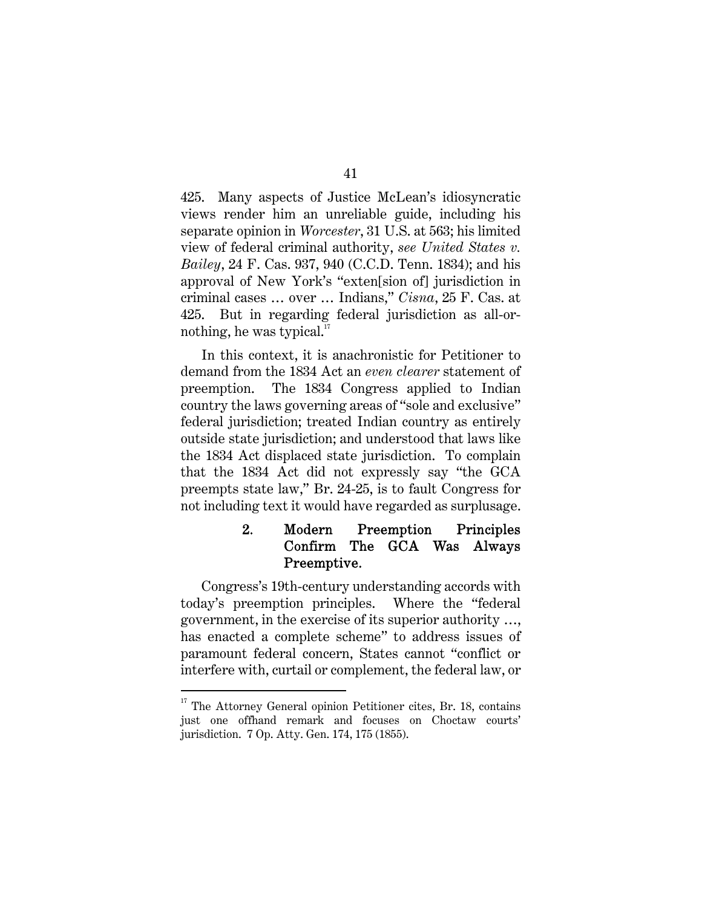425. Many aspects of Justice McLean's idiosyncratic views render him an unreliable guide, including his separate opinion in *Worcester*, 31 U.S. at 563; his limited view of federal criminal authority, *see United States v. Bailey*, 24 F. Cas. 937, 940 (C.C.D. Tenn. 1834); and his approval of New York's "exten[sion of] jurisdiction in criminal cases … over … Indians," *Cisna*, 25 F. Cas. at 425. But in regarding federal jurisdiction as all-or-nothing, he was typical.[17]

In this context, it is anachronistic for Petitioner to demand from the 1834 Act an *even clearer* statement of preemption. The 1834 Congress applied to Indian country the laws governing areas of "sole and exclusive" federal jurisdiction; treated Indian country as entirely outside state jurisdiction; and understood that laws like the 1834 Act displaced state jurisdiction. To complain that the 1834 Act did not expressly say "the GCA preempts state law," Br. 24-25, is to fault Congress for not including text it would have regarded as surplusage.

#### 2. Modern Preemption Principles Confirm The GCA Was Always Preemptive.

Congress's 19th-century understanding accords with today's preemption principles. Where the "federal government, in the exercise of its superior authority …, has enacted a complete scheme" to address issues of paramount federal concern, States cannot "conflict or interfere with, curtail or complement, the federal law, or

---

[17] The Attorney General opinion Petitioner cites, Br. 18, contains just one offhand remark and focuses on Choctaw courts' jurisdiction. 7 Op. Atty. Gen. 174, 175 (1855).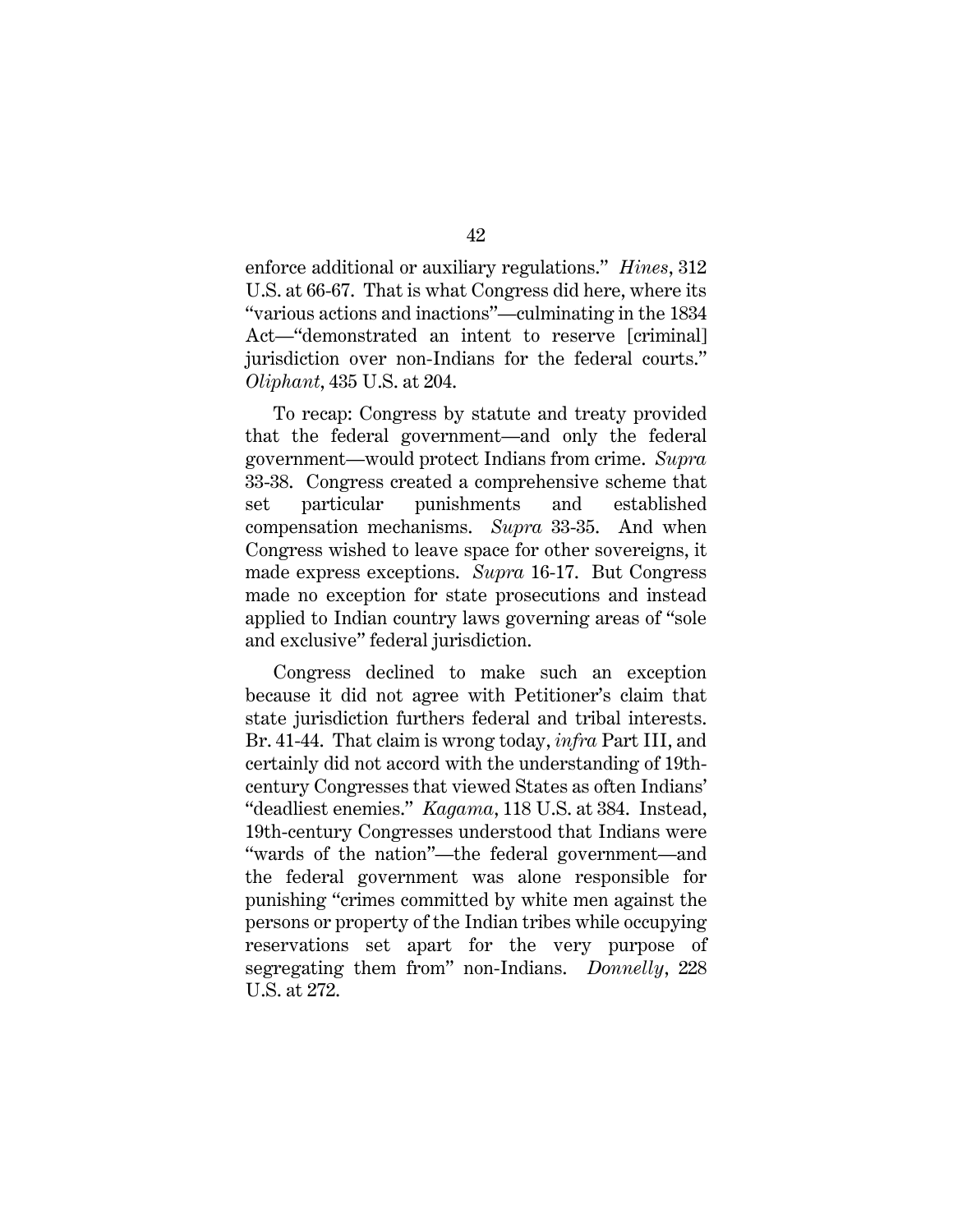enforce additional or auxiliary regulations." *Hines*, 312 U.S. at 66-67. That is what Congress did here, where its "various actions and inactions"—culminating in the 1834 Act—"demonstrated an intent to reserve [criminal] jurisdiction over non-Indians for the federal courts." *Oliphant*, 435 U.S. at 204.

To recap: Congress by statute and treaty provided that the federal government—and only the federal government—would protect Indians from crime. *Supra* 33-38. Congress created a comprehensive scheme that set particular punishments and established compensation mechanisms. *Supra* 33-35. And when Congress wished to leave space for other sovereigns, it made express exceptions. *Supra* 16-17. But Congress made no exception for state prosecutions and instead applied to Indian country laws governing areas of "sole and exclusive" federal jurisdiction.

Congress declined to make such an exception because it did not agree with Petitioner's claim that state jurisdiction furthers federal and tribal interests. Br. 41-44. That claim is wrong today, *infra* Part III, and certainly did not accord with the understanding of 19th-century Congresses that viewed States as often Indians' "deadliest enemies." *Kagama*, 118 U.S. at 384. Instead, 19th-century Congresses understood that Indians were "wards of the nation"—the federal government—and the federal government was alone responsible for punishing "crimes committed by white men against the persons or property of the Indian tribes while occupying reservations set apart for the very purpose of segregating them from" non-Indians. *Donnelly*, 228 U.S. at 272.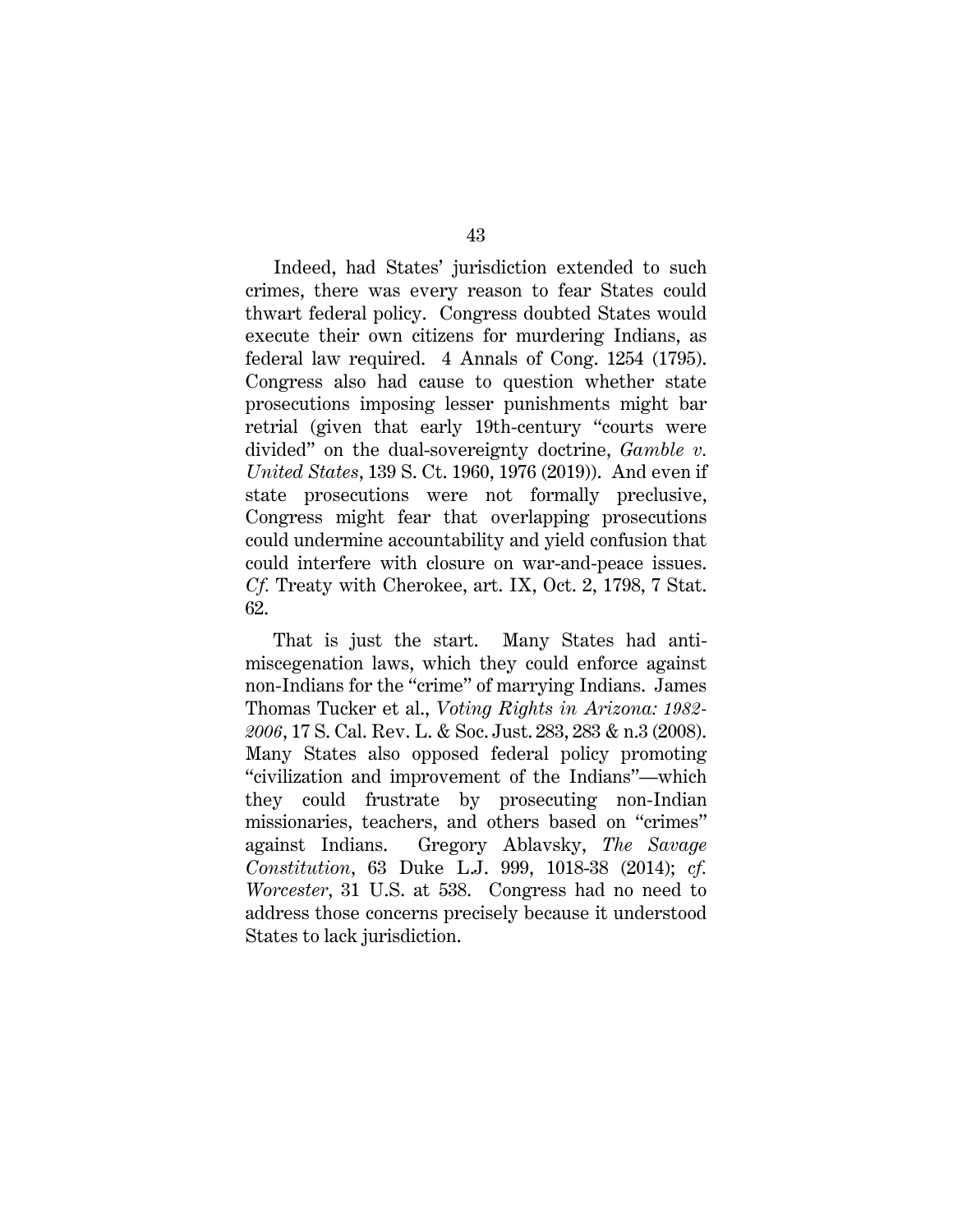Indeed, had States' jurisdiction extended to such crimes, there was every reason to fear States could thwart federal policy. Congress doubted States would execute their own citizens for murdering Indians, as federal law required. 4 Annals of Cong. 1254 (1795). Congress also had cause to question whether state prosecutions imposing lesser punishments might bar retrial (given that early 19th-century "courts were divided" on the dual-sovereignty doctrine, *Gamble v. United States*, 139 S. Ct. 1960, 1976 (2019)). And even if state prosecutions were not formally preclusive, Congress might fear that overlapping prosecutions could undermine accountability and yield confusion that could interfere with closure on war-and-peace issues. *Cf.* Treaty with Cherokee, art. IX, Oct. 2, 1798, 7 Stat. 62.

That is just the start. Many States had anti-miscegenation laws, which they could enforce against non-Indians for the "crime" of marrying Indians. James Thomas Tucker et al., *Voting Rights in Arizona: 1982-2006*, 17 S. Cal. Rev. L. & Soc. Just. 283, 283 & n.3 (2008). Many States also opposed federal policy promoting "civilization and improvement of the Indians"—which they could frustrate by prosecuting non-Indian missionaries, teachers, and others based on "crimes" against Indians. Gregory Ablavsky, *The Savage Constitution*, 63 Duke L.J. 999, 1018-38 (2014); *cf. Worcester*, 31 U.S. at 538. Congress had no need to address those concerns precisely because it understood States to lack jurisdiction.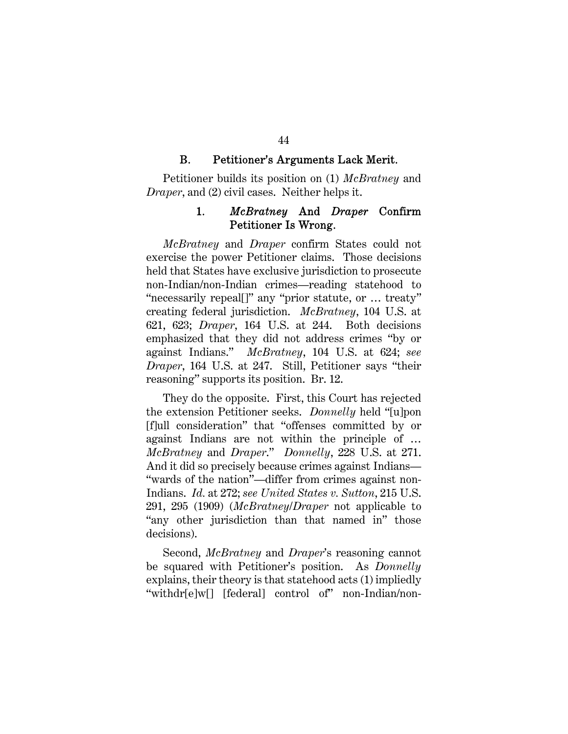### B. Petitioner's Arguments Lack Merit.

Petitioner builds its position on (1) *McBratney* and *Draper*, and (2) civil cases. Neither helps it.

#### 1. *McBratney* And *Draper* Confirm Petitioner Is Wrong.

*McBratney* and *Draper* confirm States could not exercise the power Petitioner claims. Those decisions held that States have exclusive jurisdiction to prosecute non-Indian/non-Indian crimes—reading statehood to "necessarily repeal[]" any "prior statute, or … treaty" creating federal jurisdiction. *McBratney*, 104 U.S. at 621, 623; *Draper*, 164 U.S. at 244. Both decisions emphasized that they did not address crimes "by or against Indians." *McBratney*, 104 U.S. at 624; *see Draper*, 164 U.S. at 247. Still, Petitioner says "their reasoning" supports its position. Br. 12.

They do the opposite. First, this Court has rejected the extension Petitioner seeks. *Donnelly* held "[u]pon [f]ull consideration" that "offenses committed by or against Indians are not within the principle of … *McBratney* and *Draper*." *Donnelly*, 228 U.S. at 271. And it did so precisely because crimes against Indians—"wards of the nation"—differ from crimes against non-Indians. *Id.* at 272; *see United States v. Sutton*, 215 U.S. 291, 295 (1909) (*McBratney*/*Draper* not applicable to "any other jurisdiction than that named in" those decisions).

Second, *McBratney* and *Draper*'s reasoning cannot be squared with Petitioner's position. As *Donnelly* explains, their theory is that statehood acts (1) impliedly "withdr[e]w[] [federal] control of" non-Indian/non-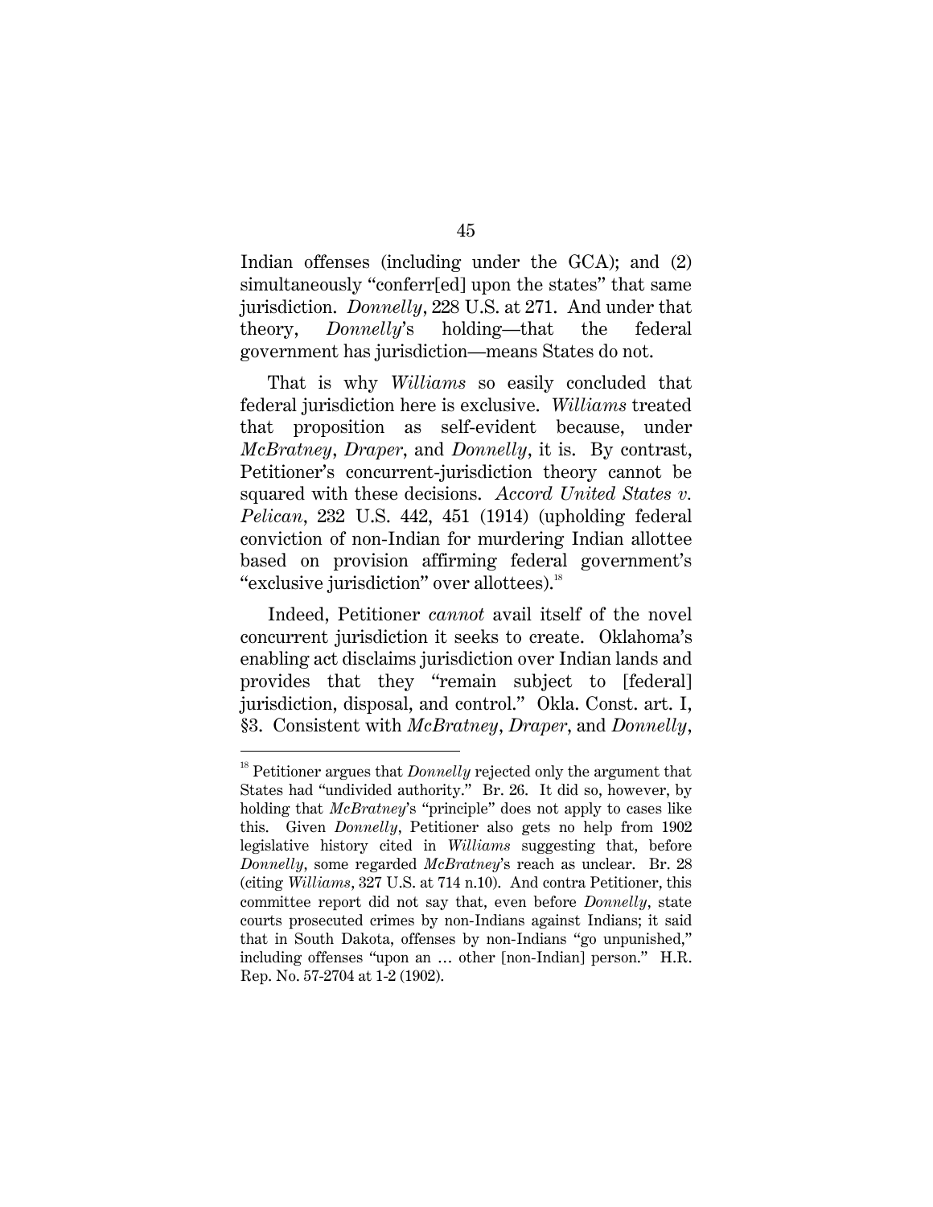Indian offenses (including under the GCA); and (2) simultaneously "conferr[ed] upon the states" that same jurisdiction. *Donnelly*, 228 U.S. at 271. And under that theory, *Donnelly*'s holding—that the federal government has jurisdiction—means States do not.

That is why *Williams* so easily concluded that federal jurisdiction here is exclusive. *Williams* treated that proposition as self-evident because, under *McBratney*, *Draper*, and *Donnelly*, it is. By contrast, Petitioner's concurrent-jurisdiction theory cannot be squared with these decisions. *Accord United States v. Pelican*, 232 U.S. 442, 451 (1914) (upholding federal conviction of non-Indian for murdering Indian allottee based on provision affirming federal government's "exclusive jurisdiction" over allottees).[18]

Indeed, Petitioner *cannot* avail itself of the novel concurrent jurisdiction it seeks to create. Oklahoma's enabling act disclaims jurisdiction over Indian lands and provides that they "remain subject to [federal] jurisdiction, disposal, and control." Okla. Const. art. I, §3. Consistent with *McBratney*, *Draper*, and *Donnelly*,

---

[18] Petitioner argues that *Donnelly* rejected only the argument that States had "undivided authority." Br. 26. It did so, however, by holding that *McBratney*'s "principle" does not apply to cases like this. Given *Donnelly*, Petitioner also gets no help from 1902 legislative history cited in *Williams* suggesting that, before *Donnelly*, some regarded *McBratney*'s reach as unclear. Br. 28 (citing *Williams*, 327 U.S. at 714 n.10). And contra Petitioner, this committee report did not say that, even before *Donnelly*, state courts prosecuted crimes by non-Indians against Indians; it said that in South Dakota, offenses by non-Indians "go unpunished," including offenses "upon an … other [non-Indian] person." H.R. Rep. No. 57-2704 at 1-2 (1902).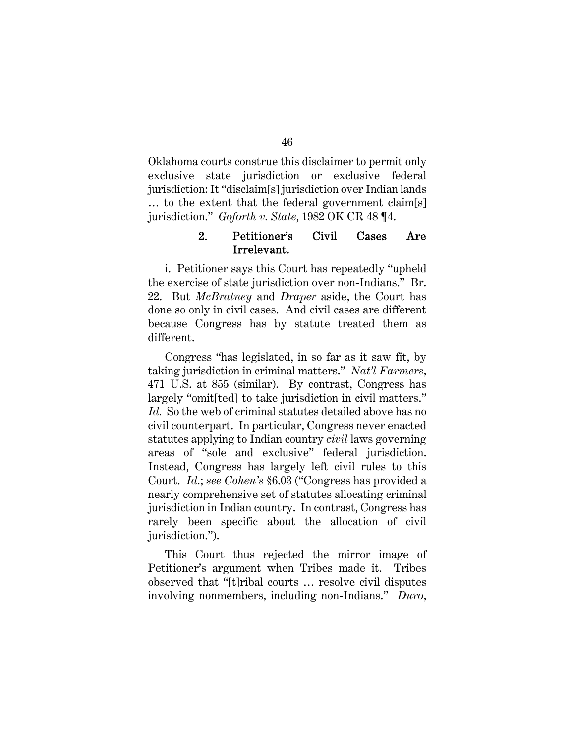Oklahoma courts construe this disclaimer to permit only exclusive state jurisdiction or exclusive federal jurisdiction: It "disclaim[s] jurisdiction over Indian lands … to the extent that the federal government claim[s] jurisdiction." *Goforth v. State*, 1982 OK CR 48 ¶4.

### 2. Petitioner's Civil Cases Are Irrelevant.

i. Petitioner says this Court has repeatedly "upheld the exercise of state jurisdiction over non-Indians." Br. 22. But *McBratney* and *Draper* aside, the Court has done so only in civil cases. And civil cases are different because Congress has by statute treated them as different.

Congress "has legislated, in so far as it saw fit, by taking jurisdiction in criminal matters." *Nat'l Farmers*, 471 U.S. at 855 (similar). By contrast, Congress has largely "omit[ted] to take jurisdiction in civil matters." *Id.* So the web of criminal statutes detailed above has no civil counterpart. In particular, Congress never enacted statutes applying to Indian country *civil* laws governing areas of "sole and exclusive" federal jurisdiction. Instead, Congress has largely left civil rules to this Court. *Id.*; *see Cohen's* §6.03 ("Congress has provided a nearly comprehensive set of statutes allocating criminal jurisdiction in Indian country. In contrast, Congress has rarely been specific about the allocation of civil jurisdiction.").

This Court thus rejected the mirror image of Petitioner's argument when Tribes made it. Tribes observed that "[t]ribal courts … resolve civil disputes involving nonmembers, including non-Indians." *Duro*,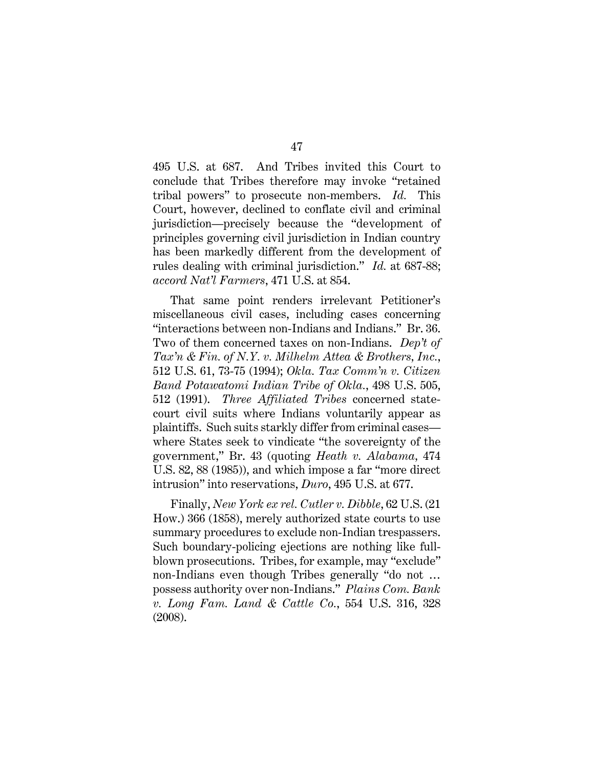495 U.S. at 687. And Tribes invited this Court to conclude that Tribes therefore may invoke "retained tribal powers" to prosecute non-members. *Id.* This Court, however, declined to conflate civil and criminal jurisdiction—precisely because the "development of principles governing civil jurisdiction in Indian country has been markedly different from the development of rules dealing with criminal jurisdiction." *Id.* at 687-88; *accord Nat'l Farmers*, 471 U.S. at 854.

That same point renders irrelevant Petitioner's miscellaneous civil cases, including cases concerning "interactions between non-Indians and Indians." Br. 36. Two of them concerned taxes on non-Indians. *Dep't of Tax'n & Fin. of N.Y. v. Milhelm Attea & Brothers, Inc.*, 512 U.S. 61, 73-75 (1994); *Okla. Tax Comm'n v. Citizen Band Potawatomi Indian Tribe of Okla.*, 498 U.S. 505, 512 (1991). *Three Affiliated Tribes* concerned state-court civil suits where Indians voluntarily appear as plaintiffs. Such suits starkly differ from criminal cases—where States seek to vindicate "the sovereignty of the government," Br. 43 (quoting *Heath v. Alabama*, 474 U.S. 82, 88 (1985)), and which impose a far "more direct intrusion" into reservations, *Duro*, 495 U.S. at 677.

Finally, *New York ex rel. Cutler v. Dibble*, 62 U.S. (21 How.) 366 (1858), merely authorized state courts to use summary procedures to exclude non-Indian trespassers. Such boundary-policing ejections are nothing like full-blown prosecutions. Tribes, for example, may "exclude" non-Indians even though Tribes generally "do not … possess authority over non-Indians." *Plains Com. Bank v. Long Fam. Land & Cattle Co.*, 554 U.S. 316, 328 (2008).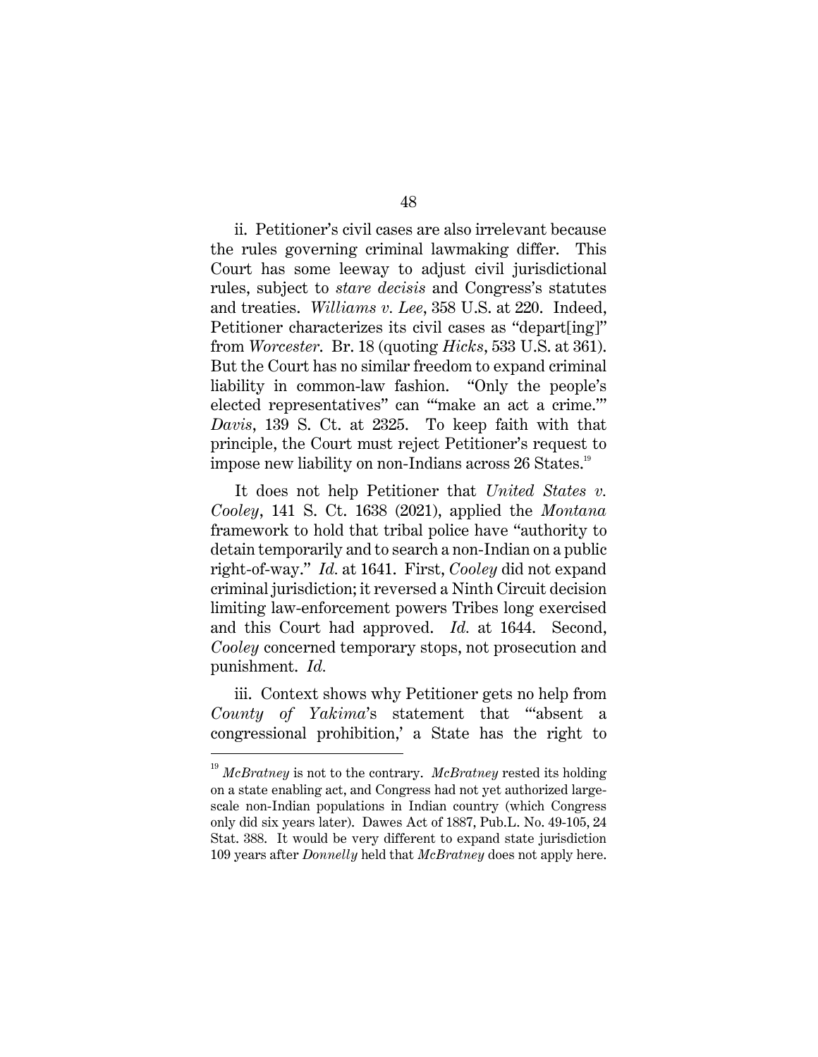ii. Petitioner's civil cases are also irrelevant because the rules governing criminal lawmaking differ. This Court has some leeway to adjust civil jurisdictional rules, subject to *stare decisis* and Congress's statutes and treaties. *Williams v. Lee*, 358 U.S. at 220. Indeed, Petitioner characterizes its civil cases as "depart[ing]" from *Worcester*. Br. 18 (quoting *Hicks*, 533 U.S. at 361). But the Court has no similar freedom to expand criminal liability in common-law fashion. "Only the people's elected representatives" can "'make an act a crime.'" *Davis*, 139 S. Ct. at 2325. To keep faith with that principle, the Court must reject Petitioner's request to impose new liability on non-Indians across 26 States.[19]

It does not help Petitioner that *United States v. Cooley*, 141 S. Ct. 1638 (2021), applied the *Montana* framework to hold that tribal police have "authority to detain temporarily and to search a non-Indian on a public right-of-way." *Id.* at 1641. First, *Cooley* did not expand criminal jurisdiction; it reversed a Ninth Circuit decision limiting law-enforcement powers Tribes long exercised and this Court had approved. *Id.* at 1644. Second, *Cooley* concerned temporary stops, not prosecution and punishment. *Id.*

iii. Context shows why Petitioner gets no help from *County of Yakima*'s statement that "'absent a congressional prohibition,' a State has the right to

---

[19] *McBratney* is not to the contrary. *McBratney* rested its holding on a state enabling act, and Congress had not yet authorized large-scale non-Indian populations in Indian country (which Congress only did six years later). Dawes Act of 1887, Pub.L. No. 49-105, 24 Stat. 388. It would be very different to expand state jurisdiction 109 years after *Donnelly* held that *McBratney* does not apply here.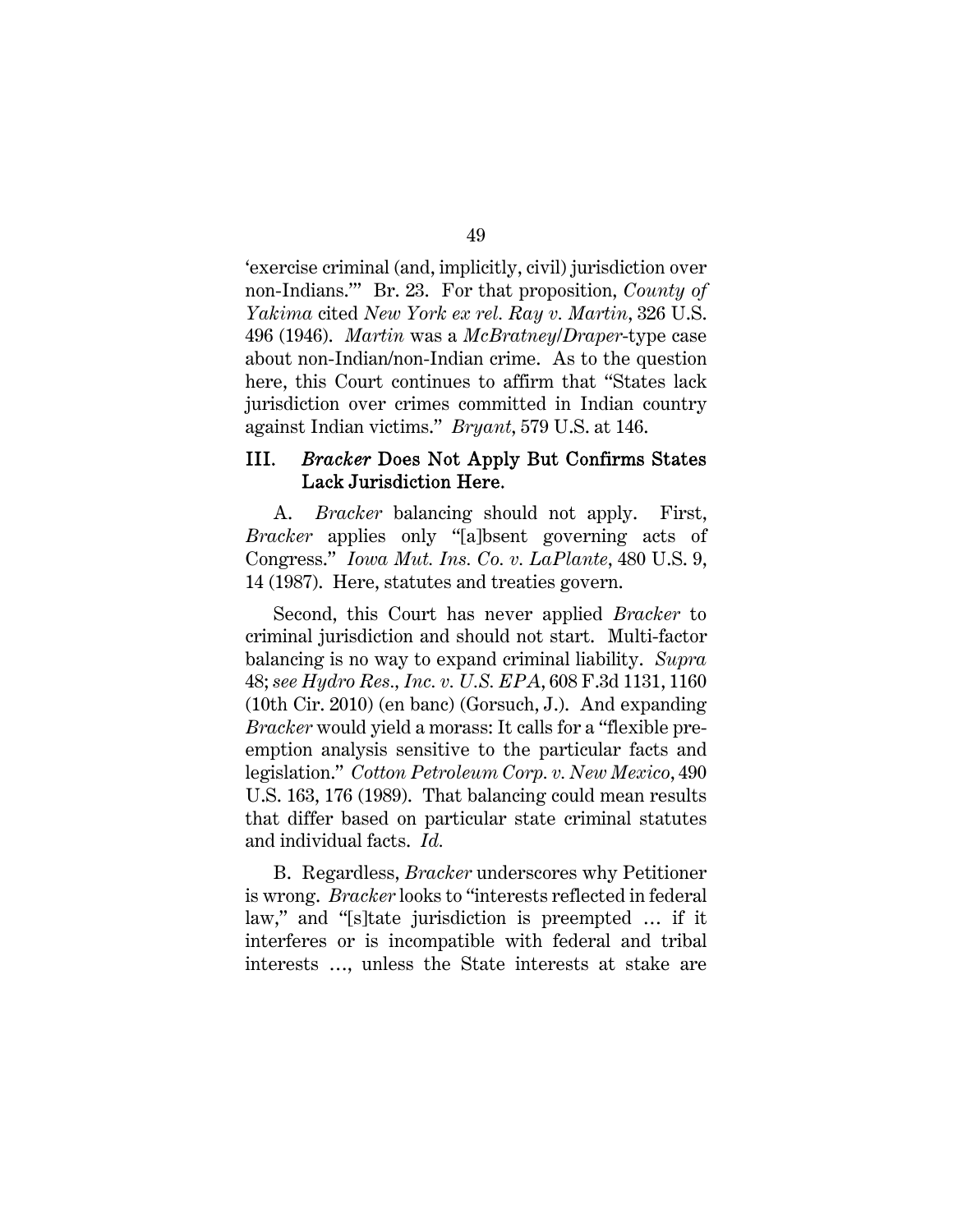'exercise criminal (and, implicitly, civil) jurisdiction over non-Indians.'" Br. 23. For that proposition, *County of Yakima* cited *New York ex rel. Ray v. Martin*, 326 U.S. 496 (1946). *Martin* was a *McBratney*/*Draper*-type case about non-Indian/non-Indian crime. As to the question here, this Court continues to affirm that "States lack jurisdiction over crimes committed in Indian country against Indian victims." *Bryant*, 579 U.S. at 146.

## III. *Bracker* Does Not Apply But Confirms States Lack Jurisdiction Here.

A. *Bracker* balancing should not apply. First, *Bracker* applies only "[a]bsent governing acts of Congress." *Iowa Mut. Ins. Co. v. LaPlante*, 480 U.S. 9, 14 (1987). Here, statutes and treaties govern.

Second, this Court has never applied *Bracker* to criminal jurisdiction and should not start. Multi-factor balancing is no way to expand criminal liability. *Supra* 48; *see Hydro Res., Inc. v. U.S. EPA*, 608 F.3d 1131, 1160 (10th Cir. 2010) (en banc) (Gorsuch, J.). And expanding *Bracker* would yield a morass: It calls for a "flexible pre-emption analysis sensitive to the particular facts and legislation." *Cotton Petroleum Corp. v. New Mexico*, 490 U.S. 163, 176 (1989). That balancing could mean results that differ based on particular state criminal statutes and individual facts. *Id.*

B. Regardless, *Bracker* underscores why Petitioner is wrong. *Bracker* looks to "interests reflected in federal law," and "[s]tate jurisdiction is preempted … if it interferes or is incompatible with federal and tribal interests …, unless the State interests at stake are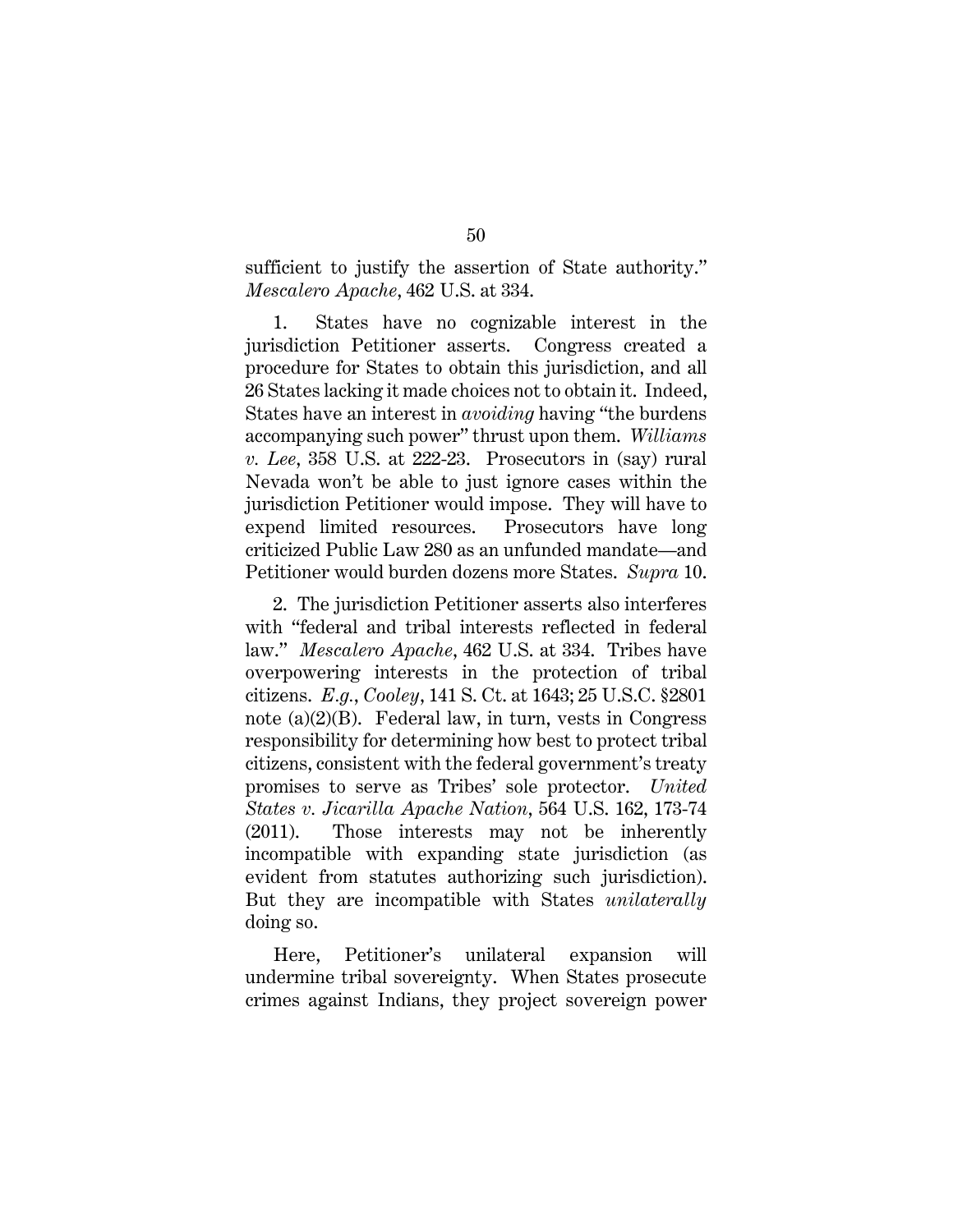sufficient to justify the assertion of State authority." *Mescalero Apache*, 462 U.S. at 334.

1. States have no cognizable interest in the jurisdiction Petitioner asserts. Congress created a procedure for States to obtain this jurisdiction, and all 26 States lacking it made choices not to obtain it. Indeed, States have an interest in *avoiding* having "the burdens accompanying such power" thrust upon them. *Williams v. Lee*, 358 U.S. at 222-23. Prosecutors in (say) rural Nevada won't be able to just ignore cases within the jurisdiction Petitioner would impose. They will have to expend limited resources. Prosecutors have long criticized Public Law 280 as an unfunded mandate—and Petitioner would burden dozens more States. *Supra* 10.

2. The jurisdiction Petitioner asserts also interferes with "federal and tribal interests reflected in federal law." *Mescalero Apache*, 462 U.S. at 334. Tribes have overpowering interests in the protection of tribal citizens. *E.g.*, *Cooley*, 141 S. Ct. at 1643; 25 U.S.C. §2801 note (a)(2)(B). Federal law, in turn, vests in Congress responsibility for determining how best to protect tribal citizens, consistent with the federal government's treaty promises to serve as Tribes' sole protector. *United States v. Jicarilla Apache Nation*, 564 U.S. 162, 173-74 (2011). Those interests may not be inherently incompatible with expanding state jurisdiction (as evident from statutes authorizing such jurisdiction). But they are incompatible with States *unilaterally* doing so.

Here, Petitioner's unilateral expansion will undermine tribal sovereignty. When States prosecute crimes against Indians, they project sovereign power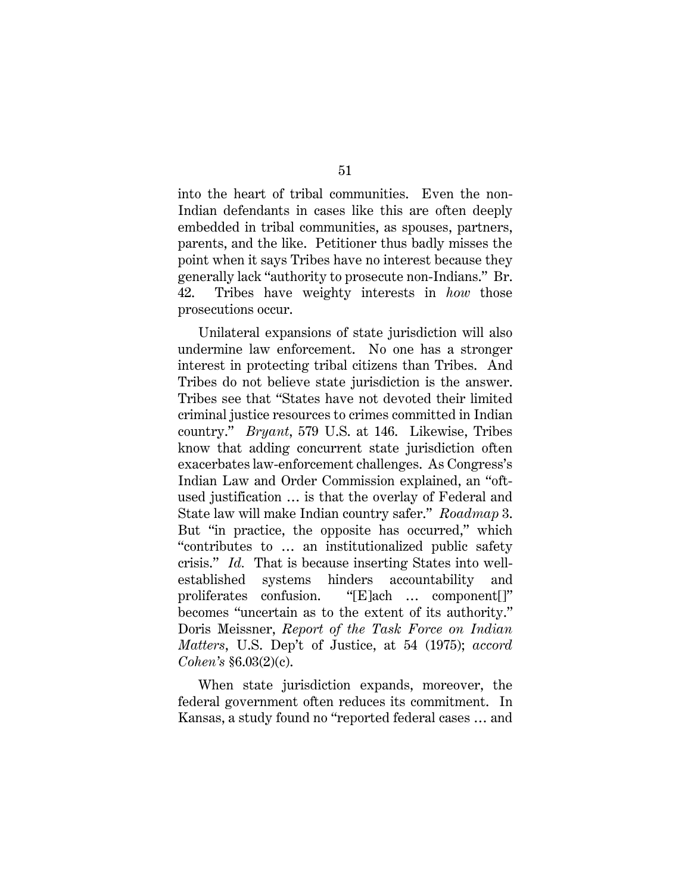into the heart of tribal communities. Even the non-Indian defendants in cases like this are often deeply embedded in tribal communities, as spouses, partners, parents, and the like. Petitioner thus badly misses the point when it says Tribes have no interest because they generally lack "authority to prosecute non-Indians." Br. 42. Tribes have weighty interests in *how* those prosecutions occur.

Unilateral expansions of state jurisdiction will also undermine law enforcement. No one has a stronger interest in protecting tribal citizens than Tribes. And Tribes do not believe state jurisdiction is the answer. Tribes see that "States have not devoted their limited criminal justice resources to crimes committed in Indian country." *Bryant*, 579 U.S. at 146. Likewise, Tribes know that adding concurrent state jurisdiction often exacerbates law-enforcement challenges. As Congress's Indian Law and Order Commission explained, an "oft-used justification … is that the overlay of Federal and State law will make Indian country safer." *Roadmap* 3. But "in practice, the opposite has occurred," which "contributes to … an institutionalized public safety crisis." *Id.* That is because inserting States into well-established systems hinders accountability and proliferates confusion. "[E]ach … component[]" becomes "uncertain as to the extent of its authority." Doris Meissner, *Report of the Task Force on Indian Matters*, U.S. Dep't of Justice, at 54 (1975); *accord Cohen's* §6.03(2)(c).

When state jurisdiction expands, moreover, the federal government often reduces its commitment. In Kansas, a study found no "reported federal cases … and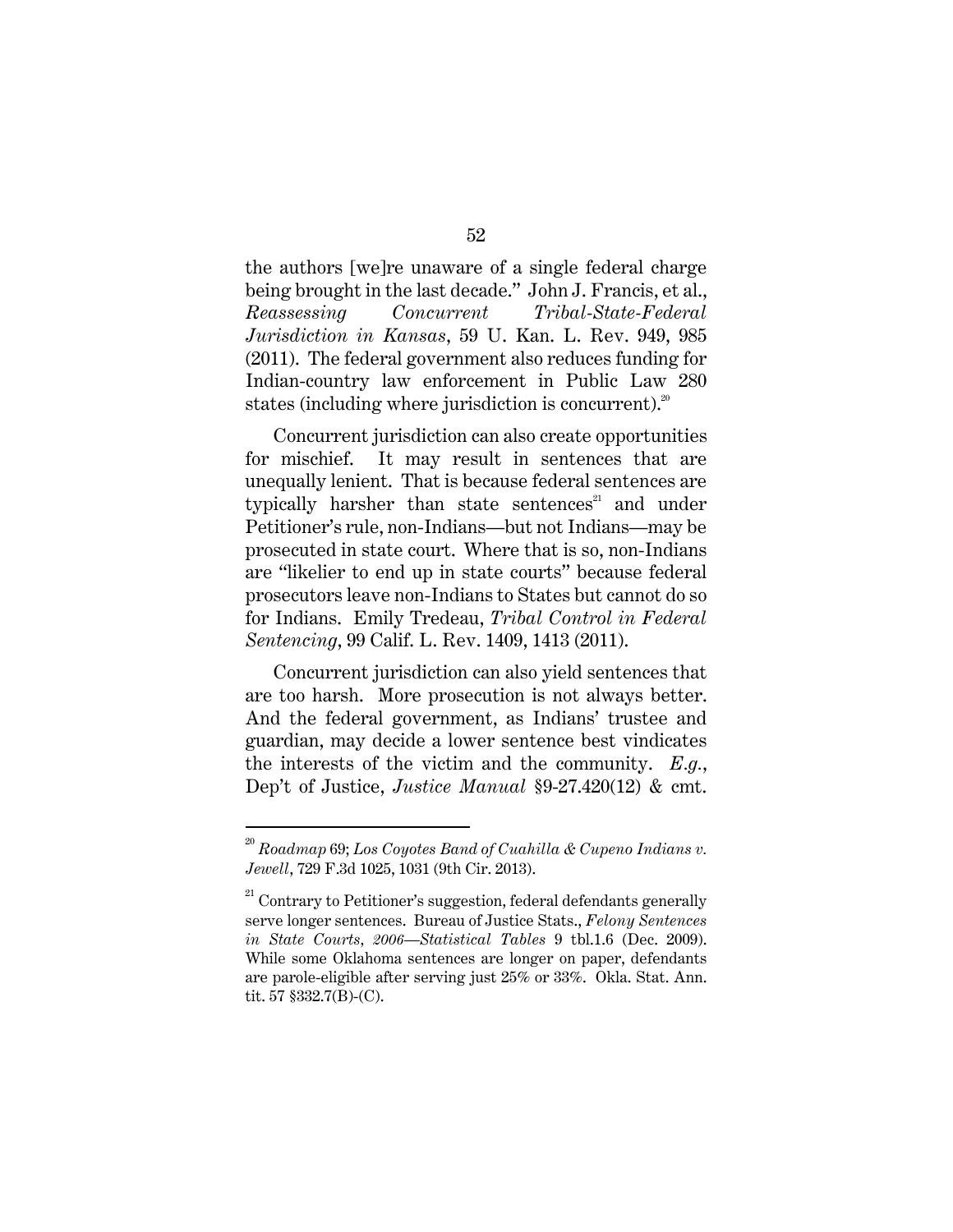the authors [we]re unaware of a single federal charge being brought in the last decade." John J. Francis, et al., *Reassessing Concurrent Tribal-State-Federal Jurisdiction in Kansas*, 59 U. Kan. L. Rev. 949, 985 (2011). The federal government also reduces funding for Indian-country law enforcement in Public Law 280 states (including where jurisdiction is concurrent).[20]

Concurrent jurisdiction can also create opportunities for mischief. It may result in sentences that are unequally lenient. That is because federal sentences are typically harsher than state sentences[21] and under Petitioner's rule, non-Indians—but not Indians—may be prosecuted in state court. Where that is so, non-Indians are "likelier to end up in state courts" because federal prosecutors leave non-Indians to States but cannot do so for Indians. Emily Tredeau, *Tribal Control in Federal Sentencing*, 99 Calif. L. Rev. 1409, 1413 (2011).

Concurrent jurisdiction can also yield sentences that are too harsh. More prosecution is not always better. And the federal government, as Indians' trustee and guardian, may decide a lower sentence best vindicates the interests of the victim and the community. *E.g.*, Dep't of Justice, *Justice Manual* §9-27.420(12) & cmt.

---

[20] *Roadmap* 69; *Los Coyotes Band of Cuahilla & Cupeno Indians v. Jewell*, 729 F.3d 1025, 1031 (9th Cir. 2013).

[21] Contrary to Petitioner's suggestion, federal defendants generally serve longer sentences. Bureau of Justice Stats., *Felony Sentences in State Courts, 2006—Statistical Tables* 9 tbl.1.6 (Dec. 2009). While some Oklahoma sentences are longer on paper, defendants are parole-eligible after serving just 25% or 33%. Okla. Stat. Ann. tit. 57 §332.7(B)-(C).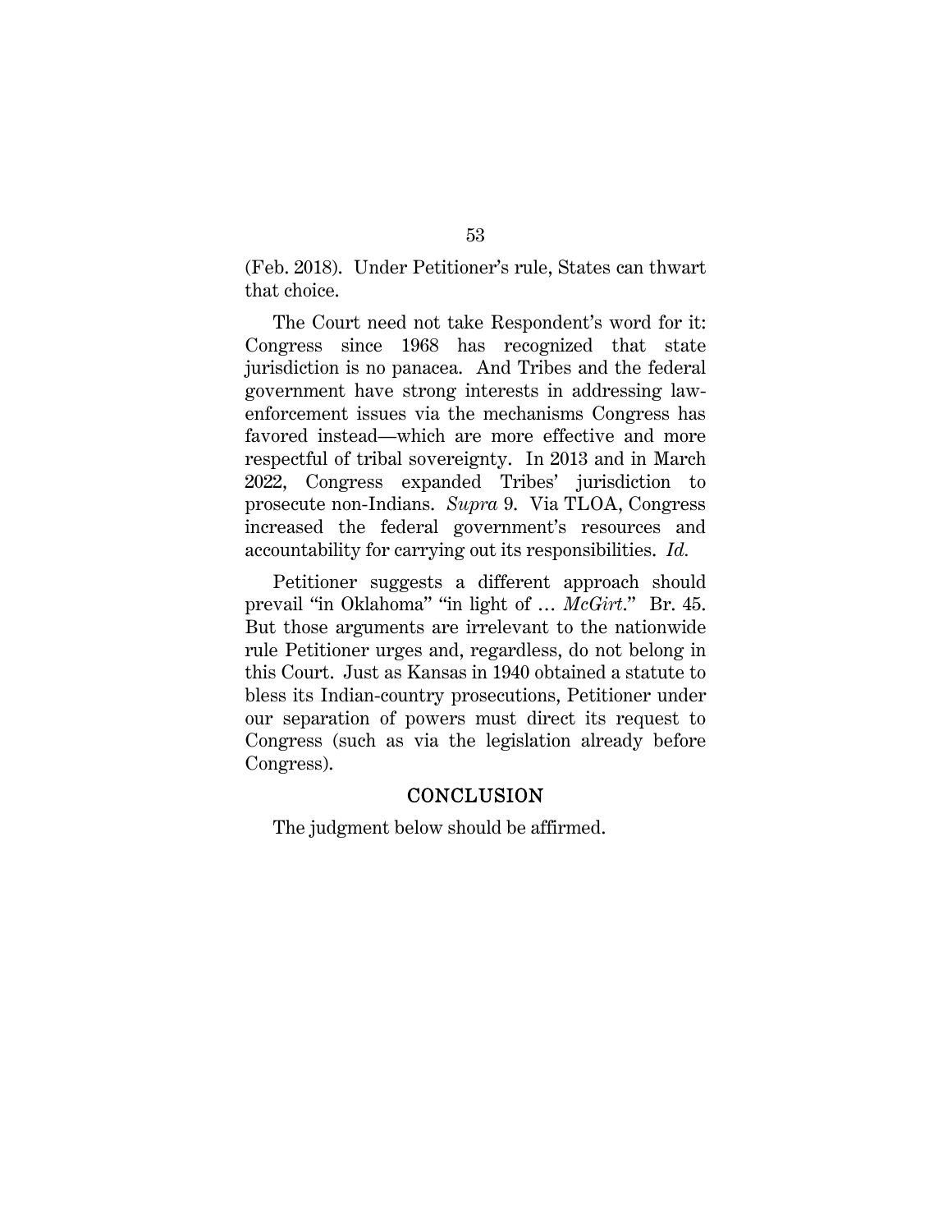(Feb. 2018). Under Petitioner's rule, States can thwart that choice.

The Court need not take Respondent's word for it: Congress since 1968 has recognized that state jurisdiction is no panacea. And Tribes and the federal government have strong interests in addressing law-enforcement issues via the mechanisms Congress has favored instead—which are more effective and more respectful of tribal sovereignty. In 2013 and in March 2022, Congress expanded Tribes' jurisdiction to prosecute non-Indians. *Supra* 9. Via TLOA, Congress increased the federal government's resources and accountability for carrying out its responsibilities. *Id.*

Petitioner suggests a different approach should prevail "in Oklahoma" "in light of … *McGirt*." Br. 45. But those arguments are irrelevant to the nationwide rule Petitioner urges and, regardless, do not belong in this Court. Just as Kansas in 1940 obtained a statute to bless its Indian-country prosecutions, Petitioner under our separation of powers must direct its request to Congress (such as via the legislation already before Congress).

## CONCLUSION

The judgment below should be affirmed.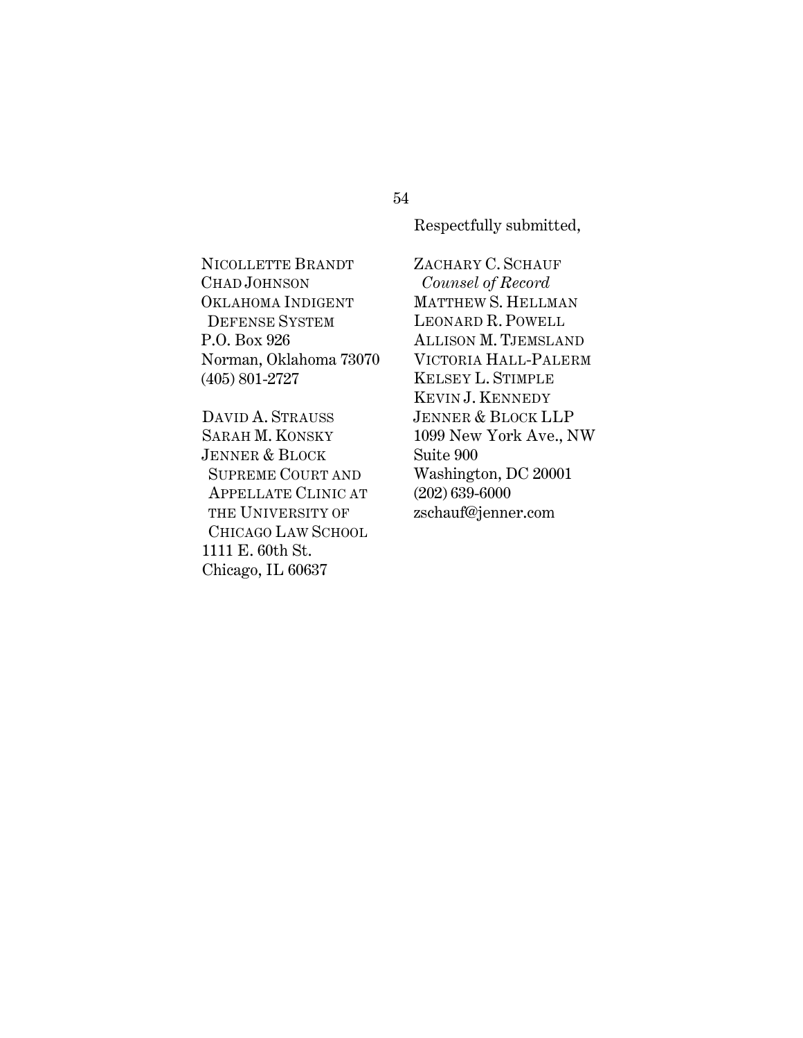Respectfully submitted,

ZACHARY C. SCHAUF
*Counsel of Record*
MATTHEW S. HELLMAN
LEONARD R. POWELL
ALLISON M. TJEMSLAND
VICTORIA HALL-PALERM
KELSEY L. STIMPLE
KEVIN J. KENNEDY
JENNER & BLOCK LLP
1099 New York Ave., NW
Suite 900
Washington, DC 20001
(202) 639-6000
zschauf@jenner.com

NICOLLETTE BRANDT
CHAD JOHNSON
OKLAHOMA INDIGENT
DEFENSE SYSTEM
P.O. Box 926
Norman, Oklahoma 73070
(405) 801-2727

DAVID A. STRAUSS
SARAH M. KONSKY
JENNER & BLOCK
SUPREME COURT AND
APPELLATE CLINIC AT
THE UNIVERSITY OF
CHICAGO LAW SCHOOL
1111 E. 60th St.
Chicago, IL 60637